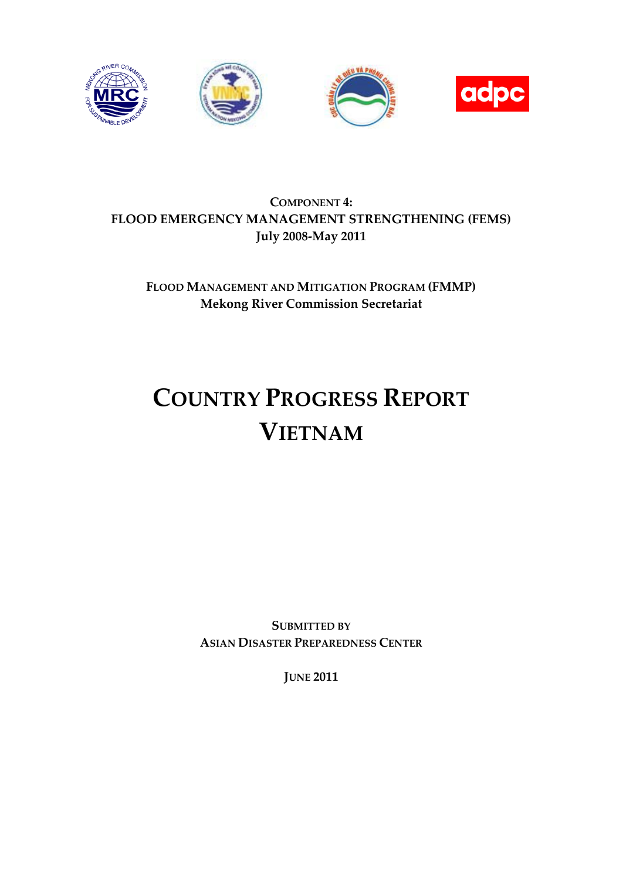**COMPONENT 4:**
**FLOOD EMERGENCY MANAGEMENT STRENGTHENING (FEMS)**
**July 2008-May 2011**

**FLOOD MANAGEMENT AND MITIGATION PROGRAM (FMMP)**
**Mekong River Commission Secretariat**

# COUNTRY PROGRESS REPORT VIETNAM

**SUBMITTED BY**
**ASIAN DISASTER PREPAREDNESS CENTER**

**JUNE 2011**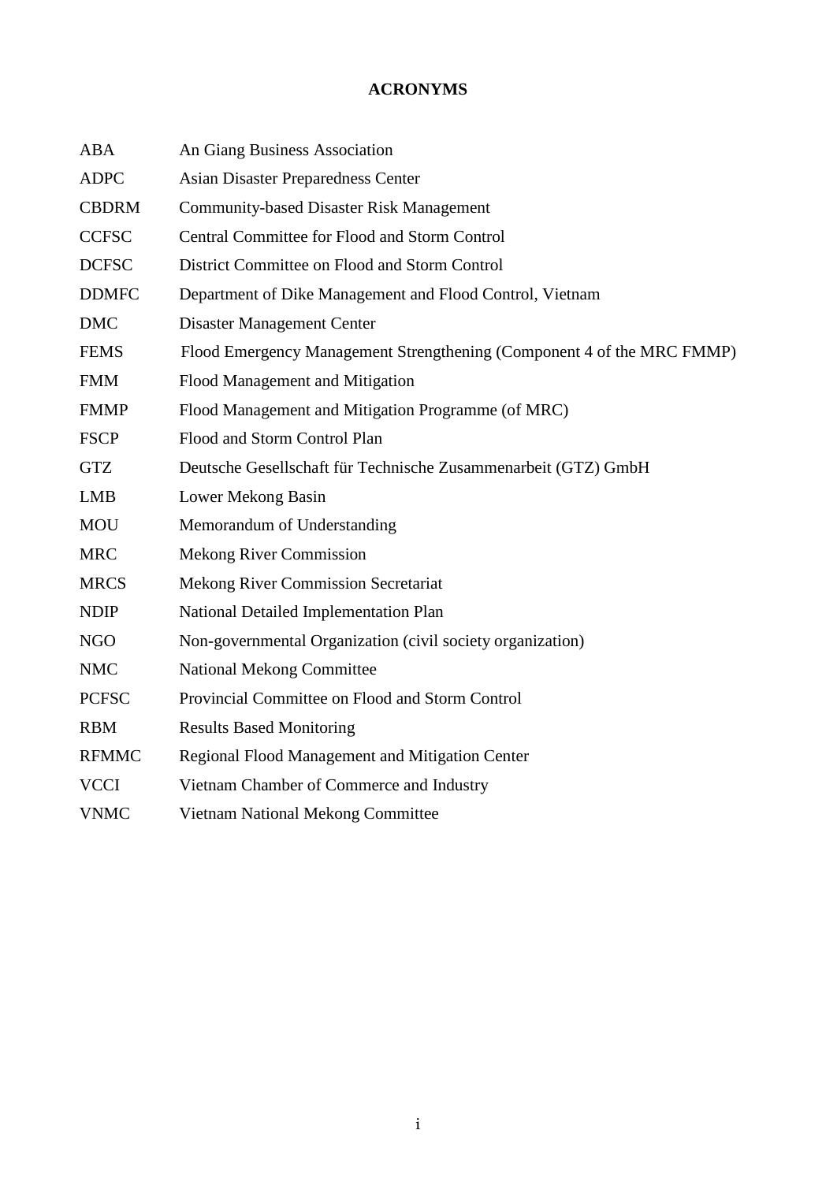# ACRONYMS

| | |
|---|---|
| ABA | An Giang Business Association |
| ADPC | Asian Disaster Preparedness Center |
| CBDRM | Community-based Disaster Risk Management |
| CCFSC | Central Committee for Flood and Storm Control |
| DCFSC | District Committee on Flood and Storm Control |
| DDMFC | Department of Dike Management and Flood Control, Vietnam |
| DMC | Disaster Management Center |
| FEMS | Flood Emergency Management Strengthening (Component 4 of the MRC FMMP) |
| FMM | Flood Management and Mitigation |
| FMMP | Flood Management and Mitigation Programme (of MRC) |
| FSCP | Flood and Storm Control Plan |
| GTZ | Deutsche Gesellschaft für Technische Zusammenarbeit (GTZ) GmbH |
| LMB | Lower Mekong Basin |
| MOU | Memorandum of Understanding |
| MRC | Mekong River Commission |
| MRCS | Mekong River Commission Secretariat |
| NDIP | National Detailed Implementation Plan |
| NGO | Non-governmental Organization (civil society organization) |
| NMC | National Mekong Committee |
| PCFSC | Provincial Committee on Flood and Storm Control |
| RBM | Results Based Monitoring |
| RFMMC | Regional Flood Management and Mitigation Center |
| VCCI | Vietnam Chamber of Commerce and Industry |
| VNMC | Vietnam National Mekong Committee |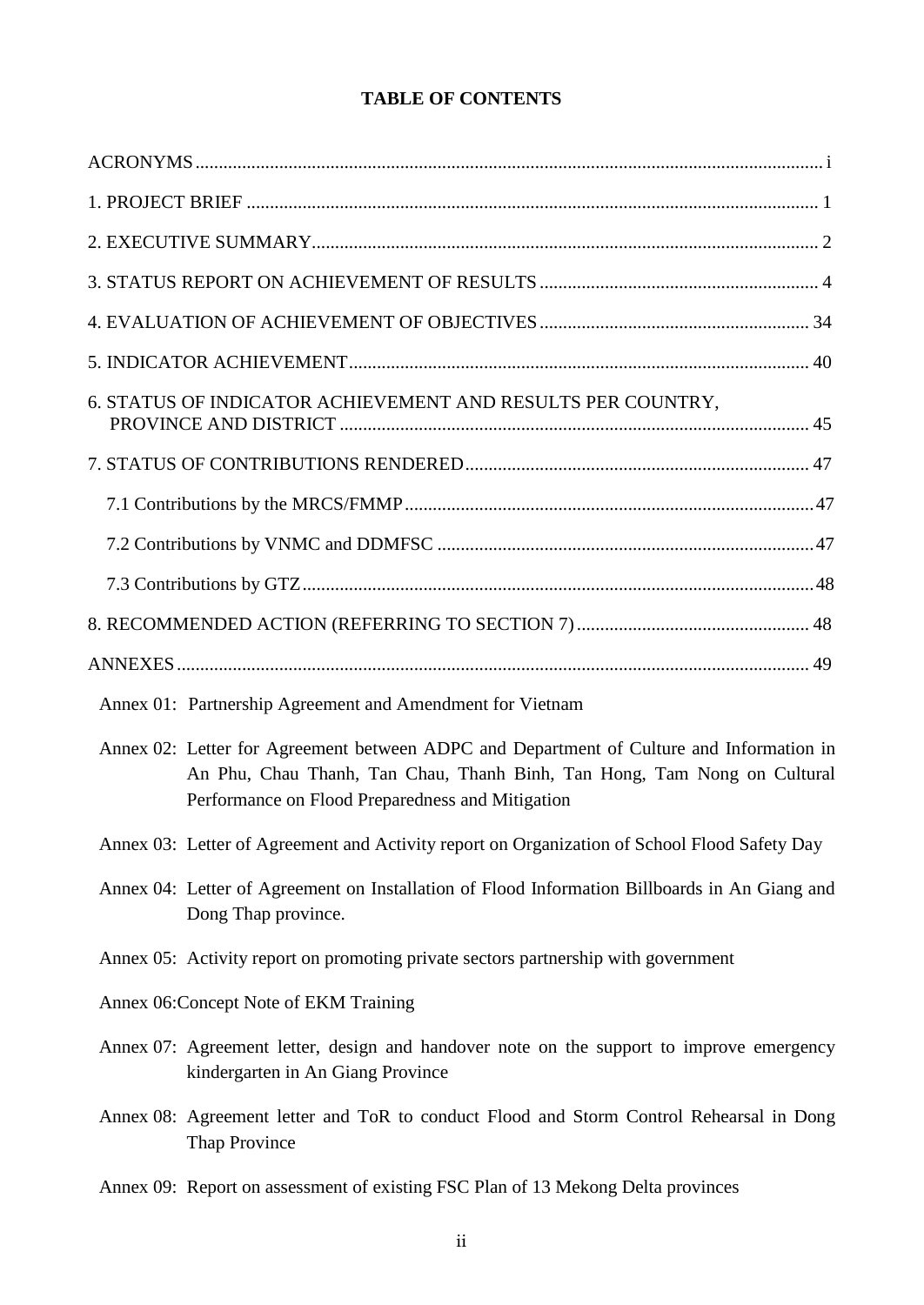**TABLE OF CONTENTS**

ACRONYMS ..... i

1. PROJECT BRIEF ..... 1

2. EXECUTIVE SUMMARY ..... 2

3. STATUS REPORT ON ACHIEVEMENT OF RESULTS ..... 4

4. EVALUATION OF ACHIEVEMENT OF OBJECTIVES ..... 34

5. INDICATOR ACHIEVEMENT ..... 40

6. STATUS OF INDICATOR ACHIEVEMENT AND RESULTS PER COUNTRY, PROVINCE AND DISTRICT ..... 45

7. STATUS OF CONTRIBUTIONS RENDERED ..... 47

  7.1 Contributions by the MRCS/FMMP ..... 47

  7.2 Contributions by VNMC and DDMFSC ..... 47

  7.3 Contributions by GTZ ..... 48

8. RECOMMENDED ACTION (REFERRING TO SECTION 7) ..... 48

ANNEXES ..... 49

Annex 01: Partnership Agreement and Amendment for Vietnam

Annex 02: Letter for Agreement between ADPC and Department of Culture and Information in An Phu, Chau Thanh, Tan Chau, Thanh Binh, Tan Hong, Tam Nong on Cultural Performance on Flood Preparedness and Mitigation

Annex 03: Letter of Agreement and Activity report on Organization of School Flood Safety Day

Annex 04: Letter of Agreement on Installation of Flood Information Billboards in An Giang and Dong Thap province.

Annex 05: Activity report on promoting private sectors partnership with government

Annex 06: Concept Note of EKM Training

Annex 07: Agreement letter, design and handover note on the support to improve emergency kindergarten in An Giang Province

Annex 08: Agreement letter and ToR to conduct Flood and Storm Control Rehearsal in Dong Thap Province

Annex 09: Report on assessment of existing FSC Plan of 13 Mekong Delta provinces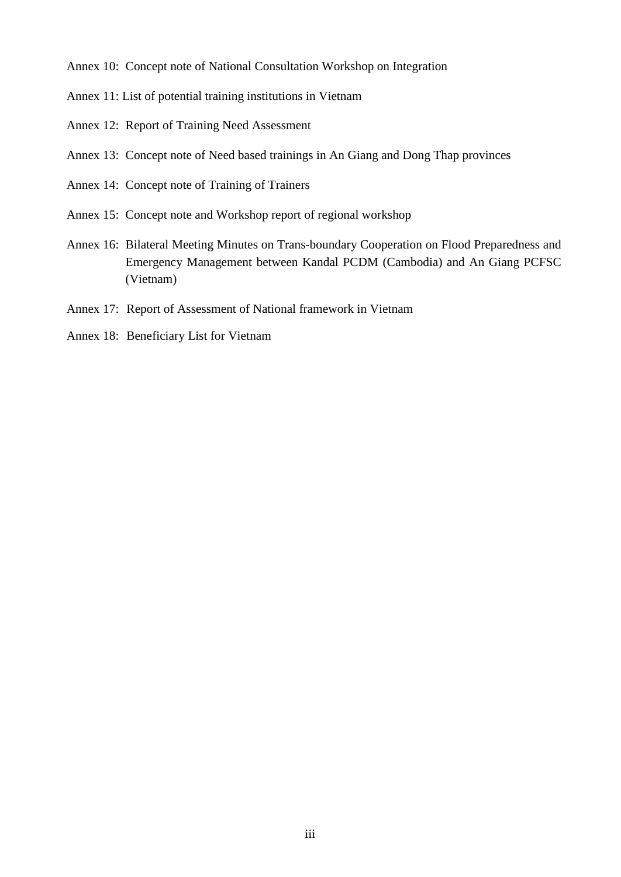Annex 10: Concept note of National Consultation Workshop on Integration

Annex 11: List of potential training institutions in Vietnam

Annex 12: Report of Training Need Assessment

Annex 13: Concept note of Need based trainings in An Giang and Dong Thap provinces

Annex 14: Concept note of Training of Trainers

Annex 15: Concept note and Workshop report of regional workshop

Annex 16: Bilateral Meeting Minutes on Trans-boundary Cooperation on Flood Preparedness and Emergency Management between Kandal PCDM (Cambodia) and An Giang PCFSC (Vietnam)

Annex 17: Report of Assessment of National framework in Vietnam

Annex 18: Beneficiary List for Vietnam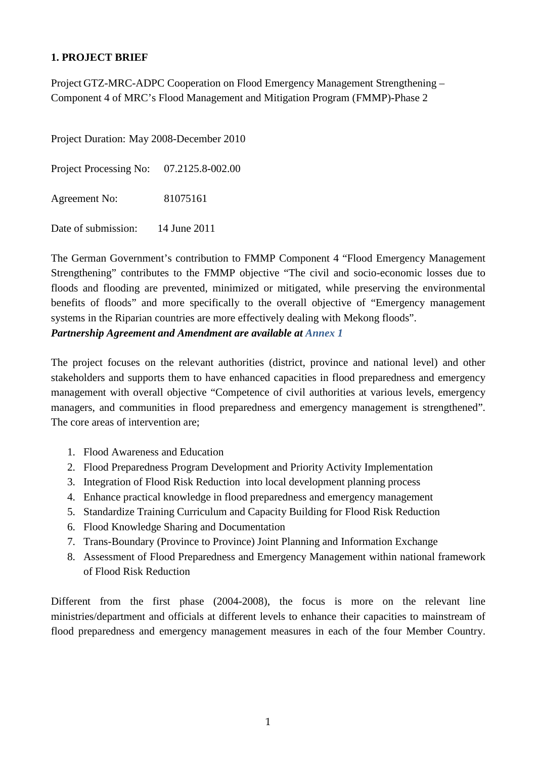## 1. PROJECT BRIEF

Project GTZ-MRC-ADPC Cooperation on Flood Emergency Management Strengthening – Component 4 of MRC's Flood Management and Mitigation Program (FMMP)-Phase 2

Project Duration: May 2008-December 2010

Project Processing No: 07.2125.8-002.00

Agreement No: 81075161

Date of submission: 14 June 2011

The German Government's contribution to FMMP Component 4 "Flood Emergency Management Strengthening" contributes to the FMMP objective "The civil and socio-economic losses due to floods and flooding are prevented, minimized or mitigated, while preserving the environmental benefits of floods" and more specifically to the overall objective of "Emergency management systems in the Riparian countries are more effectively dealing with Mekong floods".
***Partnership Agreement and Amendment are available at Annex 1***

The project focuses on the relevant authorities (district, province and national level) and other stakeholders and supports them to have enhanced capacities in flood preparedness and emergency management with overall objective "Competence of civil authorities at various levels, emergency managers, and communities in flood preparedness and emergency management is strengthened". The core areas of intervention are;

1. Flood Awareness and Education
2. Flood Preparedness Program Development and Priority Activity Implementation
3. Integration of Flood Risk Reduction into local development planning process
4. Enhance practical knowledge in flood preparedness and emergency management
5. Standardize Training Curriculum and Capacity Building for Flood Risk Reduction
6. Flood Knowledge Sharing and Documentation
7. Trans-Boundary (Province to Province) Joint Planning and Information Exchange
8. Assessment of Flood Preparedness and Emergency Management within national framework of Flood Risk Reduction

Different from the first phase (2004-2008), the focus is more on the relevant line ministries/department and officials at different levels to enhance their capacities to mainstream of flood preparedness and emergency management measures in each of the four Member Country.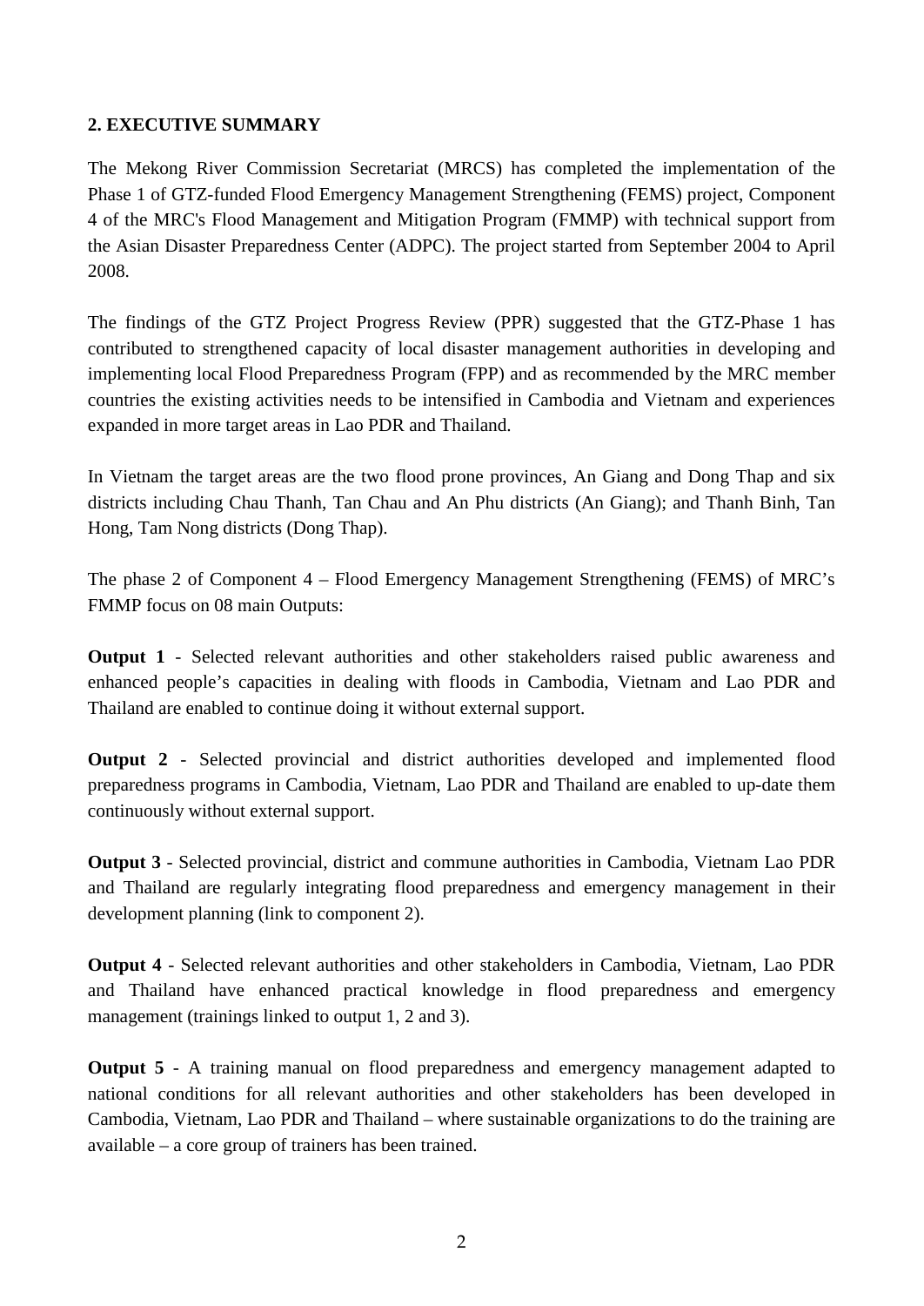## 2. EXECUTIVE SUMMARY

The Mekong River Commission Secretariat (MRCS) has completed the implementation of the Phase 1 of GTZ-funded Flood Emergency Management Strengthening (FEMS) project, Component 4 of the MRC's Flood Management and Mitigation Program (FMMP) with technical support from the Asian Disaster Preparedness Center (ADPC). The project started from September 2004 to April 2008.

The findings of the GTZ Project Progress Review (PPR) suggested that the GTZ-Phase 1 has contributed to strengthened capacity of local disaster management authorities in developing and implementing local Flood Preparedness Program (FPP) and as recommended by the MRC member countries the existing activities needs to be intensified in Cambodia and Vietnam and experiences expanded in more target areas in Lao PDR and Thailand.

In Vietnam the target areas are the two flood prone provinces, An Giang and Dong Thap and six districts including Chau Thanh, Tan Chau and An Phu districts (An Giang); and Thanh Binh, Tan Hong, Tam Nong districts (Dong Thap).

The phase 2 of Component 4 – Flood Emergency Management Strengthening (FEMS) of MRC's FMMP focus on 08 main Outputs:

**Output 1** - Selected relevant authorities and other stakeholders raised public awareness and enhanced people's capacities in dealing with floods in Cambodia, Vietnam and Lao PDR and Thailand are enabled to continue doing it without external support.

**Output 2** - Selected provincial and district authorities developed and implemented flood preparedness programs in Cambodia, Vietnam, Lao PDR and Thailand are enabled to up-date them continuously without external support.

**Output 3** - Selected provincial, district and commune authorities in Cambodia, Vietnam Lao PDR and Thailand are regularly integrating flood preparedness and emergency management in their development planning (link to component 2).

**Output 4** - Selected relevant authorities and other stakeholders in Cambodia, Vietnam, Lao PDR and Thailand have enhanced practical knowledge in flood preparedness and emergency management (trainings linked to output 1, 2 and 3).

**Output 5** - A training manual on flood preparedness and emergency management adapted to national conditions for all relevant authorities and other stakeholders has been developed in Cambodia, Vietnam, Lao PDR and Thailand – where sustainable organizations to do the training are available – a core group of trainers has been trained.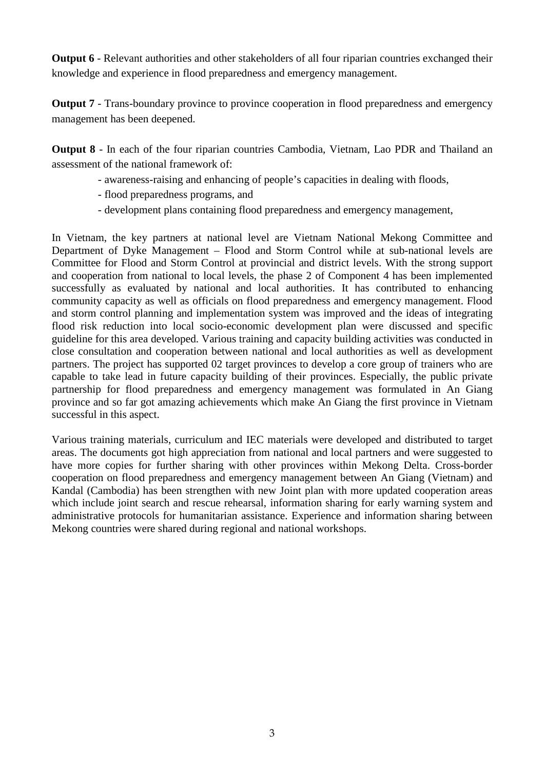**Output 6** - Relevant authorities and other stakeholders of all four riparian countries exchanged their knowledge and experience in flood preparedness and emergency management.

**Output 7** - Trans-boundary province to province cooperation in flood preparedness and emergency management has been deepened.

**Output 8** - In each of the four riparian countries Cambodia, Vietnam, Lao PDR and Thailand an assessment of the national framework of:

- awareness-raising and enhancing of people's capacities in dealing with floods,
- flood preparedness programs, and
- development plans containing flood preparedness and emergency management,

In Vietnam, the key partners at national level are Vietnam National Mekong Committee and Department of Dyke Management – Flood and Storm Control while at sub-national levels are Committee for Flood and Storm Control at provincial and district levels. With the strong support and cooperation from national to local levels, the phase 2 of Component 4 has been implemented successfully as evaluated by national and local authorities. It has contributed to enhancing community capacity as well as officials on flood preparedness and emergency management. Flood and storm control planning and implementation system was improved and the ideas of integrating flood risk reduction into local socio-economic development plan were discussed and specific guideline for this area developed. Various training and capacity building activities was conducted in close consultation and cooperation between national and local authorities as well as development partners. The project has supported 02 target provinces to develop a core group of trainers who are capable to take lead in future capacity building of their provinces. Especially, the public private partnership for flood preparedness and emergency management was formulated in An Giang province and so far got amazing achievements which make An Giang the first province in Vietnam successful in this aspect.

Various training materials, curriculum and IEC materials were developed and distributed to target areas. The documents got high appreciation from national and local partners and were suggested to have more copies for further sharing with other provinces within Mekong Delta. Cross-border cooperation on flood preparedness and emergency management between An Giang (Vietnam) and Kandal (Cambodia) has been strengthen with new Joint plan with more updated cooperation areas which include joint search and rescue rehearsal, information sharing for early warning system and administrative protocols for humanitarian assistance. Experience and information sharing between Mekong countries were shared during regional and national workshops.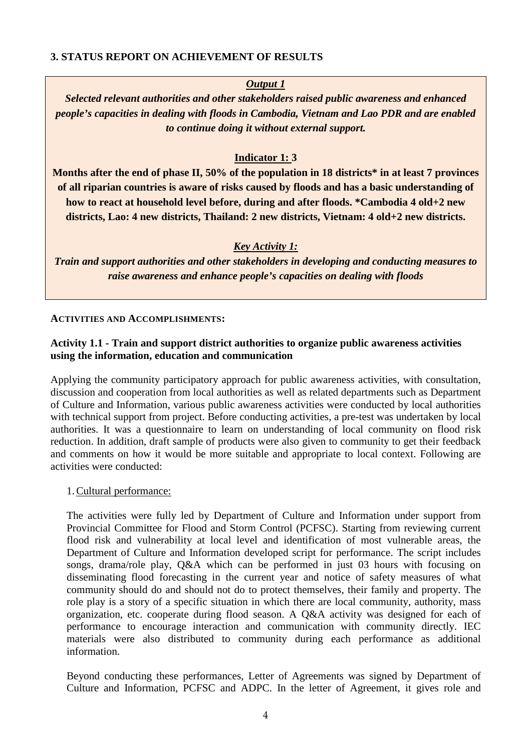## 3. STATUS REPORT ON ACHIEVEMENT OF RESULTS

***Output 1***

***Selected relevant authorities and other stakeholders raised public awareness and enhanced people's capacities in dealing with floods in Cambodia, Vietnam and Lao PDR and are enabled to continue doing it without external support.***

**Indicator 1: 3**

**Months after the end of phase II, 50% of the population in 18 districts* in at least 7 provinces of all riparian countries is aware of risks caused by floods and has a basic understanding of how to react at household level before, during and after floods. *Cambodia 4 old+2 new districts, Lao: 4 new districts, Thailand: 2 new districts, Vietnam: 4 old+2 new districts.**

***Key Activity 1:***

***Train and support authorities and other stakeholders in developing and conducting measures to raise awareness and enhance people's capacities on dealing with floods***

**ACTIVITIES AND ACCOMPLISHMENTS:**

**Activity 1.1 - Train and support district authorities to organize public awareness activities using the information, education and communication**

Applying the community participatory approach for public awareness activities, with consultation, discussion and cooperation from local authorities as well as related departments such as Department of Culture and Information, various public awareness activities were conducted by local authorities with technical support from project. Before conducting activities, a pre-test was undertaken by local authorities. It was a questionnaire to learn on understanding of local community on flood risk reduction. In addition, draft sample of products were also given to community to get their feedback and comments on how it would be more suitable and appropriate to local context. Following are activities were conducted:

1. Cultural performance:

The activities were fully led by Department of Culture and Information under support from Provincial Committee for Flood and Storm Control (PCFSC). Starting from reviewing current flood risk and vulnerability at local level and identification of most vulnerable areas, the Department of Culture and Information developed script for performance. The script includes songs, drama/role play, Q&A which can be performed in just 03 hours with focusing on disseminating flood forecasting in the current year and notice of safety measures of what community should do and should not do to protect themselves, their family and property. The role play is a story of a specific situation in which there are local community, authority, mass organization, etc. cooperate during flood season. A Q&A activity was designed for each of performance to encourage interaction and communication with community directly. IEC materials were also distributed to community during each performance as additional information.

Beyond conducting these performances, Letter of Agreements was signed by Department of Culture and Information, PCFSC and ADPC. In the letter of Agreement, it gives role and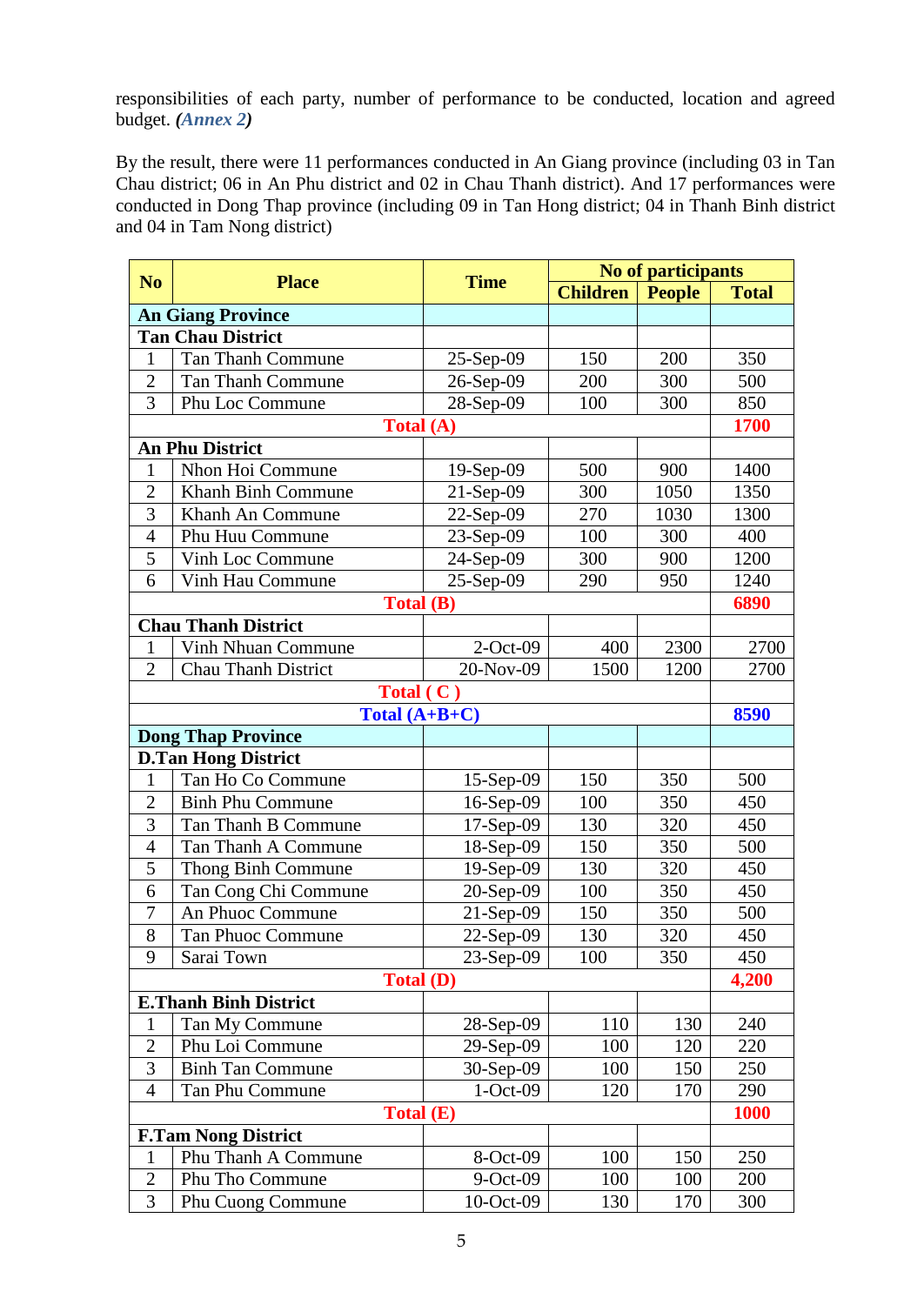responsibilities of each party, number of performance to be conducted, location and agreed budget. ***(Annex 2)***

By the result, there were 11 performances conducted in An Giang province (including 03 in Tan Chau district; 06 in An Phu district and 02 in Chau Thanh district). And 17 performances were conducted in Dong Thap province (including 09 in Tan Hong district; 04 in Thanh Binh district and 04 in Tam Nong district)

| No | Place | Time | No of participants | | |
|---|---|---|---|---|---|
| | | | Children | People | Total |
| **An Giang Province** | | | | | |
| **Tan Chau District** | | | | | |
| 1 | Tan Thanh Commune | 25-Sep-09 | 150 | 200 | 350 |
| 2 | Tan Thanh Commune | 26-Sep-09 | 200 | 300 | 500 |
| 3 | Phu Loc Commune | 28-Sep-09 | 100 | 300 | 850 |
| | **Total (A)** | | | | **1700** |
| **An Phu District** | | | | | |
| 1 | Nhon Hoi Commune | 19-Sep-09 | 500 | 900 | 1400 |
| 2 | Khanh Binh Commune | 21-Sep-09 | 300 | 1050 | 1350 |
| 3 | Khanh An Commune | 22-Sep-09 | 270 | 1030 | 1300 |
| 4 | Phu Huu Commune | 23-Sep-09 | 100 | 300 | 400 |
| 5 | Vinh Loc Commune | 24-Sep-09 | 300 | 900 | 1200 |
| 6 | Vinh Hau Commune | 25-Sep-09 | 290 | 950 | 1240 |
| | **Total (B)** | | | | **6890** |
| **Chau Thanh District** | | | | | |
| 1 | Vinh Nhuan Commune | 2-Oct-09 | 400 | 2300 | 2700 |
| 2 | Chau Thanh District | 20-Nov-09 | 1500 | 1200 | 2700 |
| | **Total ( C )** | | | | |
| | **Total (A+B+C)** | | | | **8590** |
| **Dong Thap Province** | | | | | |
| **D.Tan Hong District** | | | | | |
| 1 | Tan Ho Co Commune | 15-Sep-09 | 150 | 350 | 500 |
| 2 | Binh Phu Commune | 16-Sep-09 | 100 | 350 | 450 |
| 3 | Tan Thanh B Commune | 17-Sep-09 | 130 | 320 | 450 |
| 4 | Tan Thanh A Commune | 18-Sep-09 | 150 | 350 | 500 |
| 5 | Thong Binh Commune | 19-Sep-09 | 130 | 320 | 450 |
| 6 | Tan Cong Chi Commune | 20-Sep-09 | 100 | 350 | 450 |
| 7 | An Phuoc Commune | 21-Sep-09 | 150 | 350 | 500 |
| 8 | Tan Phuoc Commune | 22-Sep-09 | 130 | 320 | 450 |
| 9 | Sarai Town | 23-Sep-09 | 100 | 350 | 450 |
| | **Total (D)** | | | | **4,200** |
| **E.Thanh Binh District** | | | | | |
| 1 | Tan My Commune | 28-Sep-09 | 110 | 130 | 240 |
| 2 | Phu Loi Commune | 29-Sep-09 | 100 | 120 | 220 |
| 3 | Binh Tan Commune | 30-Sep-09 | 100 | 150 | 250 |
| 4 | Tan Phu Commune | 1-Oct-09 | 120 | 170 | 290 |
| | **Total (E)** | | | | **1000** |
| **F.Tam Nong District** | | | | | |
| 1 | Phu Thanh A Commune | 8-Oct-09 | 100 | 150 | 250 |
| 2 | Phu Tho Commune | 9-Oct-09 | 100 | 100 | 200 |
| 3 | Phu Cuong Commune | 10-Oct-09 | 130 | 170 | 300 |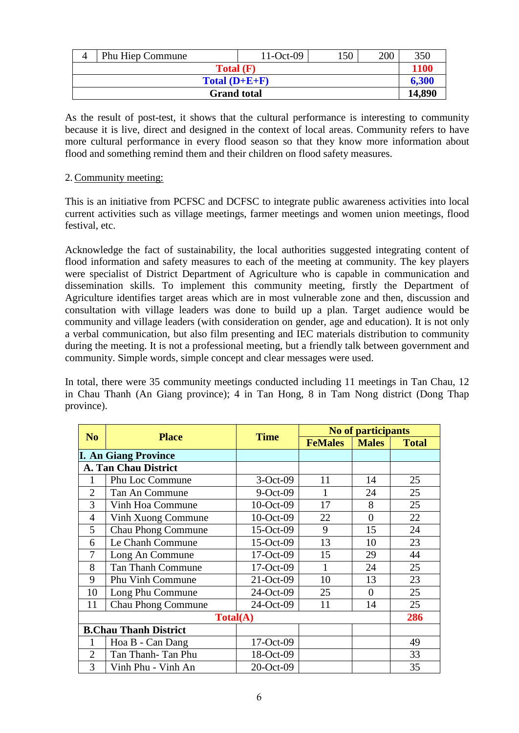| 4 | Phu Hiep Commune | 11-Oct-09 | 150 | 200 | 350 |
|---|---|---|---|---|---|
| **Total (F)** | | | | | **1100** |
| **Total (D+E+F)** | | | | | **6,300** |
| **Grand total** | | | | | **14,890** |

As the result of post-test, it shows that the cultural performance is interesting to community because it is live, direct and designed in the context of local areas. Community refers to have more cultural performance in every flood season so that they know more information about flood and something remind them and their children on flood safety measures.

2. Community meeting:

This is an initiative from PCFSC and DCFSC to integrate public awareness activities into local current activities such as village meetings, farmer meetings and women union meetings, flood festival, etc.

Acknowledge the fact of sustainability, the local authorities suggested integrating content of flood information and safety measures to each of the meeting at community. The key players were specialist of District Department of Agriculture who is capable in communication and dissemination skills. To implement this community meeting, firstly the Department of Agriculture identifies target areas which are in most vulnerable zone and then, discussion and consultation with village leaders was done to build up a plan. Target audience would be community and village leaders (with consideration on gender, age and education). It is not only a verbal communication, but also film presenting and IEC materials distribution to community during the meeting. It is not a professional meeting, but a friendly talk between government and community. Simple words, simple concept and clear messages were used.

In total, there were 35 community meetings conducted including 11 meetings in Tan Chau, 12 in Chau Thanh (An Giang province); 4 in Tan Hong, 8 in Tam Nong district (Dong Thap province).

| No | Place | Time | No of participants | | |
|---|---|---|---|---|---|
| | | | FeMales | Males | Total |
| **I. An Giang Province** | | | | | |
| **A. Tan Chau District** | | | | | |
| 1 | Phu Loc Commune | 3-Oct-09 | 11 | 14 | 25 |
| 2 | Tan An Commune | 9-Oct-09 | 1 | 24 | 25 |
| 3 | Vinh Hoa Commune | 10-Oct-09 | 17 | 8 | 25 |
| 4 | Vinh Xuong Commune | 10-Oct-09 | 22 | 0 | 22 |
| 5 | Chau Phong Commune | 15-Oct-09 | 9 | 15 | 24 |
| 6 | Le Chanh Commune | 15-Oct-09 | 13 | 10 | 23 |
| 7 | Long An Commune | 17-Oct-09 | 15 | 29 | 44 |
| 8 | Tan Thanh Commune | 17-Oct-09 | 1 | 24 | 25 |
| 9 | Phu Vinh Commune | 21-Oct-09 | 10 | 13 | 23 |
| 10 | Long Phu Commune | 24-Oct-09 | 25 | 0 | 25 |
| 11 | Chau Phong Commune | 24-Oct-09 | 11 | 14 | 25 |
| **Total(A)** | | | | | **286** |
| **B.Chau Thanh District** | | | | | |
| 1 | Hoa B - Can Dang | 17-Oct-09 | | | 49 |
| 2 | Tan Thanh- Tan Phu | 18-Oct-09 | | | 33 |
| 3 | Vinh Phu - Vinh An | 20-Oct-09 | | | 35 |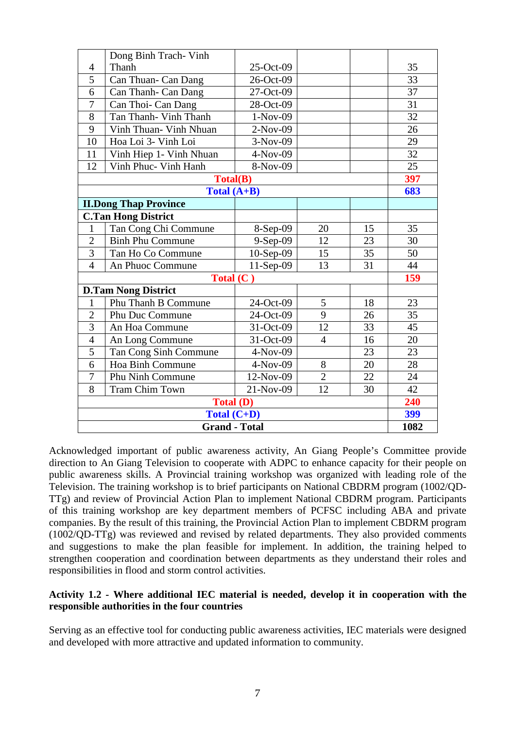| | | | | | |
|---|---|---|---|---|---|
| 4 | Dong Binh Trach- Vinh Thanh | 25-Oct-09 | | | 35 |
| 5 | Can Thuan- Can Dang | 26-Oct-09 | | | 33 |
| 6 | Can Thanh- Can Dang | 27-Oct-09 | | | 37 |
| 7 | Can Thoi- Can Dang | 28-Oct-09 | | | 31 |
| 8 | Tan Thanh- Vinh Thanh | 1-Nov-09 | | | 32 |
| 9 | Vinh Thuan- Vinh Nhuan | 2-Nov-09 | | | 26 |
| 10 | Hoa Loi 3- Vinh Loi | 3-Nov-09 | | | 29 |
| 11 | Vinh Hiep 1- Vinh Nhuan | 4-Nov-09 | | | 32 |
| 12 | Vinh Phuc- Vinh Hanh | 8-Nov-09 | | | 25 |
| **Total(B)** | | | | | **397** |
| **Total (A+B)** | | | | | **683** |
| **II.Dong Thap Province** | | | | | |
| **C.Tan Hong District** | | | | | |
| 1 | Tan Cong Chi Commune | 8-Sep-09 | 20 | 15 | 35 |
| 2 | Binh Phu Commune | 9-Sep-09 | 12 | 23 | 30 |
| 3 | Tan Ho Co Commune | 10-Sep-09 | 15 | 35 | 50 |
| 4 | An Phuoc Commune | 11-Sep-09 | 13 | 31 | 44 |
| **Total (C )** | | | | | **159** |
| **D.Tam Nong District** | | | | | |
| 1 | Phu Thanh B Commune | 24-Oct-09 | 5 | 18 | 23 |
| 2 | Phu Duc Commune | 24-Oct-09 | 9 | 26 | 35 |
| 3 | An Hoa Commune | 31-Oct-09 | 12 | 33 | 45 |
| 4 | An Long Commune | 31-Oct-09 | 4 | 16 | 20 |
| 5 | Tan Cong Sinh Commune | 4-Nov-09 | | 23 | 23 |
| 6 | Hoa Binh Commune | 4-Nov-09 | 8 | 20 | 28 |
| 7 | Phu Ninh Commune | 12-Nov-09 | 2 | 22 | 24 |
| 8 | Tram Chim Town | 21-Nov-09 | 12 | 30 | 42 |
| **Total (D)** | | | | | **240** |
| **Total (C+D)** | | | | | **399** |
| **Grand - Total** | | | | | **1082** |

Acknowledged important of public awareness activity, An Giang People's Committee provide direction to An Giang Television to cooperate with ADPC to enhance capacity for their people on public awareness skills. A Provincial training workshop was organized with leading role of the Television. The training workshop is to brief participants on National CBDRM program (1002/QD-TTg) and review of Provincial Action Plan to implement National CBDRM program. Participants of this training workshop are key department members of PCFSC including ABA and private companies. By the result of this training, the Provincial Action Plan to implement CBDRM program (1002/QD-TTg) was reviewed and revised by related departments. They also provided comments and suggestions to make the plan feasible for implement. In addition, the training helped to strengthen cooperation and coordination between departments as they understand their roles and responsibilities in flood and storm control activities.

**Activity 1.2 - Where additional IEC material is needed, develop it in cooperation with the responsible authorities in the four countries**

Serving as an effective tool for conducting public awareness activities, IEC materials were designed and developed with more attractive and updated information to community.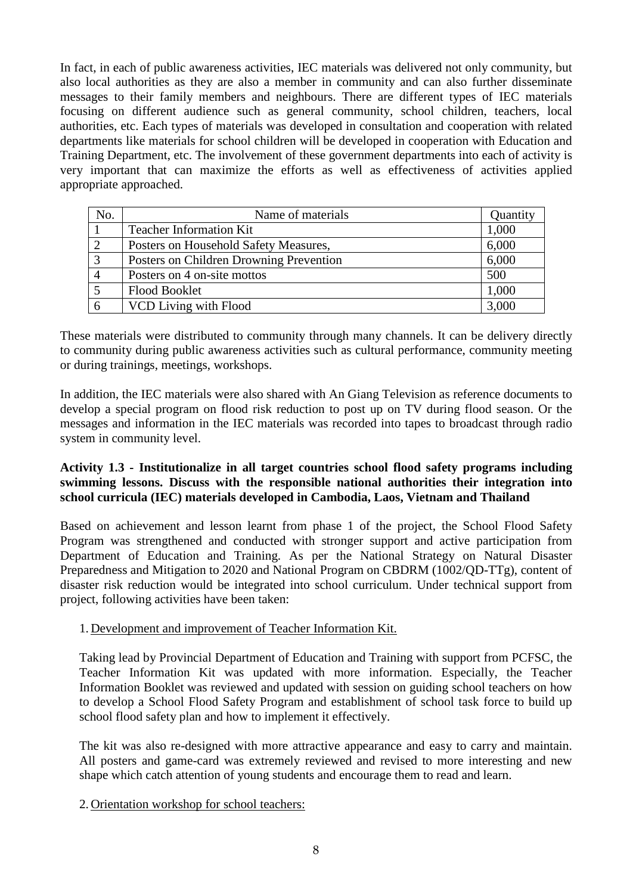In fact, in each of public awareness activities, IEC materials was delivered not only community, but also local authorities as they are also a member in community and can also further disseminate messages to their family members and neighbours. There are different types of IEC materials focusing on different audience such as general community, school children, teachers, local authorities, etc. Each types of materials was developed in consultation and cooperation with related departments like materials for school children will be developed in cooperation with Education and Training Department, etc. The involvement of these government departments into each of activity is very important that can maximize the efforts as well as effectiveness of activities applied appropriate approached.

| No. | Name of materials | Quantity |
|---|---|---|
| 1 | Teacher Information Kit | 1,000 |
| 2 | Posters on Household Safety Measures, | 6,000 |
| 3 | Posters on Children Drowning Prevention | 6,000 |
| 4 | Posters on 4 on-site mottos | 500 |
| 5 | Flood Booklet | 1,000 |
| 6 | VCD Living with Flood | 3,000 |

These materials were distributed to community through many channels. It can be delivery directly to community during public awareness activities such as cultural performance, community meeting or during trainings, meetings, workshops.

In addition, the IEC materials were also shared with An Giang Television as reference documents to develop a special program on flood risk reduction to post up on TV during flood season. Or the messages and information in the IEC materials was recorded into tapes to broadcast through radio system in community level.

**Activity 1.3 - Institutionalize in all target countries school flood safety programs including swimming lessons. Discuss with the responsible national authorities their integration into school curricula (IEC) materials developed in Cambodia, Laos, Vietnam and Thailand**

Based on achievement and lesson learnt from phase 1 of the project, the School Flood Safety Program was strengthened and conducted with stronger support and active participation from Department of Education and Training. As per the National Strategy on Natural Disaster Preparedness and Mitigation to 2020 and National Program on CBDRM (1002/QD-TTg), content of disaster risk reduction would be integrated into school curriculum. Under technical support from project, following activities have been taken:

1. Development and improvement of Teacher Information Kit.

   Taking lead by Provincial Department of Education and Training with support from PCFSC, the Teacher Information Kit was updated with more information. Especially, the Teacher Information Booklet was reviewed and updated with session on guiding school teachers on how to develop a School Flood Safety Program and establishment of school task force to build up school flood safety plan and how to implement it effectively.

   The kit was also re-designed with more attractive appearance and easy to carry and maintain. All posters and game-card was extremely reviewed and revised to more interesting and new shape which catch attention of young students and encourage them to read and learn.

2. Orientation workshop for school teachers: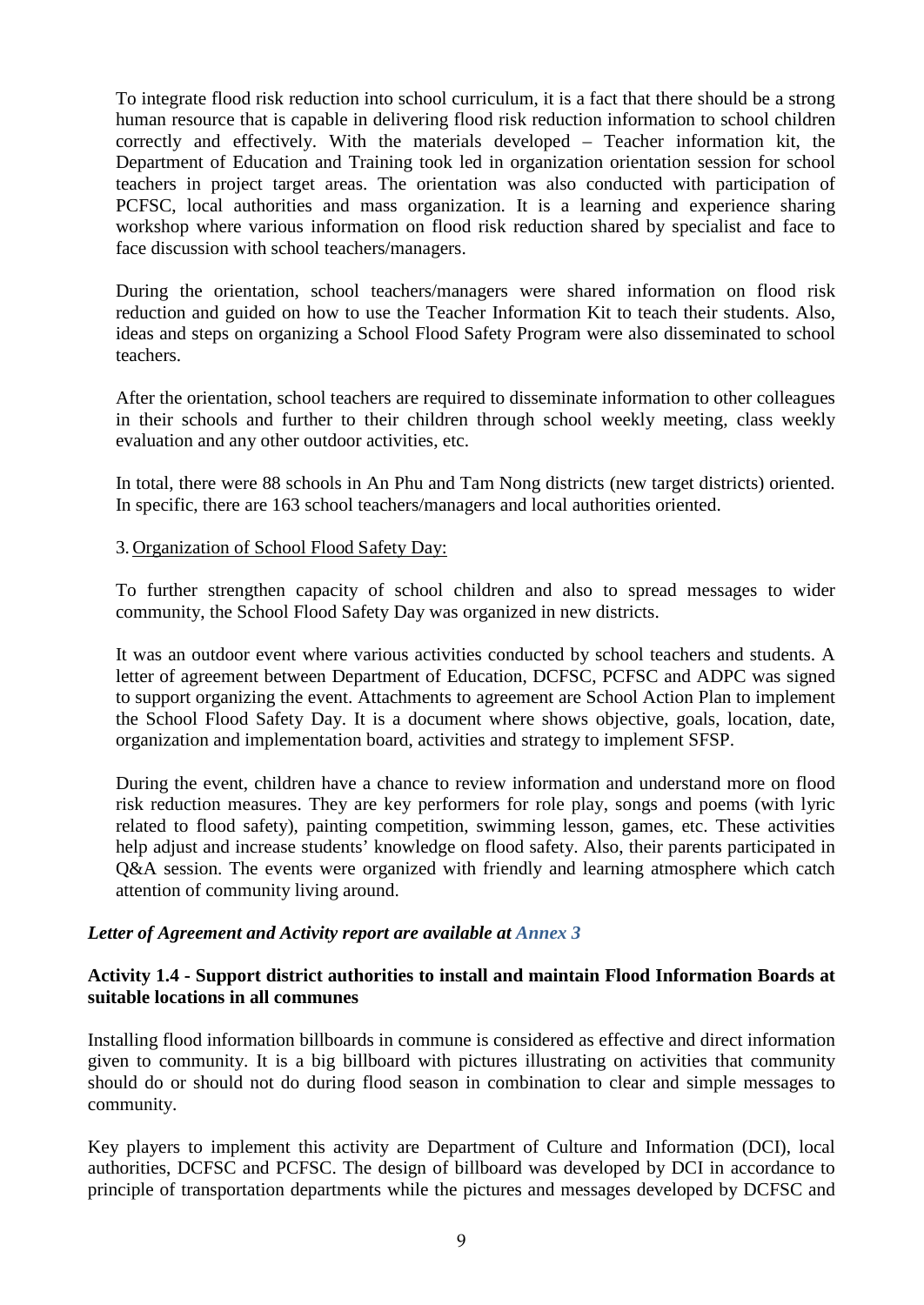To integrate flood risk reduction into school curriculum, it is a fact that there should be a strong human resource that is capable in delivering flood risk reduction information to school children correctly and effectively. With the materials developed – Teacher information kit, the Department of Education and Training took led in organization orientation session for school teachers in project target areas. The orientation was also conducted with participation of PCFSC, local authorities and mass organization. It is a learning and experience sharing workshop where various information on flood risk reduction shared by specialist and face to face discussion with school teachers/managers.

During the orientation, school teachers/managers were shared information on flood risk reduction and guided on how to use the Teacher Information Kit to teach their students. Also, ideas and steps on organizing a School Flood Safety Program were also disseminated to school teachers.

After the orientation, school teachers are required to disseminate information to other colleagues in their schools and further to their children through school weekly meeting, class weekly evaluation and any other outdoor activities, etc.

In total, there were 88 schools in An Phu and Tam Nong districts (new target districts) oriented. In specific, there are 163 school teachers/managers and local authorities oriented.

3. Organization of School Flood Safety Day:

To further strengthen capacity of school children and also to spread messages to wider community, the School Flood Safety Day was organized in new districts.

It was an outdoor event where various activities conducted by school teachers and students. A letter of agreement between Department of Education, DCFSC, PCFSC and ADPC was signed to support organizing the event. Attachments to agreement are School Action Plan to implement the School Flood Safety Day. It is a document where shows objective, goals, location, date, organization and implementation board, activities and strategy to implement SFSP.

During the event, children have a chance to review information and understand more on flood risk reduction measures. They are key performers for role play, songs and poems (with lyric related to flood safety), painting competition, swimming lesson, games, etc. These activities help adjust and increase students' knowledge on flood safety. Also, their parents participated in Q&A session. The events were organized with friendly and learning atmosphere which catch attention of community living around.

***Letter of Agreement and Activity report are available at Annex 3***

**Activity 1.4 - Support district authorities to install and maintain Flood Information Boards at suitable locations in all communes**

Installing flood information billboards in commune is considered as effective and direct information given to community. It is a big billboard with pictures illustrating on activities that community should do or should not do during flood season in combination to clear and simple messages to community.

Key players to implement this activity are Department of Culture and Information (DCI), local authorities, DCFSC and PCFSC. The design of billboard was developed by DCI in accordance to principle of transportation departments while the pictures and messages developed by DCFSC and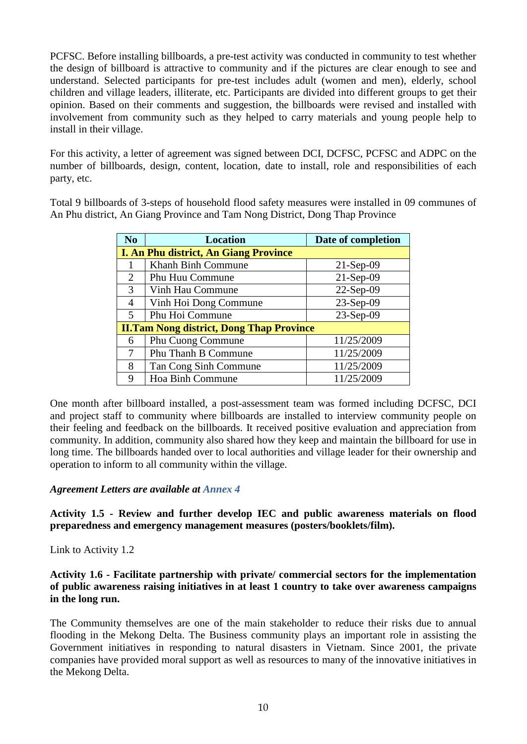PCFSC. Before installing billboards, a pre-test activity was conducted in community to test whether the design of billboard is attractive to community and if the pictures are clear enough to see and understand. Selected participants for pre-test includes adult (women and men), elderly, school children and village leaders, illiterate, etc. Participants are divided into different groups to get their opinion. Based on their comments and suggestion, the billboards were revised and installed with involvement from community such as they helped to carry materials and young people help to install in their village.

For this activity, a letter of agreement was signed between DCI, DCFSC, PCFSC and ADPC on the number of billboards, design, content, location, date to install, role and responsibilities of each party, etc.

Total 9 billboards of 3-steps of household flood safety measures were installed in 09 communes of An Phu district, An Giang Province and Tam Nong District, Dong Thap Province

| No | Location | Date of completion |
|---|---|---|
| **I. An Phu district, An Giang Province** | | |
| 1 | Khanh Binh Commune | 21-Sep-09 |
| 2 | Phu Huu Commune | 21-Sep-09 |
| 3 | Vinh Hau Commune | 22-Sep-09 |
| 4 | Vinh Hoi Dong Commune | 23-Sep-09 |
| 5 | Phu Hoi Commune | 23-Sep-09 |
| **II.Tam Nong district, Dong Thap Province** | | |
| 6 | Phu Cuong Commune | 11/25/2009 |
| 7 | Phu Thanh B Commune | 11/25/2009 |
| 8 | Tan Cong Sinh Commune | 11/25/2009 |
| 9 | Hoa Binh Commune | 11/25/2009 |

One month after billboard installed, a post-assessment team was formed including DCFSC, DCI and project staff to community where billboards are installed to interview community people on their feeling and feedback on the billboards. It received positive evaluation and appreciation from community. In addition, community also shared how they keep and maintain the billboard for use in long time. The billboards handed over to local authorities and village leader for their ownership and operation to inform to all community within the village.

***Agreement Letters are available at Annex 4***

**Activity 1.5 - Review and further develop IEC and public awareness materials on flood preparedness and emergency management measures (posters/booklets/film).**

Link to Activity 1.2

**Activity 1.6 - Facilitate partnership with private/ commercial sectors for the implementation of public awareness raising initiatives in at least 1 country to take over awareness campaigns in the long run.**

The Community themselves are one of the main stakeholder to reduce their risks due to annual flooding in the Mekong Delta. The Business community plays an important role in assisting the Government initiatives in responding to natural disasters in Vietnam. Since 2001, the private companies have provided moral support as well as resources to many of the innovative initiatives in the Mekong Delta.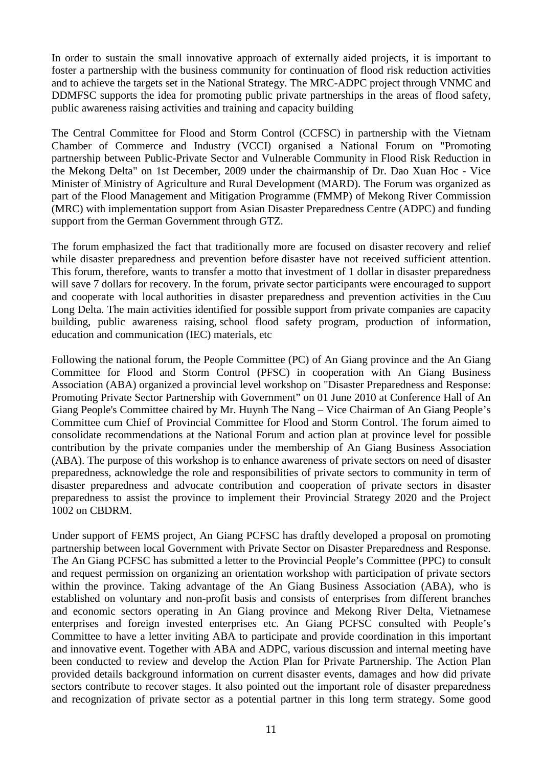In order to sustain the small innovative approach of externally aided projects, it is important to foster a partnership with the business community for continuation of flood risk reduction activities and to achieve the targets set in the National Strategy. The MRC-ADPC project through VNMC and DDMFSC supports the idea for promoting public private partnerships in the areas of flood safety, public awareness raising activities and training and capacity building

The Central Committee for Flood and Storm Control (CCFSC) in partnership with the Vietnam Chamber of Commerce and Industry (VCCI) organised a National Forum on "Promoting partnership between Public-Private Sector and Vulnerable Community in Flood Risk Reduction in the Mekong Delta" on 1st December, 2009 under the chairmanship of Dr. Dao Xuan Hoc - Vice Minister of Ministry of Agriculture and Rural Development (MARD). The Forum was organized as part of the Flood Management and Mitigation Programme (FMMP) of Mekong River Commission (MRC) with implementation support from Asian Disaster Preparedness Centre (ADPC) and funding support from the German Government through GTZ.

The forum emphasized the fact that traditionally more are focused on disaster recovery and relief while disaster preparedness and prevention before disaster have not received sufficient attention. This forum, therefore, wants to transfer a motto that investment of 1 dollar in disaster preparedness will save 7 dollars for recovery. In the forum, private sector participants were encouraged to support and cooperate with local authorities in disaster preparedness and prevention activities in the Cuu Long Delta. The main activities identified for possible support from private companies are capacity building, public awareness raising, school flood safety program, production of information, education and communication (IEC) materials, etc

Following the national forum, the People Committee (PC) of An Giang province and the An Giang Committee for Flood and Storm Control (PFSC) in cooperation with An Giang Business Association (ABA) organized a provincial level workshop on "Disaster Preparedness and Response: Promoting Private Sector Partnership with Government" on 01 June 2010 at Conference Hall of An Giang People's Committee chaired by Mr. Huynh The Nang – Vice Chairman of An Giang People's Committee cum Chief of Provincial Committee for Flood and Storm Control. The forum aimed to consolidate recommendations at the National Forum and action plan at province level for possible contribution by the private companies under the membership of An Giang Business Association (ABA). The purpose of this workshop is to enhance awareness of private sectors on need of disaster preparedness, acknowledge the role and responsibilities of private sectors to community in term of disaster preparedness and advocate contribution and cooperation of private sectors in disaster preparedness to assist the province to implement their Provincial Strategy 2020 and the Project 1002 on CBDRM.

Under support of FEMS project, An Giang PCFSC has draftly developed a proposal on promoting partnership between local Government with Private Sector on Disaster Preparedness and Response. The An Giang PCFSC has submitted a letter to the Provincial People's Committee (PPC) to consult and request permission on organizing an orientation workshop with participation of private sectors within the province. Taking advantage of the An Giang Business Association (ABA), who is established on voluntary and non-profit basis and consists of enterprises from different branches and economic sectors operating in An Giang province and Mekong River Delta, Vietnamese enterprises and foreign invested enterprises etc. An Giang PCFSC consulted with People's Committee to have a letter inviting ABA to participate and provide coordination in this important and innovative event. Together with ABA and ADPC, various discussion and internal meeting have been conducted to review and develop the Action Plan for Private Partnership. The Action Plan provided details background information on current disaster events, damages and how did private sectors contribute to recover stages. It also pointed out the important role of disaster preparedness and recognization of private sector as a potential partner in this long term strategy. Some good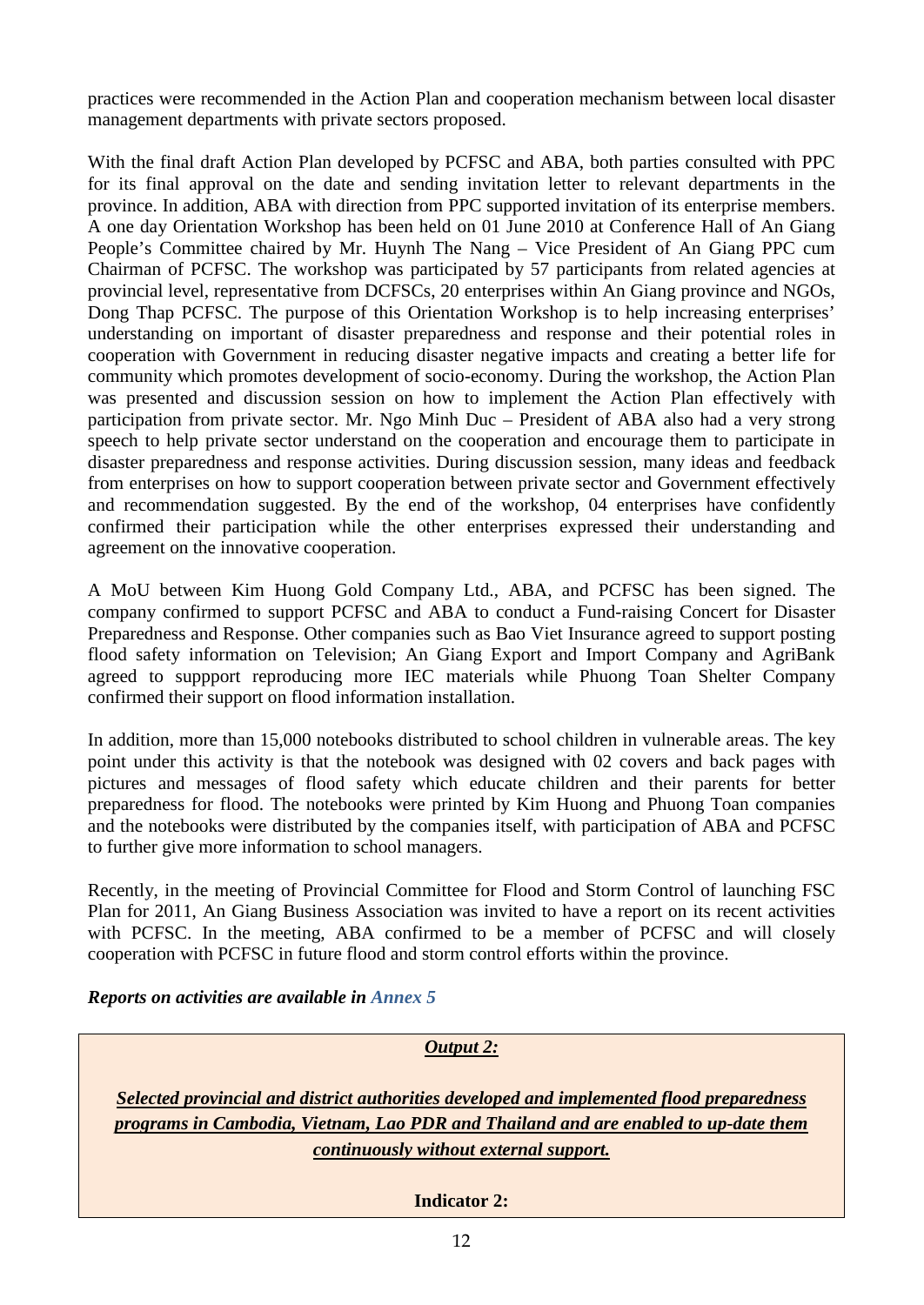practices were recommended in the Action Plan and cooperation mechanism between local disaster management departments with private sectors proposed.

With the final draft Action Plan developed by PCFSC and ABA, both parties consulted with PPC for its final approval on the date and sending invitation letter to relevant departments in the province. In addition, ABA with direction from PPC supported invitation of its enterprise members. A one day Orientation Workshop has been held on 01 June 2010 at Conference Hall of An Giang People's Committee chaired by Mr. Huynh The Nang – Vice President of An Giang PPC cum Chairman of PCFSC. The workshop was participated by 57 participants from related agencies at provincial level, representative from DCFSCs, 20 enterprises within An Giang province and NGOs, Dong Thap PCFSC. The purpose of this Orientation Workshop is to help increasing enterprises' understanding on important of disaster preparedness and response and their potential roles in cooperation with Government in reducing disaster negative impacts and creating a better life for community which promotes development of socio-economy. During the workshop, the Action Plan was presented and discussion session on how to implement the Action Plan effectively with participation from private sector. Mr. Ngo Minh Duc – President of ABA also had a very strong speech to help private sector understand on the cooperation and encourage them to participate in disaster preparedness and response activities. During discussion session, many ideas and feedback from enterprises on how to support cooperation between private sector and Government effectively and recommendation suggested. By the end of the workshop, 04 enterprises have confidently confirmed their participation while the other enterprises expressed their understanding and agreement on the innovative cooperation.

A MoU between Kim Huong Gold Company Ltd., ABA, and PCFSC has been signed. The company confirmed to support PCFSC and ABA to conduct a Fund-raising Concert for Disaster Preparedness and Response. Other companies such as Bao Viet Insurance agreed to support posting flood safety information on Television; An Giang Export and Import Company and AgriBank agreed to suppport reproducing more IEC materials while Phuong Toan Shelter Company confirmed their support on flood information installation.

In addition, more than 15,000 notebooks distributed to school children in vulnerable areas. The key point under this activity is that the notebook was designed with 02 covers and back pages with pictures and messages of flood safety which educate children and their parents for better preparedness for flood. The notebooks were printed by Kim Huong and Phuong Toan companies and the notebooks were distributed by the companies itself, with participation of ABA and PCFSC to further give more information to school managers.

Recently, in the meeting of Provincial Committee for Flood and Storm Control of launching FSC Plan for 2011, An Giang Business Association was invited to have a report on its recent activities with PCFSC. In the meeting, ABA confirmed to be a member of PCFSC and will closely cooperation with PCFSC in future flood and storm control efforts within the province.

***Reports on activities are available in Annex 5***

***Output 2:***

***Selected provincial and district authorities developed and implemented flood preparedness programs in Cambodia, Vietnam, Lao PDR and Thailand and are enabled to up-date them continuously without external support.***

**Indicator 2:**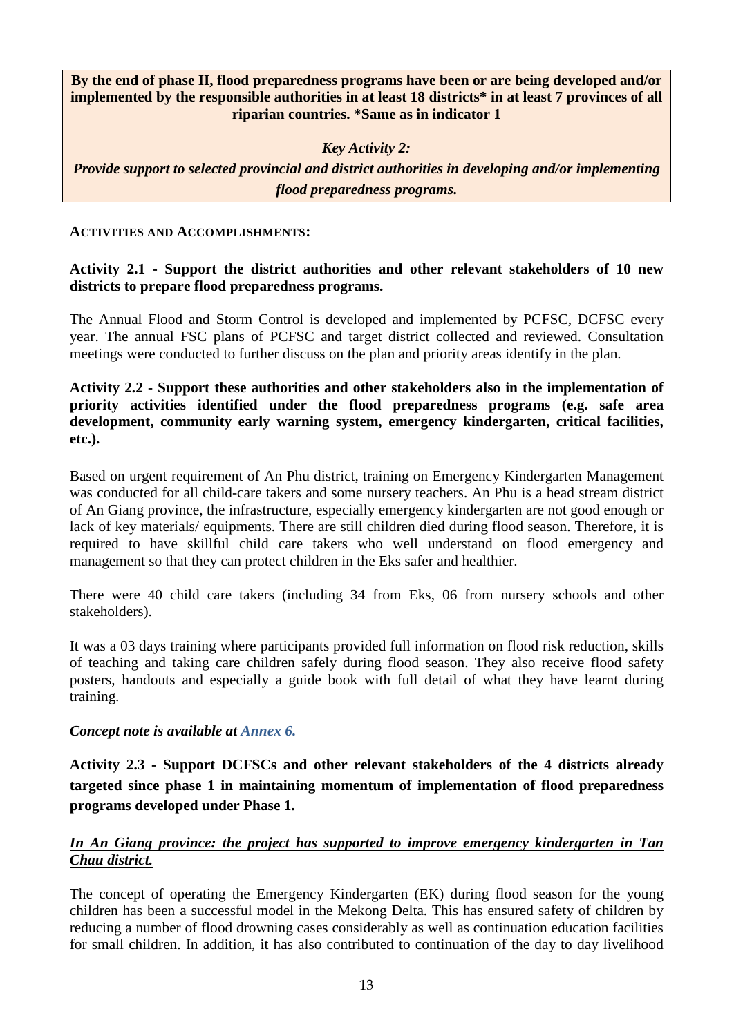**By the end of phase II, flood preparedness programs have been or are being developed and/or implemented by the responsible authorities in at least 18 districts\* in at least 7 provinces of all riparian countries. \*Same as in indicator 1**

***Key Activity 2:***

***Provide support to selected provincial and district authorities in developing and/or implementing flood preparedness programs.***

**ACTIVITIES AND ACCOMPLISHMENTS:**

**Activity 2.1 - Support the district authorities and other relevant stakeholders of 10 new districts to prepare flood preparedness programs.**

The Annual Flood and Storm Control is developed and implemented by PCFSC, DCFSC every year. The annual FSC plans of PCFSC and target district collected and reviewed. Consultation meetings were conducted to further discuss on the plan and priority areas identify in the plan.

**Activity 2.2 - Support these authorities and other stakeholders also in the implementation of priority activities identified under the flood preparedness programs (e.g. safe area development, community early warning system, emergency kindergarten, critical facilities, etc.).**

Based on urgent requirement of An Phu district, training on Emergency Kindergarten Management was conducted for all child-care takers and some nursery teachers. An Phu is a head stream district of An Giang province, the infrastructure, especially emergency kindergarten are not good enough or lack of key materials/ equipments. There are still children died during flood season. Therefore, it is required to have skillful child care takers who well understand on flood emergency and management so that they can protect children in the Eks safer and healthier.

There were 40 child care takers (including 34 from Eks, 06 from nursery schools and other stakeholders).

It was a 03 days training where participants provided full information on flood risk reduction, skills of teaching and taking care children safely during flood season. They also receive flood safety posters, handouts and especially a guide book with full detail of what they have learnt during training.

***Concept note is available at Annex 6.***

**Activity 2.3 - Support DCFSCs and other relevant stakeholders of the 4 districts already targeted since phase 1 in maintaining momentum of implementation of flood preparedness programs developed under Phase 1.**

***In An Giang province: the project has supported to improve emergency kindergarten in Tan Chau district.***

The concept of operating the Emergency Kindergarten (EK) during flood season for the young children has been a successful model in the Mekong Delta. This has ensured safety of children by reducing a number of flood drowning cases considerably as well as continuation education facilities for small children. In addition, it has also contributed to continuation of the day to day livelihood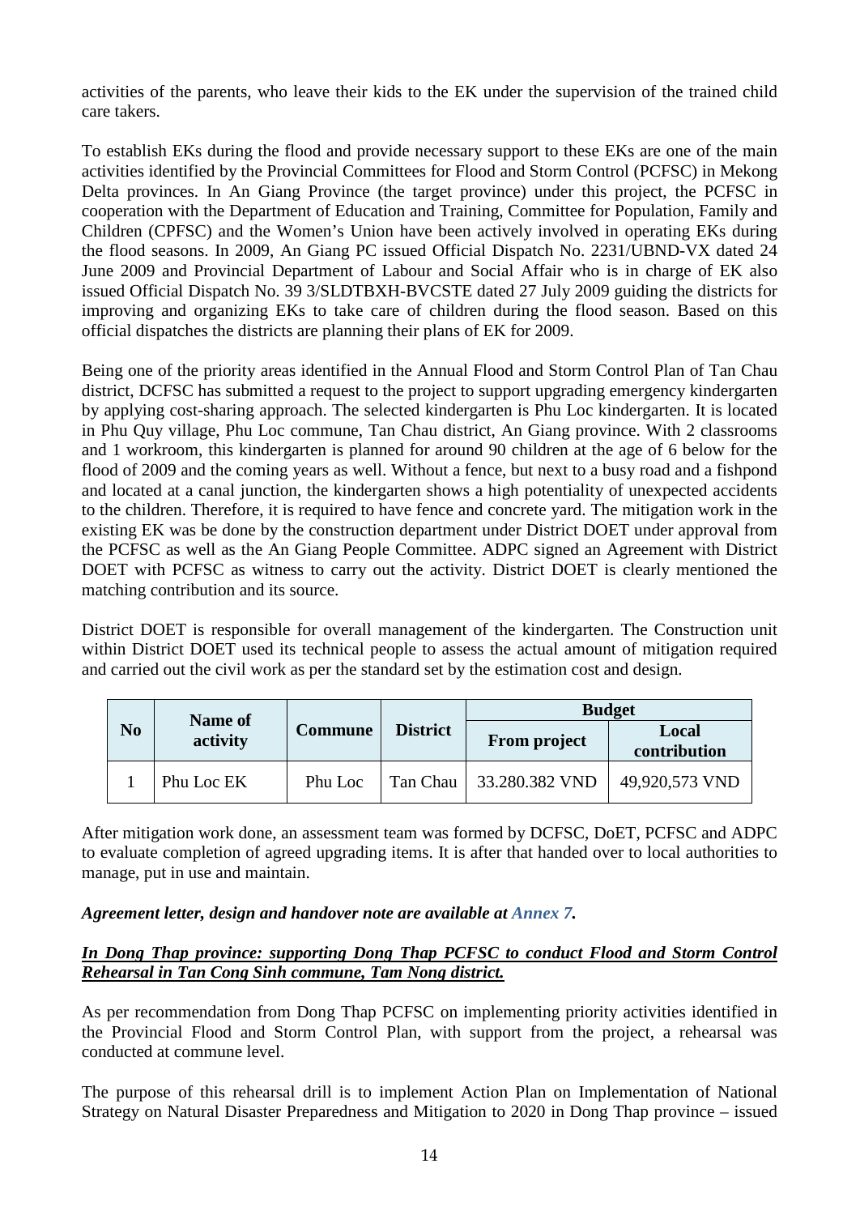activities of the parents, who leave their kids to the EK under the supervision of the trained child care takers.

To establish EKs during the flood and provide necessary support to these EKs are one of the main activities identified by the Provincial Committees for Flood and Storm Control (PCFSC) in Mekong Delta provinces. In An Giang Province (the target province) under this project, the PCFSC in cooperation with the Department of Education and Training, Committee for Population, Family and Children (CPFSC) and the Women's Union have been actively involved in operating EKs during the flood seasons. In 2009, An Giang PC issued Official Dispatch No. 2231/UBND-VX dated 24 June 2009 and Provincial Department of Labour and Social Affair who is in charge of EK also issued Official Dispatch No. 39 3/SLDTBXH-BVCSTE dated 27 July 2009 guiding the districts for improving and organizing EKs to take care of children during the flood season. Based on this official dispatches the districts are planning their plans of EK for 2009.

Being one of the priority areas identified in the Annual Flood and Storm Control Plan of Tan Chau district, DCFSC has submitted a request to the project to support upgrading emergency kindergarten by applying cost-sharing approach. The selected kindergarten is Phu Loc kindergarten. It is located in Phu Quy village, Phu Loc commune, Tan Chau district, An Giang province. With 2 classrooms and 1 workroom, this kindergarten is planned for around 90 children at the age of 6 below for the flood of 2009 and the coming years as well. Without a fence, but next to a busy road and a fishpond and located at a canal junction, the kindergarten shows a high potentiality of unexpected accidents to the children. Therefore, it is required to have fence and concrete yard. The mitigation work in the existing EK was be done by the construction department under District DOET under approval from the PCFSC as well as the An Giang People Committee. ADPC signed an Agreement with District DOET with PCFSC as witness to carry out the activity. District DOET is clearly mentioned the matching contribution and its source.

District DOET is responsible for overall management of the kindergarten. The Construction unit within District DOET used its technical people to assess the actual amount of mitigation required and carried out the civil work as per the standard set by the estimation cost and design.

| No | Name of activity | Commune | District | Budget | |
|---|---|---|---|---|---|
| | | | | From project | Local contribution |
| 1 | Phu Loc EK | Phu Loc | Tan Chau | 33.280.382 VND | 49,920,573 VND |

After mitigation work done, an assessment team was formed by DCFSC, DoET, PCFSC and ADPC to evaluate completion of agreed upgrading items. It is after that handed over to local authorities to manage, put in use and maintain.

***Agreement letter, design and handover note are available at Annex 7.***

***In Dong Thap province: supporting Dong Thap PCFSC to conduct Flood and Storm Control Rehearsal in Tan Cong Sinh commune, Tam Nong district.***

As per recommendation from Dong Thap PCFSC on implementing priority activities identified in the Provincial Flood and Storm Control Plan, with support from the project, a rehearsal was conducted at commune level.

The purpose of this rehearsal drill is to implement Action Plan on Implementation of National Strategy on Natural Disaster Preparedness and Mitigation to 2020 in Dong Thap province – issued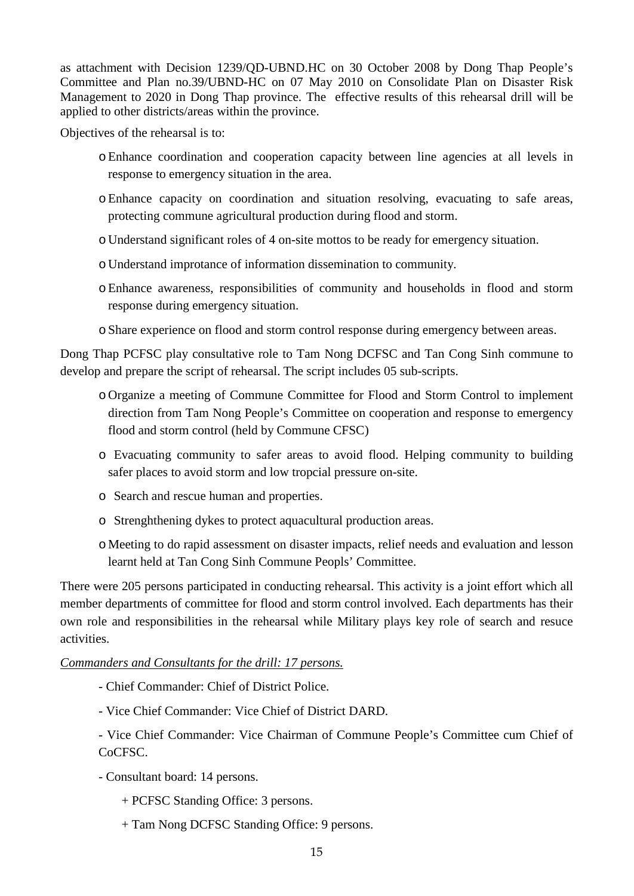as attachment with Decision 1239/QD-UBND.HC on 30 October 2008 by Dong Thap People's Committee and Plan no.39/UBND-HC on 07 May 2010 on Consolidate Plan on Disaster Risk Management to 2020 in Dong Thap province. The effective results of this rehearsal drill will be applied to other districts/areas within the province.

Objectives of the rehearsal is to:

- o Enhance coordination and cooperation capacity between line agencies at all levels in response to emergency situation in the area.
- o Enhance capacity on coordination and situation resolving, evacuating to safe areas, protecting commune agricultural production during flood and storm.
- o Understand significant roles of 4 on-site mottos to be ready for emergency situation.
- o Understand improtance of information dissemination to community.
- o Enhance awareness, responsibilities of community and households in flood and storm response during emergency situation.
- o Share experience on flood and storm control response during emergency between areas.

Dong Thap PCFSC play consultative role to Tam Nong DCFSC and Tan Cong Sinh commune to develop and prepare the script of rehearsal. The script includes 05 sub-scripts.

- o Organize a meeting of Commune Committee for Flood and Storm Control to implement direction from Tam Nong People's Committee on cooperation and response to emergency flood and storm control (held by Commune CFSC)
- o Evacuating community to safer areas to avoid flood. Helping community to building safer places to avoid storm and low tropcial pressure on-site.
- o Search and rescue human and properties.
- o Strenghthening dykes to protect aquacultural production areas.
- o Meeting to do rapid assessment on disaster impacts, relief needs and evaluation and lesson learnt held at Tan Cong Sinh Commune Peopls' Committee.

There were 205 persons participated in conducting rehearsal. This activity is a joint effort which all member departments of committee for flood and storm control involved. Each departments has their own role and responsibilities in the rehearsal while Military plays key role of search and resuce activities.

*Commanders and Consultants for the drill: 17 persons.*

- Chief Commander: Chief of District Police.

- Vice Chief Commander: Vice Chief of District DARD.

- Vice Chief Commander: Vice Chairman of Commune People's Committee cum Chief of CoCFSC.

- Consultant board: 14 persons.

  + PCFSC Standing Office: 3 persons.

  + Tam Nong DCFSC Standing Office: 9 persons.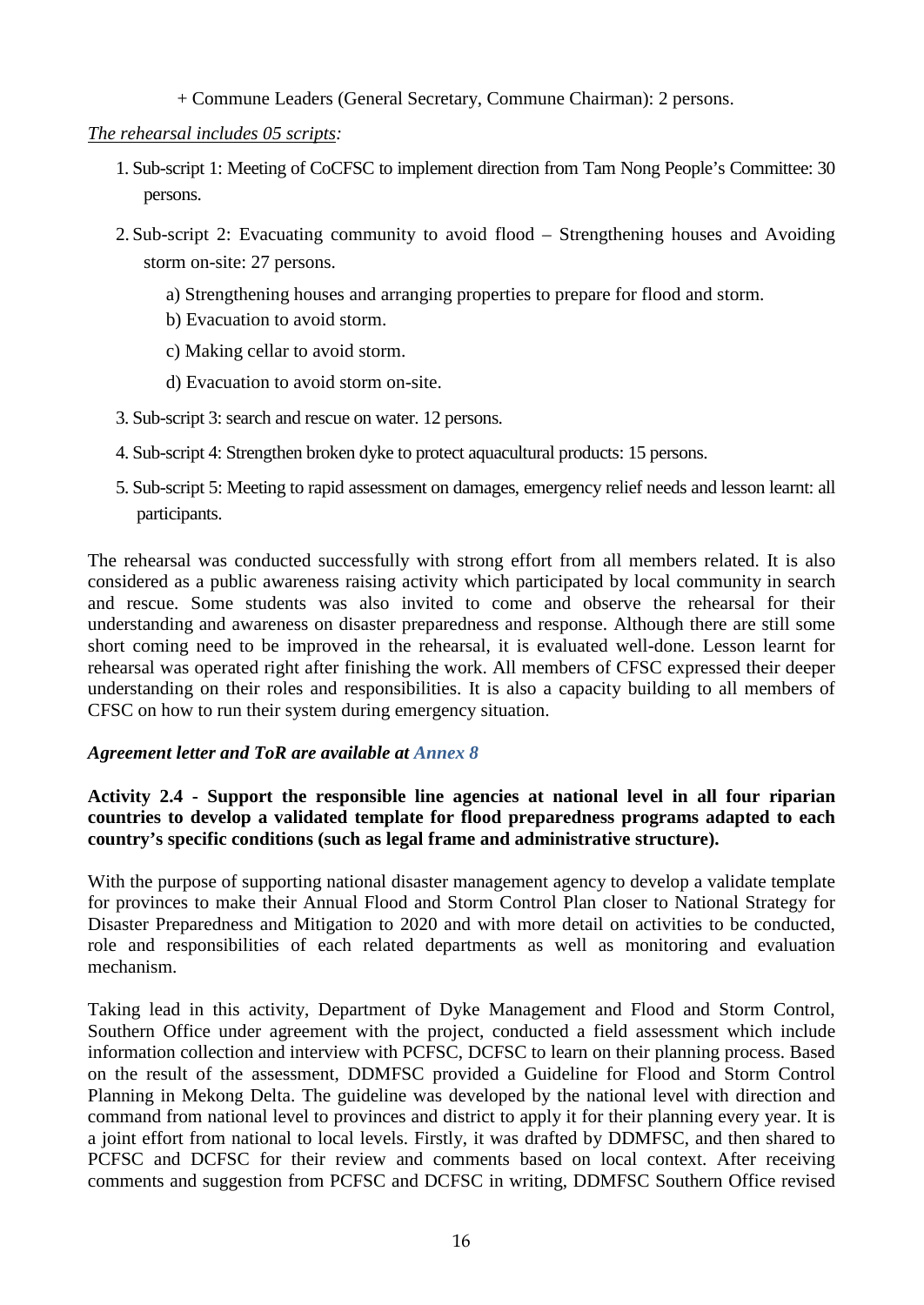+ Commune Leaders (General Secretary, Commune Chairman): 2 persons.

*The rehearsal includes 05 scripts:*

1. Sub-script 1: Meeting of CoCFSC to implement direction from Tam Nong People's Committee: 30 persons.
2. Sub-script 2: Evacuating community to avoid flood – Strengthening houses and Avoiding storm on-site: 27 persons.
   a) Strengthening houses and arranging properties to prepare for flood and storm.
   b) Evacuation to avoid storm.
   c) Making cellar to avoid storm.
   d) Evacuation to avoid storm on-site.
3. Sub-script 3: search and rescue on water. 12 persons.
4. Sub-script 4: Strengthen broken dyke to protect aquacultural products: 15 persons.
5. Sub-script 5: Meeting to rapid assessment on damages, emergency relief needs and lesson learnt: all participants.

The rehearsal was conducted successfully with strong effort from all members related. It is also considered as a public awareness raising activity which participated by local community in search and rescue. Some students was also invited to come and observe the rehearsal for their understanding and awareness on disaster preparedness and response. Although there are still some short coming need to be improved in the rehearsal, it is evaluated well-done. Lesson learnt for rehearsal was operated right after finishing the work. All members of CFSC expressed their deeper understanding on their roles and responsibilities. It is also a capacity building to all members of CFSC on how to run their system during emergency situation.

***Agreement letter and ToR are available at Annex 8***

**Activity 2.4 - Support the responsible line agencies at national level in all four riparian countries to develop a validated template for flood preparedness programs adapted to each country's specific conditions (such as legal frame and administrative structure).**

With the purpose of supporting national disaster management agency to develop a validate template for provinces to make their Annual Flood and Storm Control Plan closer to National Strategy for Disaster Preparedness and Mitigation to 2020 and with more detail on activities to be conducted, role and responsibilities of each related departments as well as monitoring and evaluation mechanism.

Taking lead in this activity, Department of Dyke Management and Flood and Storm Control, Southern Office under agreement with the project, conducted a field assessment which include information collection and interview with PCFSC, DCFSC to learn on their planning process. Based on the result of the assessment, DDMFSC provided a Guideline for Flood and Storm Control Planning in Mekong Delta. The guideline was developed by the national level with direction and command from national level to provinces and district to apply it for their planning every year. It is a joint effort from national to local levels. Firstly, it was drafted by DDMFSC, and then shared to PCFSC and DCFSC for their review and comments based on local context. After receiving comments and suggestion from PCFSC and DCFSC in writing, DDMFSC Southern Office revised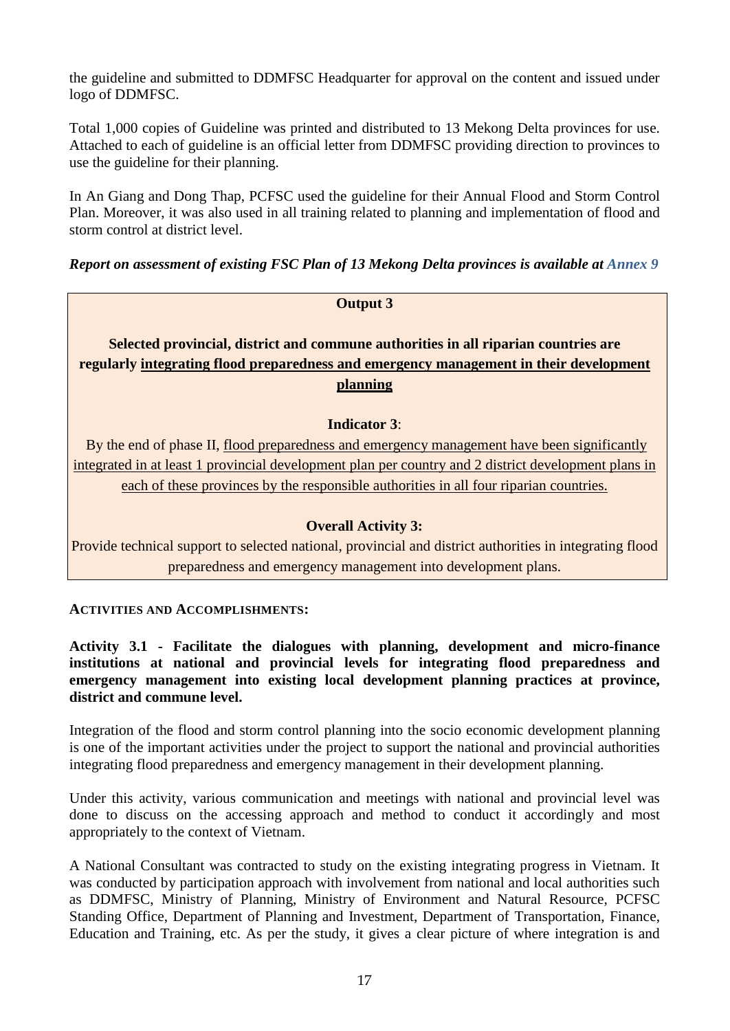the guideline and submitted to DDMFSC Headquarter for approval on the content and issued under logo of DDMFSC.

Total 1,000 copies of Guideline was printed and distributed to 13 Mekong Delta provinces for use. Attached to each of guideline is an official letter from DDMFSC providing direction to provinces to use the guideline for their planning.

In An Giang and Dong Thap, PCFSC used the guideline for their Annual Flood and Storm Control Plan. Moreover, it was also used in all training related to planning and implementation of flood and storm control at district level.

***Report on assessment of existing FSC Plan of 13 Mekong Delta provinces is available at Annex 9***

**Output 3**

**Selected provincial, district and commune authorities in all riparian countries are regularly integrating flood preparedness and emergency management in their development planning**

**Indicator 3**:

By the end of phase II, flood preparedness and emergency management have been significantly integrated in at least 1 provincial development plan per country and 2 district development plans in each of these provinces by the responsible authorities in all four riparian countries.

**Overall Activity 3:**

Provide technical support to selected national, provincial and district authorities in integrating flood preparedness and emergency management into development plans.

**ACTIVITIES AND ACCOMPLISHMENTS:**

**Activity 3.1 - Facilitate the dialogues with planning, development and micro-finance institutions at national and provincial levels for integrating flood preparedness and emergency management into existing local development planning practices at province, district and commune level.**

Integration of the flood and storm control planning into the socio economic development planning is one of the important activities under the project to support the national and provincial authorities integrating flood preparedness and emergency management in their development planning.

Under this activity, various communication and meetings with national and provincial level was done to discuss on the accessing approach and method to conduct it accordingly and most appropriately to the context of Vietnam.

A National Consultant was contracted to study on the existing integrating progress in Vietnam. It was conducted by participation approach with involvement from national and local authorities such as DDMFSC, Ministry of Planning, Ministry of Environment and Natural Resource, PCFSC Standing Office, Department of Planning and Investment, Department of Transportation, Finance, Education and Training, etc. As per the study, it gives a clear picture of where integration is and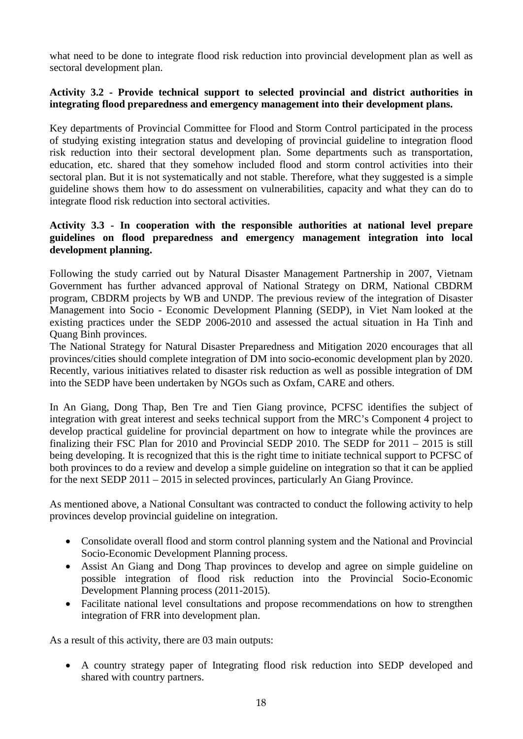what need to be done to integrate flood risk reduction into provincial development plan as well as sectoral development plan.

**Activity 3.2 - Provide technical support to selected provincial and district authorities in integrating flood preparedness and emergency management into their development plans.**

Key departments of Provincial Committee for Flood and Storm Control participated in the process of studying existing integration status and developing of provincial guideline to integration flood risk reduction into their sectoral development plan. Some departments such as transportation, education, etc. shared that they somehow included flood and storm control activities into their sectoral plan. But it is not systematically and not stable. Therefore, what they suggested is a simple guideline shows them how to do assessment on vulnerabilities, capacity and what they can do to integrate flood risk reduction into sectoral activities.

**Activity 3.3 - In cooperation with the responsible authorities at national level prepare guidelines on flood preparedness and emergency management integration into local development planning.**

Following the study carried out by Natural Disaster Management Partnership in 2007, Vietnam Government has further advanced approval of National Strategy on DRM, National CBDRM program, CBDRM projects by WB and UNDP. The previous review of the integration of Disaster Management into Socio - Economic Development Planning (SEDP), in Viet Nam looked at the existing practices under the SEDP 2006-2010 and assessed the actual situation in Ha Tinh and Quang Binh provinces.
The National Strategy for Natural Disaster Preparedness and Mitigation 2020 encourages that all provinces/cities should complete integration of DM into socio-economic development plan by 2020. Recently, various initiatives related to disaster risk reduction as well as possible integration of DM into the SEDP have been undertaken by NGOs such as Oxfam, CARE and others.

In An Giang, Dong Thap, Ben Tre and Tien Giang province, PCFSC identifies the subject of integration with great interest and seeks technical support from the MRC's Component 4 project to develop practical guideline for provincial department on how to integrate while the provinces are finalizing their FSC Plan for 2010 and Provincial SEDP 2010. The SEDP for 2011 – 2015 is still being developing. It is recognized that this is the right time to initiate technical support to PCFSC of both provinces to do a review and develop a simple guideline on integration so that it can be applied for the next SEDP 2011 – 2015 in selected provinces, particularly An Giang Province.

As mentioned above, a National Consultant was contracted to conduct the following activity to help provinces develop provincial guideline on integration.

- Consolidate overall flood and storm control planning system and the National and Provincial Socio-Economic Development Planning process.
- Assist An Giang and Dong Thap provinces to develop and agree on simple guideline on possible integration of flood risk reduction into the Provincial Socio-Economic Development Planning process (2011-2015).
- Facilitate national level consultations and propose recommendations on how to strengthen integration of FRR into development plan.

As a result of this activity, there are 03 main outputs:

- A country strategy paper of Integrating flood risk reduction into SEDP developed and shared with country partners.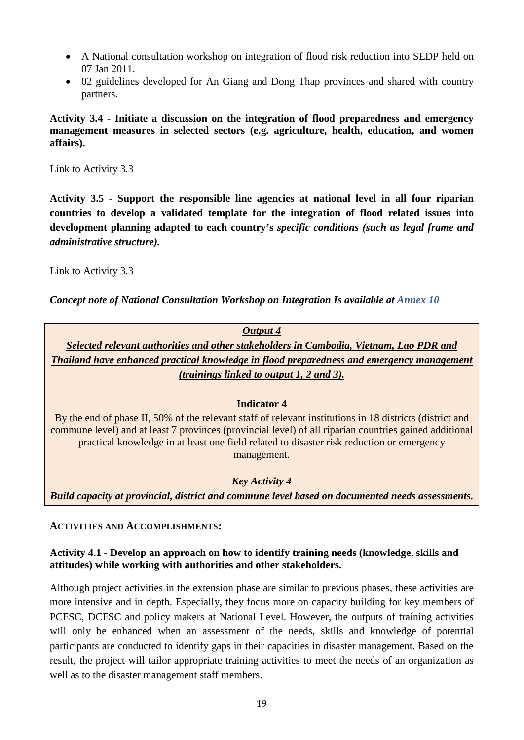- A National consultation workshop on integration of flood risk reduction into SEDP held on 07 Jan 2011.
- 02 guidelines developed for An Giang and Dong Thap provinces and shared with country partners.

**Activity 3.4 - Initiate a discussion on the integration of flood preparedness and emergency management measures in selected sectors (e.g. agriculture, health, education, and women affairs).**

Link to Activity 3.3

**Activity 3.5 - Support the responsible line agencies at national level in all four riparian countries to develop a validated template for the integration of flood related issues into development planning adapted to each country's *specific conditions (such as legal frame and administrative structure).***

Link to Activity 3.3

***Concept note of National Consultation Workshop on Integration Is available at Annex 10***

***Output 4***

***Selected relevant authorities and other stakeholders in Cambodia, Vietnam, Lao PDR and Thailand have enhanced practical knowledge in flood preparedness and emergency management (trainings linked to output 1, 2 and 3).***

**Indicator 4**

By the end of phase II, 50% of the relevant staff of relevant institutions in 18 districts (district and commune level) and at least 7 provinces (provincial level) of all riparian countries gained additional practical knowledge in at least one field related to disaster risk reduction or emergency management.

***Key Activity 4***

***Build capacity at provincial, district and commune level based on documented needs assessments.***

**ACTIVITIES AND ACCOMPLISHMENTS:**

**Activity 4.1 - Develop an approach on how to identify training needs (knowledge, skills and attitudes) while working with authorities and other stakeholders.**

Although project activities in the extension phase are similar to previous phases, these activities are more intensive and in depth. Especially, they focus more on capacity building for key members of PCFSC, DCFSC and policy makers at National Level. However, the outputs of training activities will only be enhanced when an assessment of the needs, skills and knowledge of potential participants are conducted to identify gaps in their capacities in disaster management. Based on the result, the project will tailor appropriate training activities to meet the needs of an organization as well as to the disaster management staff members.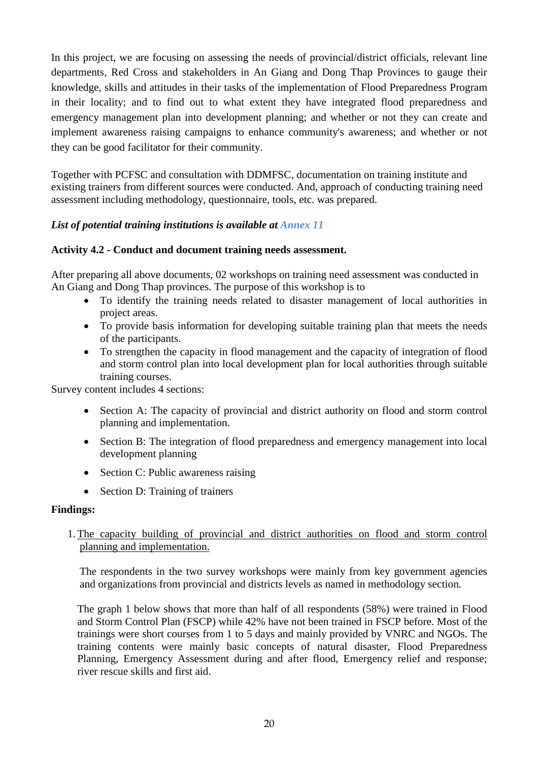In this project, we are focusing on assessing the needs of provincial/district officials, relevant line departments, Red Cross and stakeholders in An Giang and Dong Thap Provinces to gauge their knowledge, skills and attitudes in their tasks of the implementation of Flood Preparedness Program in their locality; and to find out to what extent they have integrated flood preparedness and emergency management plan into development planning; and whether or not they can create and implement awareness raising campaigns to enhance community's awareness; and whether or not they can be good facilitator for their community.

Together with PCFSC and consultation with DDMFSC, documentation on training institute and existing trainers from different sources were conducted. And, approach of conducting training need assessment including methodology, questionnaire, tools, etc. was prepared.

***List of potential training institutions is available at Annex 11***

**Activity 4.2 - Conduct and document training needs assessment.**

After preparing all above documents, 02 workshops on training need assessment was conducted in An Giang and Dong Thap provinces. The purpose of this workshop is to

- To identify the training needs related to disaster management of local authorities in project areas.
- To provide basis information for developing suitable training plan that meets the needs of the participants.
- To strengthen the capacity in flood management and the capacity of integration of flood and storm control plan into local development plan for local authorities through suitable training courses.

Survey content includes 4 sections:

- Section A: The capacity of provincial and district authority on flood and storm control planning and implementation.
- Section B: The integration of flood preparedness and emergency management into local development planning
- Section C: Public awareness raising
- Section D: Training of trainers

**Findings:**

1. The capacity building of provincial and district authorities on flood and storm control planning and implementation.

   The respondents in the two survey workshops were mainly from key government agencies and organizations from provincial and districts levels as named in methodology section.

   The graph 1 below shows that more than half of all respondents (58%) were trained in Flood and Storm Control Plan (FSCP) while 42% have not been trained in FSCP before. Most of the trainings were short courses from 1 to 5 days and mainly provided by VNRC and NGOs. The training contents were mainly basic concepts of natural disaster, Flood Preparedness Planning, Emergency Assessment during and after flood, Emergency relief and response; river rescue skills and first aid.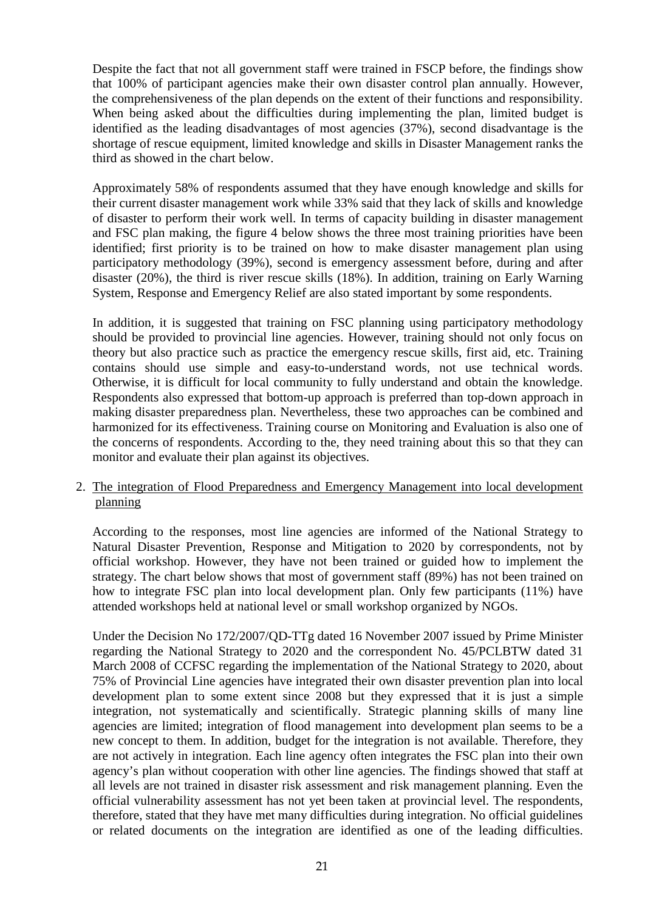Despite the fact that not all government staff were trained in FSCP before, the findings show that 100% of participant agencies make their own disaster control plan annually. However, the comprehensiveness of the plan depends on the extent of their functions and responsibility. When being asked about the difficulties during implementing the plan, limited budget is identified as the leading disadvantages of most agencies (37%), second disadvantage is the shortage of rescue equipment, limited knowledge and skills in Disaster Management ranks the third as showed in the chart below.

Approximately 58% of respondents assumed that they have enough knowledge and skills for their current disaster management work while 33% said that they lack of skills and knowledge of disaster to perform their work well. In terms of capacity building in disaster management and FSC plan making, the figure 4 below shows the three most training priorities have been identified; first priority is to be trained on how to make disaster management plan using participatory methodology (39%), second is emergency assessment before, during and after disaster (20%), the third is river rescue skills (18%). In addition, training on Early Warning System, Response and Emergency Relief are also stated important by some respondents.

In addition, it is suggested that training on FSC planning using participatory methodology should be provided to provincial line agencies. However, training should not only focus on theory but also practice such as practice the emergency rescue skills, first aid, etc. Training contains should use simple and easy-to-understand words, not use technical words. Otherwise, it is difficult for local community to fully understand and obtain the knowledge. Respondents also expressed that bottom-up approach is preferred than top-down approach in making disaster preparedness plan. Nevertheless, these two approaches can be combined and harmonized for its effectiveness. Training course on Monitoring and Evaluation is also one of the concerns of respondents. According to the, they need training about this so that they can monitor and evaluate their plan against its objectives.

2. <u>The integration of Flood Preparedness and Emergency Management into local development planning</u>

According to the responses, most line agencies are informed of the National Strategy to Natural Disaster Prevention, Response and Mitigation to 2020 by correspondents, not by official workshop. However, they have not been trained or guided how to implement the strategy. The chart below shows that most of government staff (89%) has not been trained on how to integrate FSC plan into local development plan. Only few participants (11%) have attended workshops held at national level or small workshop organized by NGOs.

Under the Decision No 172/2007/QD-TTg dated 16 November 2007 issued by Prime Minister regarding the National Strategy to 2020 and the correspondent No. 45/PCLBTW dated 31 March 2008 of CCFSC regarding the implementation of the National Strategy to 2020, about 75% of Provincial Line agencies have integrated their own disaster prevention plan into local development plan to some extent since 2008 but they expressed that it is just a simple integration, not systematically and scientifically. Strategic planning skills of many line agencies are limited; integration of flood management into development plan seems to be a new concept to them. In addition, budget for the integration is not available. Therefore, they are not actively in integration. Each line agency often integrates the FSC plan into their own agency's plan without cooperation with other line agencies. The findings showed that staff at all levels are not trained in disaster risk assessment and risk management planning. Even the official vulnerability assessment has not yet been taken at provincial level. The respondents, therefore, stated that they have met many difficulties during integration. No official guidelines or related documents on the integration are identified as one of the leading difficulties.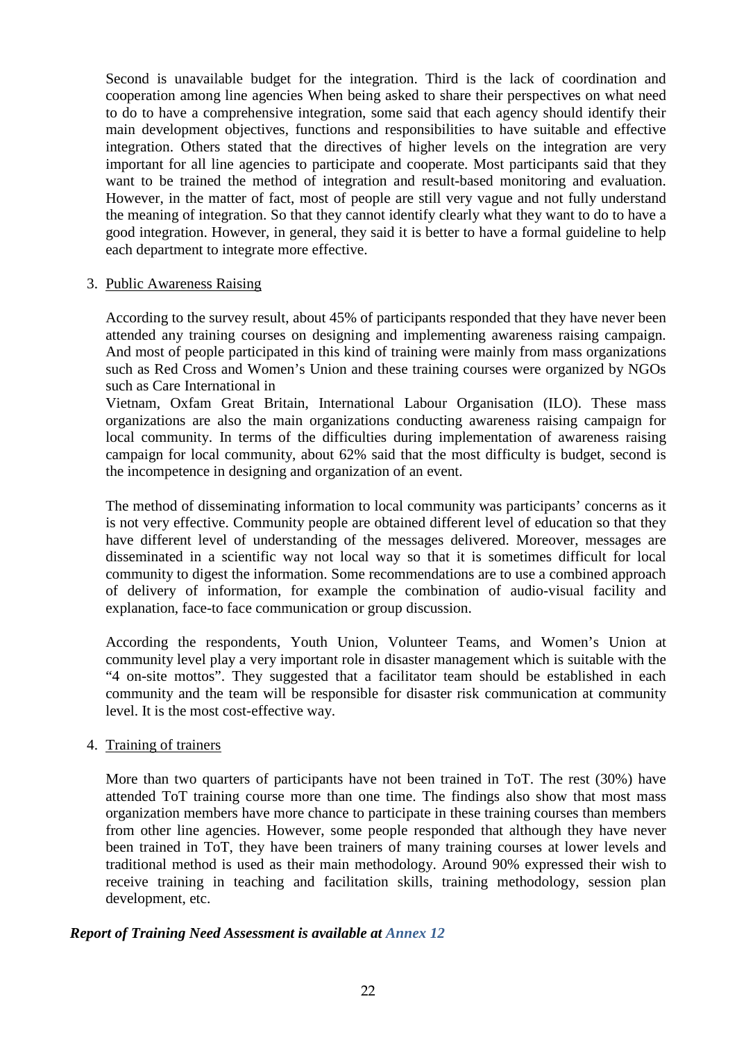Second is unavailable budget for the integration. Third is the lack of coordination and cooperation among line agencies When being asked to share their perspectives on what need to do to have a comprehensive integration, some said that each agency should identify their main development objectives, functions and responsibilities to have suitable and effective integration. Others stated that the directives of higher levels on the integration are very important for all line agencies to participate and cooperate. Most participants said that they want to be trained the method of integration and result-based monitoring and evaluation. However, in the matter of fact, most of people are still very vague and not fully understand the meaning of integration. So that they cannot identify clearly what they want to do to have a good integration. However, in general, they said it is better to have a formal guideline to help each department to integrate more effective.

3. Public Awareness Raising

According to the survey result, about 45% of participants responded that they have never been attended any training courses on designing and implementing awareness raising campaign. And most of people participated in this kind of training were mainly from mass organizations such as Red Cross and Women's Union and these training courses were organized by NGOs such as Care International in Vietnam, Oxfam Great Britain, International Labour Organisation (ILO). These mass organizations are also the main organizations conducting awareness raising campaign for local community. In terms of the difficulties during implementation of awareness raising campaign for local community, about 62% said that the most difficulty is budget, second is the incompetence in designing and organization of an event.

The method of disseminating information to local community was participants' concerns as it is not very effective. Community people are obtained different level of education so that they have different level of understanding of the messages delivered. Moreover, messages are disseminated in a scientific way not local way so that it is sometimes difficult for local community to digest the information. Some recommendations are to use a combined approach of delivery of information, for example the combination of audio-visual facility and explanation, face-to face communication or group discussion.

According the respondents, Youth Union, Volunteer Teams, and Women's Union at community level play a very important role in disaster management which is suitable with the "4 on-site mottos". They suggested that a facilitator team should be established in each community and the team will be responsible for disaster risk communication at community level. It is the most cost-effective way.

4. Training of trainers

More than two quarters of participants have not been trained in ToT. The rest (30%) have attended ToT training course more than one time. The findings also show that most mass organization members have more chance to participate in these training courses than members from other line agencies. However, some people responded that although they have never been trained in ToT, they have been trainers of many training courses at lower levels and traditional method is used as their main methodology. Around 90% expressed their wish to receive training in teaching and facilitation skills, training methodology, session plan development, etc.

***Report of Training Need Assessment is available at Annex 12***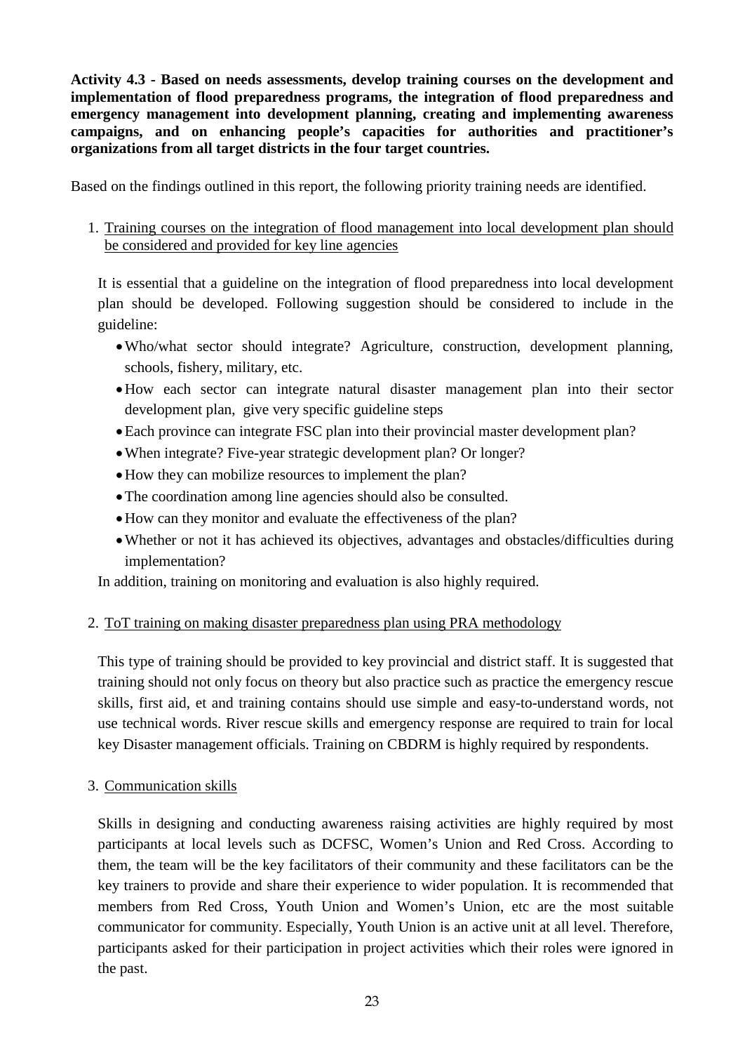**Activity 4.3 - Based on needs assessments, develop training courses on the development and implementation of flood preparedness programs, the integration of flood preparedness and emergency management into development planning, creating and implementing awareness campaigns, and on enhancing people's capacities for authorities and practitioner's organizations from all target districts in the four target countries.**

Based on the findings outlined in this report, the following priority training needs are identified.

1. <u>Training courses on the integration of flood management into local development plan should be considered and provided for key line agencies</u>

   It is essential that a guideline on the integration of flood preparedness into local development plan should be developed. Following suggestion should be considered to include in the guideline:

   - Who/what sector should integrate? Agriculture, construction, development planning, schools, fishery, military, etc.
   - How each sector can integrate natural disaster management plan into their sector development plan, give very specific guideline steps
   - Each province can integrate FSC plan into their provincial master development plan?
   - When integrate? Five-year strategic development plan? Or longer?
   - How they can mobilize resources to implement the plan?
   - The coordination among line agencies should also be consulted.
   - How can they monitor and evaluate the effectiveness of the plan?
   - Whether or not it has achieved its objectives, advantages and obstacles/difficulties during implementation?

   In addition, training on monitoring and evaluation is also highly required.

2. <u>ToT training on making disaster preparedness plan using PRA methodology</u>

   This type of training should be provided to key provincial and district staff. It is suggested that training should not only focus on theory but also practice such as practice the emergency rescue skills, first aid, et and training contains should use simple and easy-to-understand words, not use technical words. River rescue skills and emergency response are required to train for local key Disaster management officials. Training on CBDRM is highly required by respondents.

3. <u>Communication skills</u>

   Skills in designing and conducting awareness raising activities are highly required by most participants at local levels such as DCFSC, Women's Union and Red Cross. According to them, the team will be the key facilitators of their community and these facilitators can be the key trainers to provide and share their experience to wider population. It is recommended that members from Red Cross, Youth Union and Women's Union, etc are the most suitable communicator for community. Especially, Youth Union is an active unit at all level. Therefore, participants asked for their participation in project activities which their roles were ignored in the past.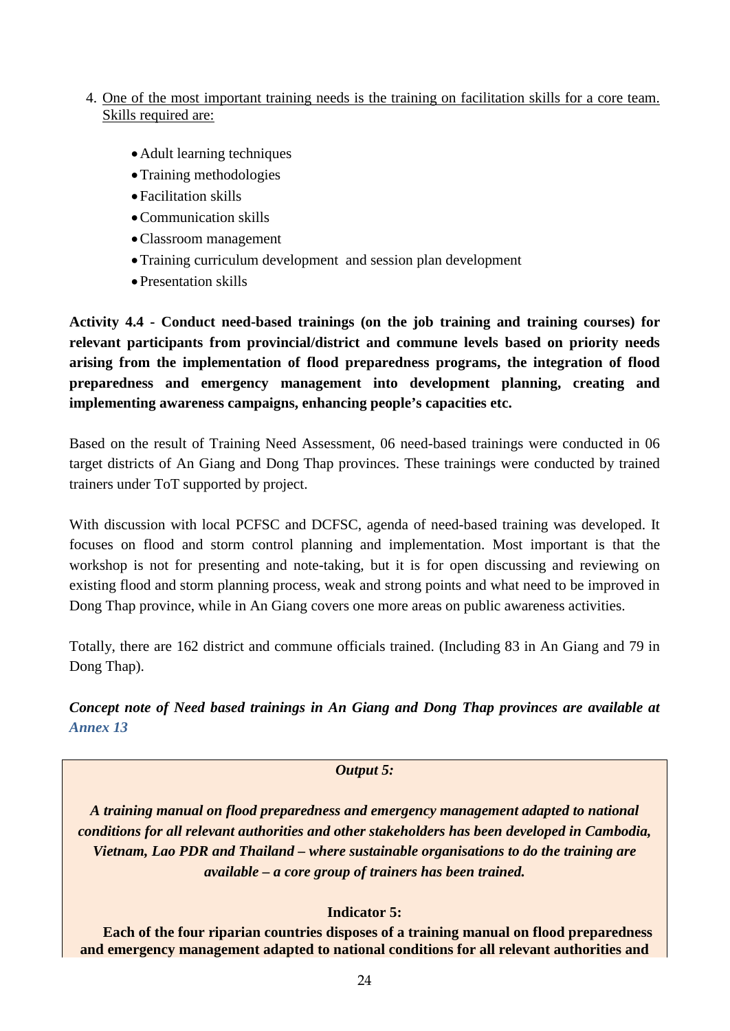4. <u>One of the most important training needs is the training on facilitation skills for a core team. Skills required are:</u>

    - Adult learning techniques
    - Training methodologies
    - Facilitation skills
    - Communication skills
    - Classroom management
    - Training curriculum development and session plan development
    - Presentation skills

**Activity 4.4 - Conduct need-based trainings (on the job training and training courses) for relevant participants from provincial/district and commune levels based on priority needs arising from the implementation of flood preparedness programs, the integration of flood preparedness and emergency management into development planning, creating and implementing awareness campaigns, enhancing people's capacities etc.**

Based on the result of Training Need Assessment, 06 need-based trainings were conducted in 06 target districts of An Giang and Dong Thap provinces. These trainings were conducted by trained trainers under ToT supported by project.

With discussion with local PCFSC and DCFSC, agenda of need-based training was developed. It focuses on flood and storm control planning and implementation. Most important is that the workshop is not for presenting and note-taking, but it is for open discussing and reviewing on existing flood and storm planning process, weak and strong points and what need to be improved in Dong Thap province, while in An Giang covers one more areas on public awareness activities.

Totally, there are 162 district and commune officials trained. (Including 83 in An Giang and 79 in Dong Thap).

***Concept note of Need based trainings in An Giang and Dong Thap provinces are available at Annex 13***

***Output 5:***

***A training manual on flood preparedness and emergency management adapted to national conditions for all relevant authorities and other stakeholders has been developed in Cambodia, Vietnam, Lao PDR and Thailand – where sustainable organisations to do the training are available – a core group of trainers has been trained.***

**Indicator 5:**

**Each of the four riparian countries disposes of a training manual on flood preparedness and emergency management adapted to national conditions for all relevant authorities and**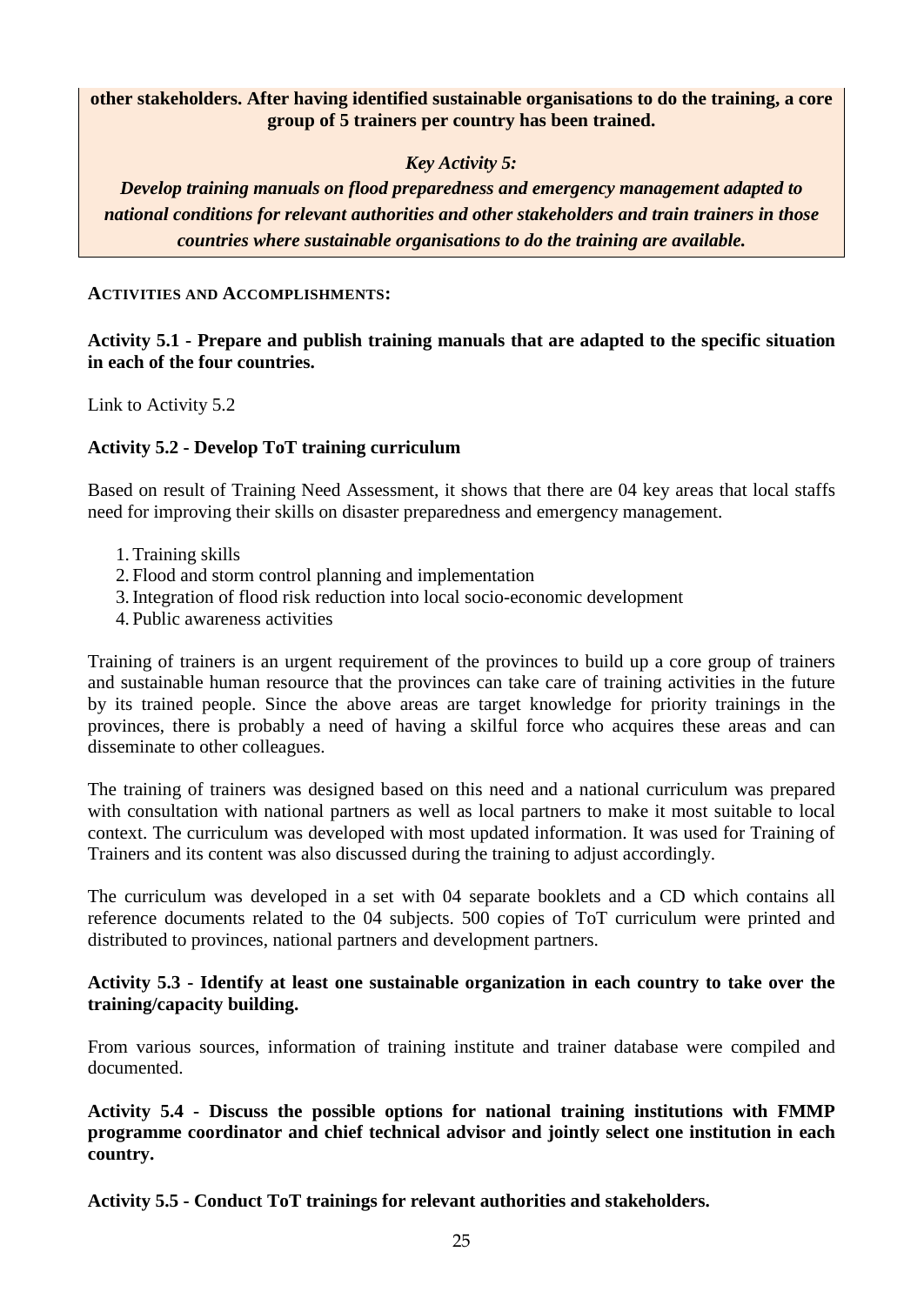**other stakeholders. After having identified sustainable organisations to do the training, a core group of 5 trainers per country has been trained.**

***Key Activity 5:***

***Develop training manuals on flood preparedness and emergency management adapted to national conditions for relevant authorities and other stakeholders and train trainers in those countries where sustainable organisations to do the training are available.***

**ACTIVITIES AND ACCOMPLISHMENTS:**

**Activity 5.1 - Prepare and publish training manuals that are adapted to the specific situation in each of the four countries.**

Link to Activity 5.2

**Activity 5.2 - Develop ToT training curriculum**

Based on result of Training Need Assessment, it shows that there are 04 key areas that local staffs need for improving their skills on disaster preparedness and emergency management.

1. Training skills
2. Flood and storm control planning and implementation
3. Integration of flood risk reduction into local socio-economic development
4. Public awareness activities

Training of trainers is an urgent requirement of the provinces to build up a core group of trainers and sustainable human resource that the provinces can take care of training activities in the future by its trained people. Since the above areas are target knowledge for priority trainings in the provinces, there is probably a need of having a skilful force who acquires these areas and can disseminate to other colleagues.

The training of trainers was designed based on this need and a national curriculum was prepared with consultation with national partners as well as local partners to make it most suitable to local context. The curriculum was developed with most updated information. It was used for Training of Trainers and its content was also discussed during the training to adjust accordingly.

The curriculum was developed in a set with 04 separate booklets and a CD which contains all reference documents related to the 04 subjects. 500 copies of ToT curriculum were printed and distributed to provinces, national partners and development partners.

**Activity 5.3 - Identify at least one sustainable organization in each country to take over the training/capacity building.**

From various sources, information of training institute and trainer database were compiled and documented.

**Activity 5.4 - Discuss the possible options for national training institutions with FMMP programme coordinator and chief technical advisor and jointly select one institution in each country.**

**Activity 5.5 - Conduct ToT trainings for relevant authorities and stakeholders.**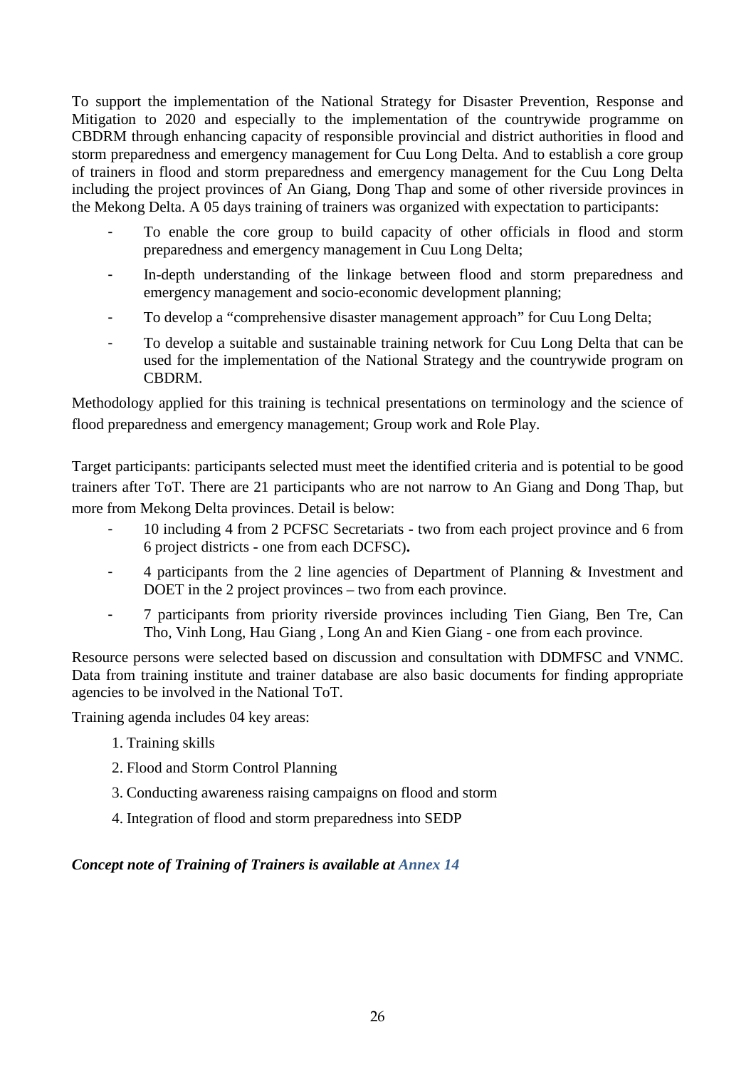To support the implementation of the National Strategy for Disaster Prevention, Response and Mitigation to 2020 and especially to the implementation of the countrywide programme on CBDRM through enhancing capacity of responsible provincial and district authorities in flood and storm preparedness and emergency management for Cuu Long Delta. And to establish a core group of trainers in flood and storm preparedness and emergency management for the Cuu Long Delta including the project provinces of An Giang, Dong Thap and some of other riverside provinces in the Mekong Delta. A 05 days training of trainers was organized with expectation to participants:

- To enable the core group to build capacity of other officials in flood and storm preparedness and emergency management in Cuu Long Delta;
- In-depth understanding of the linkage between flood and storm preparedness and emergency management and socio-economic development planning;
- To develop a "comprehensive disaster management approach" for Cuu Long Delta;
- To develop a suitable and sustainable training network for Cuu Long Delta that can be used for the implementation of the National Strategy and the countrywide program on CBDRM.

Methodology applied for this training is technical presentations on terminology and the science of flood preparedness and emergency management; Group work and Role Play.

Target participants: participants selected must meet the identified criteria and is potential to be good trainers after ToT. There are 21 participants who are not narrow to An Giang and Dong Thap, but more from Mekong Delta provinces. Detail is below:

- 10 including 4 from 2 PCFSC Secretariats - two from each project province and 6 from 6 project districts - one from each DCFSC)**.**
- 4 participants from the 2 line agencies of Department of Planning & Investment and DOET in the 2 project provinces – two from each province.
- 7 participants from priority riverside provinces including Tien Giang, Ben Tre, Can Tho, Vinh Long, Hau Giang , Long An and Kien Giang - one from each province.

Resource persons were selected based on discussion and consultation with DDMFSC and VNMC. Data from training institute and trainer database are also basic documents for finding appropriate agencies to be involved in the National ToT.

Training agenda includes 04 key areas:

1. Training skills
2. Flood and Storm Control Planning
3. Conducting awareness raising campaigns on flood and storm
4. Integration of flood and storm preparedness into SEDP

***Concept note of Training of Trainers is available at Annex 14***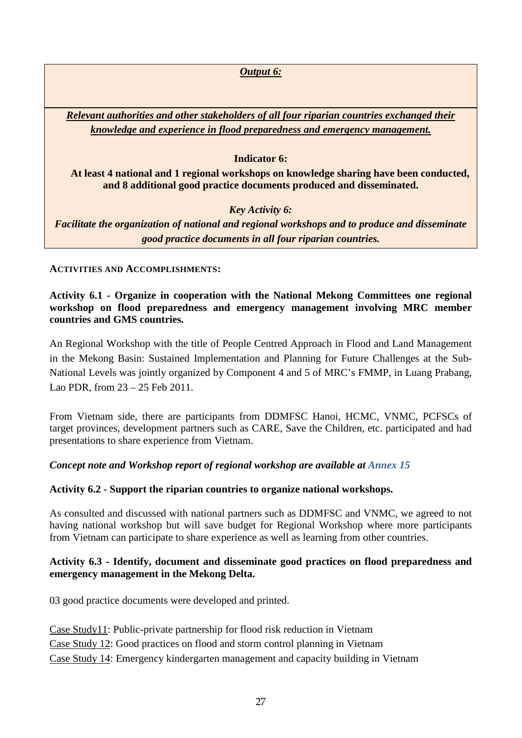***Output 6:***

***Relevant authorities and other stakeholders of all four riparian countries exchanged their knowledge and experience in flood preparedness and emergency management.***

**Indicator 6:**

**At least 4 national and 1 regional workshops on knowledge sharing have been conducted, and 8 additional good practice documents produced and disseminated.**

***Key Activity 6:***

***Facilitate the organization of national and regional workshops and to produce and disseminate good practice documents in all four riparian countries.***

**ACTIVITIES AND ACCOMPLISHMENTS:**

**Activity 6.1 - Organize in cooperation with the National Mekong Committees one regional workshop on flood preparedness and emergency management involving MRC member countries and GMS countries.**

An Regional Workshop with the title of People Centred Approach in Flood and Land Management in the Mekong Basin: Sustained Implementation and Planning for Future Challenges at the Sub-National Levels was jointly organized by Component 4 and 5 of MRC's FMMP, in Luang Prabang, Lao PDR, from 23 – 25 Feb 2011.

From Vietnam side, there are participants from DDMFSC Hanoi, HCMC, VNMC, PCFSCs of target provinces, development partners such as CARE, Save the Children, etc. participated and had presentations to share experience from Vietnam.

***Concept note and Workshop report of regional workshop are available at Annex 15***

**Activity 6.2 - Support the riparian countries to organize national workshops.**

As consulted and discussed with national partners such as DDMFSC and VNMC, we agreed to not having national workshop but will save budget for Regional Workshop where more participants from Vietnam can participate to share experience as well as learning from other countries.

**Activity 6.3 - Identify, document and disseminate good practices on flood preparedness and emergency management in the Mekong Delta.**

03 good practice documents were developed and printed.

Case Study11: Public-private partnership for flood risk reduction in Vietnam
Case Study 12: Good practices on flood and storm control planning in Vietnam
Case Study 14: Emergency kindergarten management and capacity building in Vietnam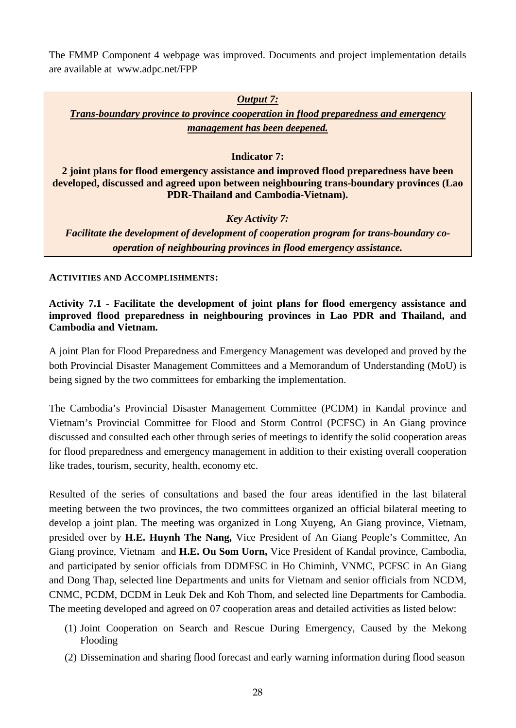The FMMP Component 4 webpage was improved. Documents and project implementation details are available at www.adpc.net/FPP

***<u>Output 7:</u>***

***<u>Trans-boundary province to province cooperation in flood preparedness and emergency management has been deepened.</u>***

**Indicator 7:**

**2 joint plans for flood emergency assistance and improved flood preparedness have been developed, discussed and agreed upon between neighbouring trans-boundary provinces (Lao PDR-Thailand and Cambodia-Vietnam).**

***Key Activity 7:***

***Facilitate the development of development of cooperation program for trans-boundary co-operation of neighbouring provinces in flood emergency assistance.***

**ACTIVITIES AND ACCOMPLISHMENTS:**

**Activity 7.1 - Facilitate the development of joint plans for flood emergency assistance and improved flood preparedness in neighbouring provinces in Lao PDR and Thailand, and Cambodia and Vietnam.**

A joint Plan for Flood Preparedness and Emergency Management was developed and proved by the both Provincial Disaster Management Committees and a Memorandum of Understanding (MoU) is being signed by the two committees for embarking the implementation.

The Cambodia's Provincial Disaster Management Committee (PCDM) in Kandal province and Vietnam's Provincial Committee for Flood and Storm Control (PCFSC) in An Giang province discussed and consulted each other through series of meetings to identify the solid cooperation areas for flood preparedness and emergency management in addition to their existing overall cooperation like trades, tourism, security, health, economy etc.

Resulted of the series of consultations and based the four areas identified in the last bilateral meeting between the two provinces, the two committees organized an official bilateral meeting to develop a joint plan. The meeting was organized in Long Xuyeng, An Giang province, Vietnam, presided over by **H.E. Huynh The Nang,** Vice President of An Giang People's Committee, An Giang province, Vietnam and **H.E. Ou Som Uorn,** Vice President of Kandal province, Cambodia, and participated by senior officials from DDMFSC in Ho Chiminh, VNMC, PCFSC in An Giang and Dong Thap, selected line Departments and units for Vietnam and senior officials from NCDM, CNMC, PCDM, DCDM in Leuk Dek and Koh Thom, and selected line Departments for Cambodia. The meeting developed and agreed on 07 cooperation areas and detailed activities as listed below:

(1) Joint Cooperation on Search and Rescue During Emergency, Caused by the Mekong Flooding
(2) Dissemination and sharing flood forecast and early warning information during flood season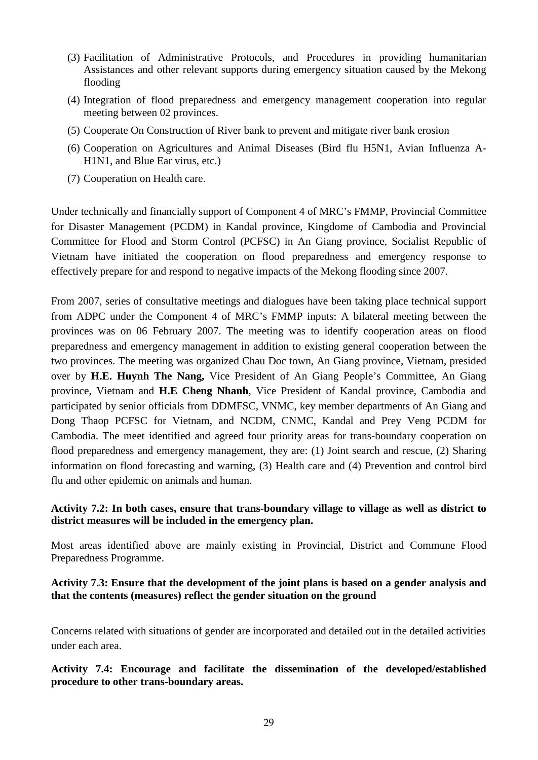(3) Facilitation of Administrative Protocols, and Procedures in providing humanitarian Assistances and other relevant supports during emergency situation caused by the Mekong flooding

(4) Integration of flood preparedness and emergency management cooperation into regular meeting between 02 provinces.

(5) Cooperate On Construction of River bank to prevent and mitigate river bank erosion

(6) Cooperation on Agricultures and Animal Diseases (Bird flu H5N1, Avian Influenza A-H1N1, and Blue Ear virus, etc.)

(7) Cooperation on Health care.

Under technically and financially support of Component 4 of MRC's FMMP, Provincial Committee for Disaster Management (PCDM) in Kandal province, Kingdome of Cambodia and Provincial Committee for Flood and Storm Control (PCFSC) in An Giang province, Socialist Republic of Vietnam have initiated the cooperation on flood preparedness and emergency response to effectively prepare for and respond to negative impacts of the Mekong flooding since 2007.

From 2007, series of consultative meetings and dialogues have been taking place technical support from ADPC under the Component 4 of MRC's FMMP inputs: A bilateral meeting between the provinces was on 06 February 2007. The meeting was to identify cooperation areas on flood preparedness and emergency management in addition to existing general cooperation between the two provinces. The meeting was organized Chau Doc town, An Giang province, Vietnam, presided over by **H.E. Huynh The Nang,** Vice President of An Giang People's Committee, An Giang province, Vietnam and **H.E Cheng Nhanh**, Vice President of Kandal province, Cambodia and participated by senior officials from DDMFSC, VNMC, key member departments of An Giang and Dong Thaop PCFSC for Vietnam, and NCDM, CNMC, Kandal and Prey Veng PCDM for Cambodia. The meet identified and agreed four priority areas for trans-boundary cooperation on flood preparedness and emergency management, they are: (1) Joint search and rescue, (2) Sharing information on flood forecasting and warning, (3) Health care and (4) Prevention and control bird flu and other epidemic on animals and human.

**Activity 7.2: In both cases, ensure that trans-boundary village to village as well as district to district measures will be included in the emergency plan.**

Most areas identified above are mainly existing in Provincial, District and Commune Flood Preparedness Programme.

**Activity 7.3: Ensure that the development of the joint plans is based on a gender analysis and that the contents (measures) reflect the gender situation on the ground**

Concerns related with situations of gender are incorporated and detailed out in the detailed activities under each area.

**Activity 7.4: Encourage and facilitate the dissemination of the developed/established procedure to other trans-boundary areas.**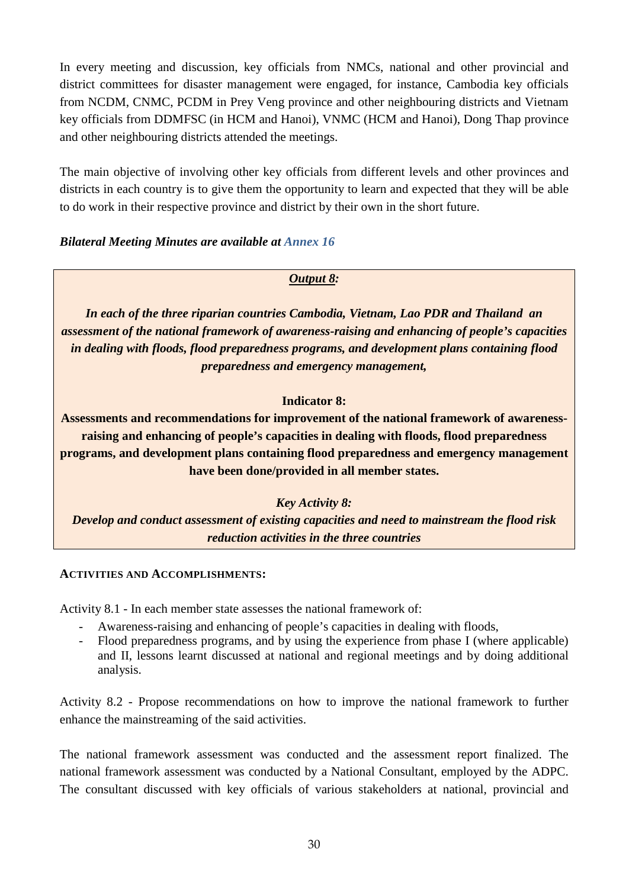In every meeting and discussion, key officials from NMCs, national and other provincial and district committees for disaster management were engaged, for instance, Cambodia key officials from NCDM, CNMC, PCDM in Prey Veng province and other neighbouring districts and Vietnam key officials from DDMFSC (in HCM and Hanoi), VNMC (HCM and Hanoi), Dong Thap province and other neighbouring districts attended the meetings.

The main objective of involving other key officials from different levels and other provinces and districts in each country is to give them the opportunity to learn and expected that they will be able to do work in their respective province and district by their own in the short future.

***Bilateral Meeting Minutes are available at Annex 16***

***<u>Output 8:</u>***

***In each of the three riparian countries Cambodia, Vietnam, Lao PDR and Thailand an assessment of the national framework of awareness-raising and enhancing of people's capacities in dealing with floods, flood preparedness programs, and development plans containing flood preparedness and emergency management,***

**Indicator 8:**

**Assessments and recommendations for improvement of the national framework of awareness-raising and enhancing of people's capacities in dealing with floods, flood preparedness programs, and development plans containing flood preparedness and emergency management have been done/provided in all member states.**

***Key Activity 8:***

***Develop and conduct assessment of existing capacities and need to mainstream the flood risk reduction activities in the three countries***

**ACTIVITIES AND ACCOMPLISHMENTS:**

Activity 8.1 - In each member state assesses the national framework of:

- Awareness-raising and enhancing of people's capacities in dealing with floods,
- Flood preparedness programs, and by using the experience from phase I (where applicable) and II, lessons learnt discussed at national and regional meetings and by doing additional analysis.

Activity 8.2 - Propose recommendations on how to improve the national framework to further enhance the mainstreaming of the said activities.

The national framework assessment was conducted and the assessment report finalized. The national framework assessment was conducted by a National Consultant, employed by the ADPC. The consultant discussed with key officials of various stakeholders at national, provincial and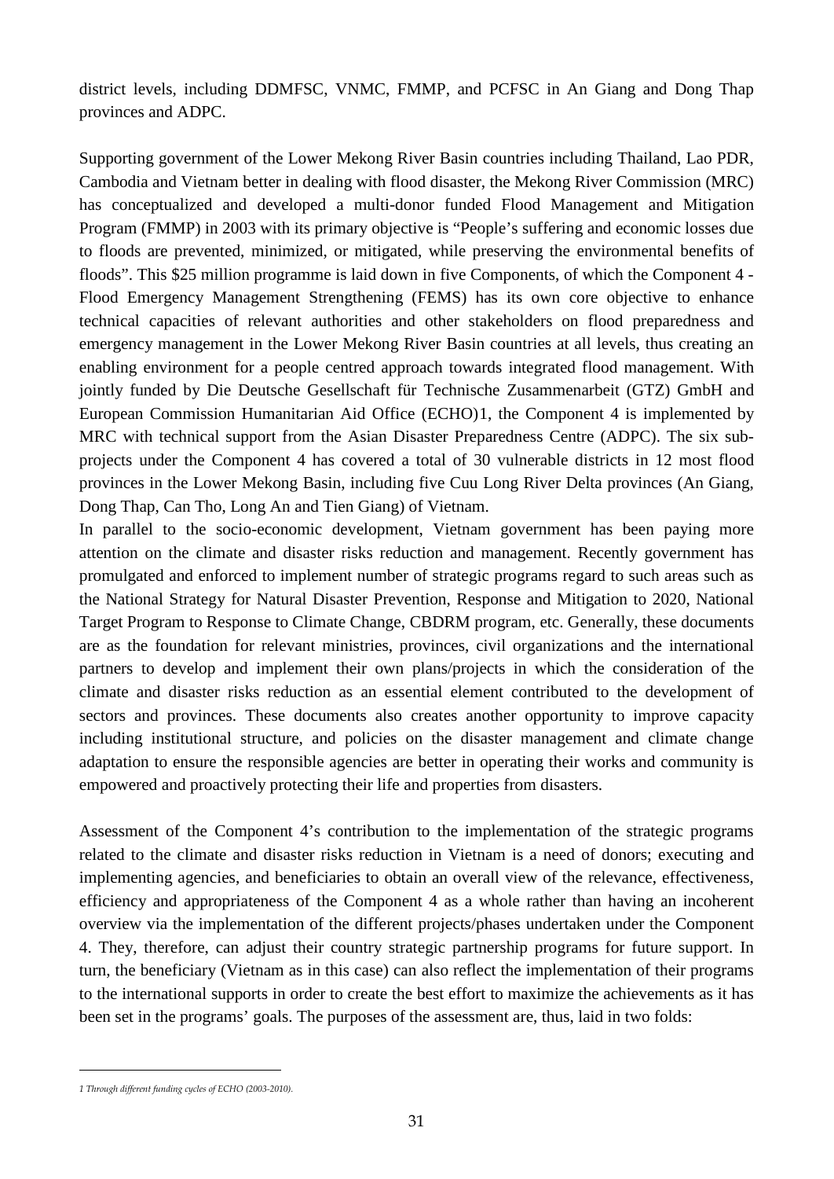district levels, including DDMFSC, VNMC, FMMP, and PCFSC in An Giang and Dong Thap provinces and ADPC.

Supporting government of the Lower Mekong River Basin countries including Thailand, Lao PDR, Cambodia and Vietnam better in dealing with flood disaster, the Mekong River Commission (MRC) has conceptualized and developed a multi-donor funded Flood Management and Mitigation Program (FMMP) in 2003 with its primary objective is "People's suffering and economic losses due to floods are prevented, minimized, or mitigated, while preserving the environmental benefits of floods". This $25 million programme is laid down in five Components, of which the Component 4 - Flood Emergency Management Strengthening (FEMS) has its own core objective to enhance technical capacities of relevant authorities and other stakeholders on flood preparedness and emergency management in the Lower Mekong River Basin countries at all levels, thus creating an enabling environment for a people centred approach towards integrated flood management. With jointly funded by Die Deutsche Gesellschaft für Technische Zusammenarbeit (GTZ) GmbH and European Commission Humanitarian Aid Office (ECHO)[1], the Component 4 is implemented by MRC with technical support from the Asian Disaster Preparedness Centre (ADPC). The six sub-projects under the Component 4 has covered a total of 30 vulnerable districts in 12 most flood provinces in the Lower Mekong Basin, including five Cuu Long River Delta provinces (An Giang, Dong Thap, Can Tho, Long An and Tien Giang) of Vietnam.

In parallel to the socio-economic development, Vietnam government has been paying more attention on the climate and disaster risks reduction and management. Recently government has promulgated and enforced to implement number of strategic programs regard to such areas such as the National Strategy for Natural Disaster Prevention, Response and Mitigation to 2020, National Target Program to Response to Climate Change, CBDRM program, etc. Generally, these documents are as the foundation for relevant ministries, provinces, civil organizations and the international partners to develop and implement their own plans/projects in which the consideration of the climate and disaster risks reduction as an essential element contributed to the development of sectors and provinces. These documents also creates another opportunity to improve capacity including institutional structure, and policies on the disaster management and climate change adaptation to ensure the responsible agencies are better in operating their works and community is empowered and proactively protecting their life and properties from disasters.

Assessment of the Component 4's contribution to the implementation of the strategic programs related to the climate and disaster risks reduction in Vietnam is a need of donors; executing and implementing agencies, and beneficiaries to obtain an overall view of the relevance, effectiveness, efficiency and appropriateness of the Component 4 as a whole rather than having an incoherent overview via the implementation of the different projects/phases undertaken under the Component 4. They, therefore, can adjust their country strategic partnership programs for future support. In turn, the beneficiary (Vietnam as in this case) can also reflect the implementation of their programs to the international supports in order to create the best effort to maximize the achievements as it has been set in the programs' goals. The purposes of the assessment are, thus, laid in two folds:

---

*1 Through different funding cycles of ECHO (2003-2010).*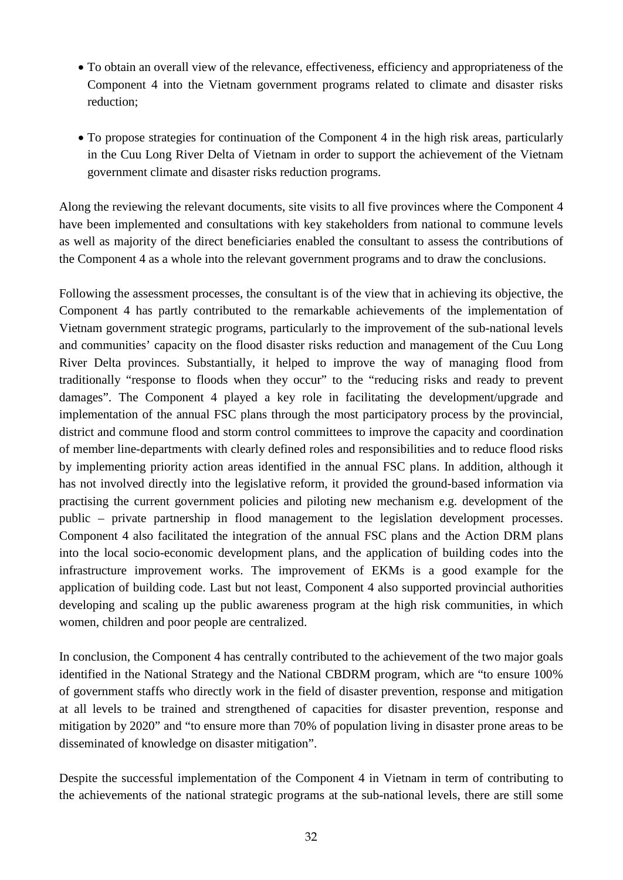- To obtain an overall view of the relevance, effectiveness, efficiency and appropriateness of the Component 4 into the Vietnam government programs related to climate and disaster risks reduction;

- To propose strategies for continuation of the Component 4 in the high risk areas, particularly in the Cuu Long River Delta of Vietnam in order to support the achievement of the Vietnam government climate and disaster risks reduction programs.

Along the reviewing the relevant documents, site visits to all five provinces where the Component 4 have been implemented and consultations with key stakeholders from national to commune levels as well as majority of the direct beneficiaries enabled the consultant to assess the contributions of the Component 4 as a whole into the relevant government programs and to draw the conclusions.

Following the assessment processes, the consultant is of the view that in achieving its objective, the Component 4 has partly contributed to the remarkable achievements of the implementation of Vietnam government strategic programs, particularly to the improvement of the sub-national levels and communities' capacity on the flood disaster risks reduction and management of the Cuu Long River Delta provinces. Substantially, it helped to improve the way of managing flood from traditionally "response to floods when they occur" to the "reducing risks and ready to prevent damages". The Component 4 played a key role in facilitating the development/upgrade and implementation of the annual FSC plans through the most participatory process by the provincial, district and commune flood and storm control committees to improve the capacity and coordination of member line-departments with clearly defined roles and responsibilities and to reduce flood risks by implementing priority action areas identified in the annual FSC plans. In addition, although it has not involved directly into the legislative reform, it provided the ground-based information via practising the current government policies and piloting new mechanism e.g. development of the public – private partnership in flood management to the legislation development processes. Component 4 also facilitated the integration of the annual FSC plans and the Action DRM plans into the local socio-economic development plans, and the application of building codes into the infrastructure improvement works. The improvement of EKMs is a good example for the application of building code. Last but not least, Component 4 also supported provincial authorities developing and scaling up the public awareness program at the high risk communities, in which women, children and poor people are centralized.

In conclusion, the Component 4 has centrally contributed to the achievement of the two major goals identified in the National Strategy and the National CBDRM program, which are "to ensure 100% of government staffs who directly work in the field of disaster prevention, response and mitigation at all levels to be trained and strengthened of capacities for disaster prevention, response and mitigation by 2020" and "to ensure more than 70% of population living in disaster prone areas to be disseminated of knowledge on disaster mitigation".

Despite the successful implementation of the Component 4 in Vietnam in term of contributing to the achievements of the national strategic programs at the sub-national levels, there are still some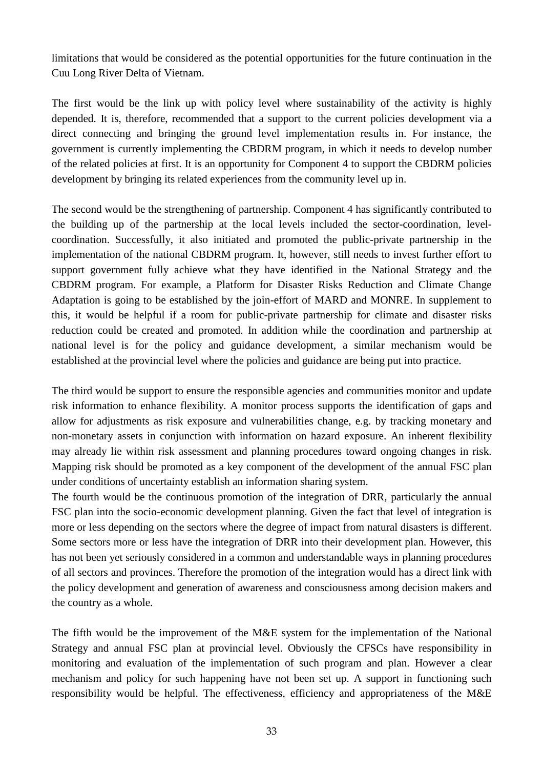limitations that would be considered as the potential opportunities for the future continuation in the Cuu Long River Delta of Vietnam.

The first would be the link up with policy level where sustainability of the activity is highly depended. It is, therefore, recommended that a support to the current policies development via a direct connecting and bringing the ground level implementation results in. For instance, the government is currently implementing the CBDRM program, in which it needs to develop number of the related policies at first. It is an opportunity for Component 4 to support the CBDRM policies development by bringing its related experiences from the community level up in.

The second would be the strengthening of partnership. Component 4 has significantly contributed to the building up of the partnership at the local levels included the sector-coordination, level-coordination. Successfully, it also initiated and promoted the public-private partnership in the implementation of the national CBDRM program. It, however, still needs to invest further effort to support government fully achieve what they have identified in the National Strategy and the CBDRM program. For example, a Platform for Disaster Risks Reduction and Climate Change Adaptation is going to be established by the join-effort of MARD and MONRE. In supplement to this, it would be helpful if a room for public-private partnership for climate and disaster risks reduction could be created and promoted. In addition while the coordination and partnership at national level is for the policy and guidance development, a similar mechanism would be established at the provincial level where the policies and guidance are being put into practice.

The third would be support to ensure the responsible agencies and communities monitor and update risk information to enhance flexibility. A monitor process supports the identification of gaps and allow for adjustments as risk exposure and vulnerabilities change, e.g. by tracking monetary and non-monetary assets in conjunction with information on hazard exposure. An inherent flexibility may already lie within risk assessment and planning procedures toward ongoing changes in risk. Mapping risk should be promoted as a key component of the development of the annual FSC plan under conditions of uncertainty establish an information sharing system.

The fourth would be the continuous promotion of the integration of DRR, particularly the annual FSC plan into the socio-economic development planning. Given the fact that level of integration is more or less depending on the sectors where the degree of impact from natural disasters is different. Some sectors more or less have the integration of DRR into their development plan. However, this has not been yet seriously considered in a common and understandable ways in planning procedures of all sectors and provinces. Therefore the promotion of the integration would has a direct link with the policy development and generation of awareness and consciousness among decision makers and the country as a whole.

The fifth would be the improvement of the M&E system for the implementation of the National Strategy and annual FSC plan at provincial level. Obviously the CFSCs have responsibility in monitoring and evaluation of the implementation of such program and plan. However a clear mechanism and policy for such happening have not been set up. A support in functioning such responsibility would be helpful. The effectiveness, efficiency and appropriateness of the M&E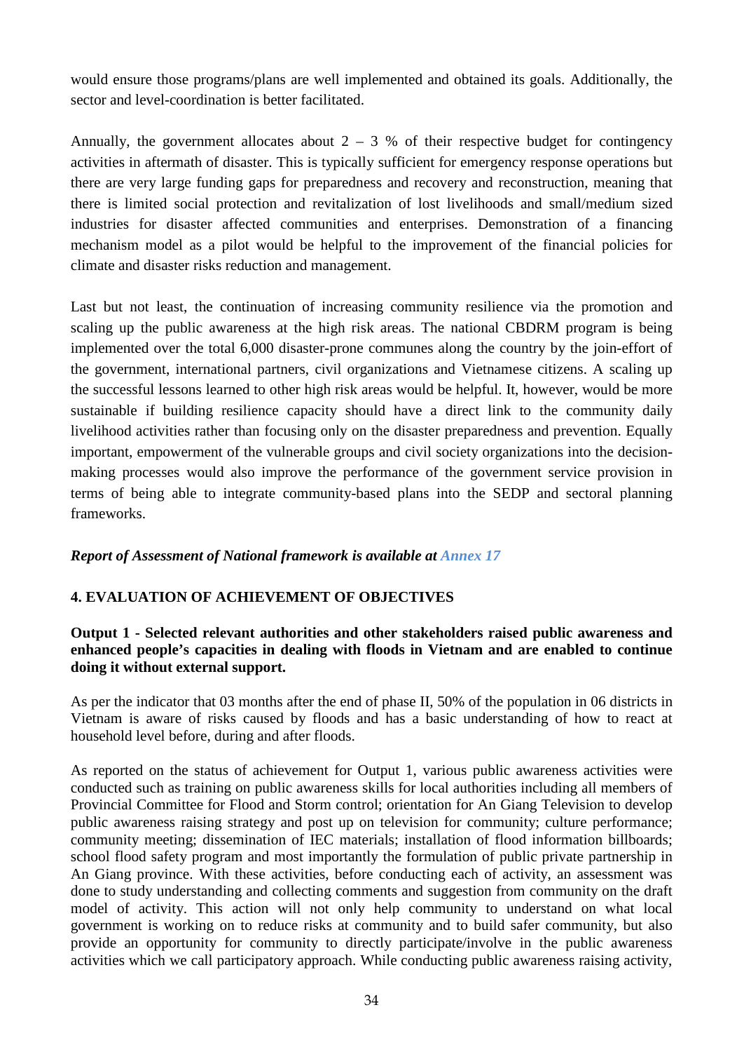would ensure those programs/plans are well implemented and obtained its goals. Additionally, the sector and level-coordination is better facilitated.

Annually, the government allocates about 2 – 3 % of their respective budget for contingency activities in aftermath of disaster. This is typically sufficient for emergency response operations but there are very large funding gaps for preparedness and recovery and reconstruction, meaning that there is limited social protection and revitalization of lost livelihoods and small/medium sized industries for disaster affected communities and enterprises. Demonstration of a financing mechanism model as a pilot would be helpful to the improvement of the financial policies for climate and disaster risks reduction and management.

Last but not least, the continuation of increasing community resilience via the promotion and scaling up the public awareness at the high risk areas. The national CBDRM program is being implemented over the total 6,000 disaster-prone communes along the country by the join-effort of the government, international partners, civil organizations and Vietnamese citizens. A scaling up the successful lessons learned to other high risk areas would be helpful. It, however, would be more sustainable if building resilience capacity should have a direct link to the community daily livelihood activities rather than focusing only on the disaster preparedness and prevention. Equally important, empowerment of the vulnerable groups and civil society organizations into the decision-making processes would also improve the performance of the government service provision in terms of being able to integrate community-based plans into the SEDP and sectoral planning frameworks.

***Report of Assessment of National framework is available at Annex 17***

## 4. EVALUATION OF ACHIEVEMENT OF OBJECTIVES

**Output 1 - Selected relevant authorities and other stakeholders raised public awareness and enhanced people's capacities in dealing with floods in Vietnam and are enabled to continue doing it without external support.**

As per the indicator that 03 months after the end of phase II, 50% of the population in 06 districts in Vietnam is aware of risks caused by floods and has a basic understanding of how to react at household level before, during and after floods.

As reported on the status of achievement for Output 1, various public awareness activities were conducted such as training on public awareness skills for local authorities including all members of Provincial Committee for Flood and Storm control; orientation for An Giang Television to develop public awareness raising strategy and post up on television for community; culture performance; community meeting; dissemination of IEC materials; installation of flood information billboards; school flood safety program and most importantly the formulation of public private partnership in An Giang province. With these activities, before conducting each of activity, an assessment was done to study understanding and collecting comments and suggestion from community on the draft model of activity. This action will not only help community to understand on what local government is working on to reduce risks at community and to build safer community, but also provide an opportunity for community to directly participate/involve in the public awareness activities which we call participatory approach. While conducting public awareness raising activity,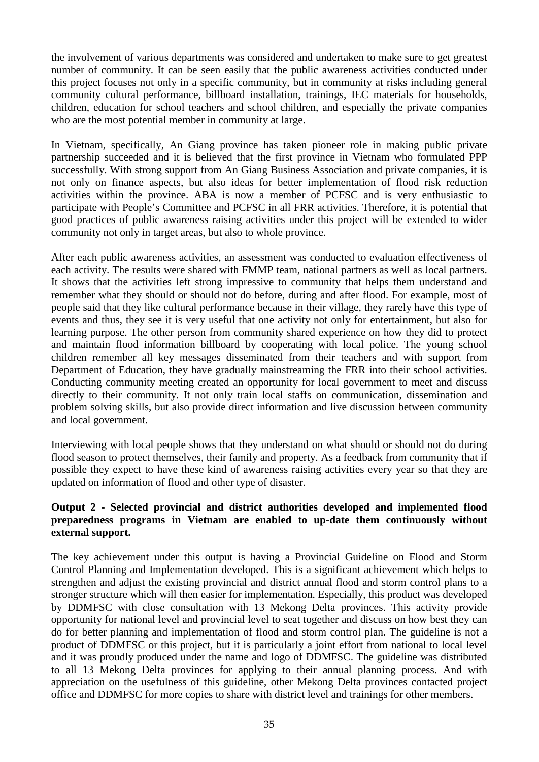the involvement of various departments was considered and undertaken to make sure to get greatest number of community. It can be seen easily that the public awareness activities conducted under this project focuses not only in a specific community, but in community at risks including general community cultural performance, billboard installation, trainings, IEC materials for households, children, education for school teachers and school children, and especially the private companies who are the most potential member in community at large.

In Vietnam, specifically, An Giang province has taken pioneer role in making public private partnership succeeded and it is believed that the first province in Vietnam who formulated PPP successfully. With strong support from An Giang Business Association and private companies, it is not only on finance aspects, but also ideas for better implementation of flood risk reduction activities within the province. ABA is now a member of PCFSC and is very enthusiastic to participate with People's Committee and PCFSC in all FRR activities. Therefore, it is potential that good practices of public awareness raising activities under this project will be extended to wider community not only in target areas, but also to whole province.

After each public awareness activities, an assessment was conducted to evaluation effectiveness of each activity. The results were shared with FMMP team, national partners as well as local partners. It shows that the activities left strong impressive to community that helps them understand and remember what they should or should not do before, during and after flood. For example, most of people said that they like cultural performance because in their village, they rarely have this type of events and thus, they see it is very useful that one activity not only for entertainment, but also for learning purpose. The other person from community shared experience on how they did to protect and maintain flood information billboard by cooperating with local police. The young school children remember all key messages disseminated from their teachers and with support from Department of Education, they have gradually mainstreaming the FRR into their school activities. Conducting community meeting created an opportunity for local government to meet and discuss directly to their community. It not only train local staffs on communication, dissemination and problem solving skills, but also provide direct information and live discussion between community and local government.

Interviewing with local people shows that they understand on what should or should not do during flood season to protect themselves, their family and property. As a feedback from community that if possible they expect to have these kind of awareness raising activities every year so that they are updated on information of flood and other type of disaster.

**Output 2 - Selected provincial and district authorities developed and implemented flood preparedness programs in Vietnam are enabled to up-date them continuously without external support.**

The key achievement under this output is having a Provincial Guideline on Flood and Storm Control Planning and Implementation developed. This is a significant achievement which helps to strengthen and adjust the existing provincial and district annual flood and storm control plans to a stronger structure which will then easier for implementation. Especially, this product was developed by DDMFSC with close consultation with 13 Mekong Delta provinces. This activity provide opportunity for national level and provincial level to seat together and discuss on how best they can do for better planning and implementation of flood and storm control plan. The guideline is not a product of DDMFSC or this project, but it is particularly a joint effort from national to local level and it was proudly produced under the name and logo of DDMFSC. The guideline was distributed to all 13 Mekong Delta provinces for applying to their annual planning process. And with appreciation on the usefulness of this guideline, other Mekong Delta provinces contacted project office and DDMFSC for more copies to share with district level and trainings for other members.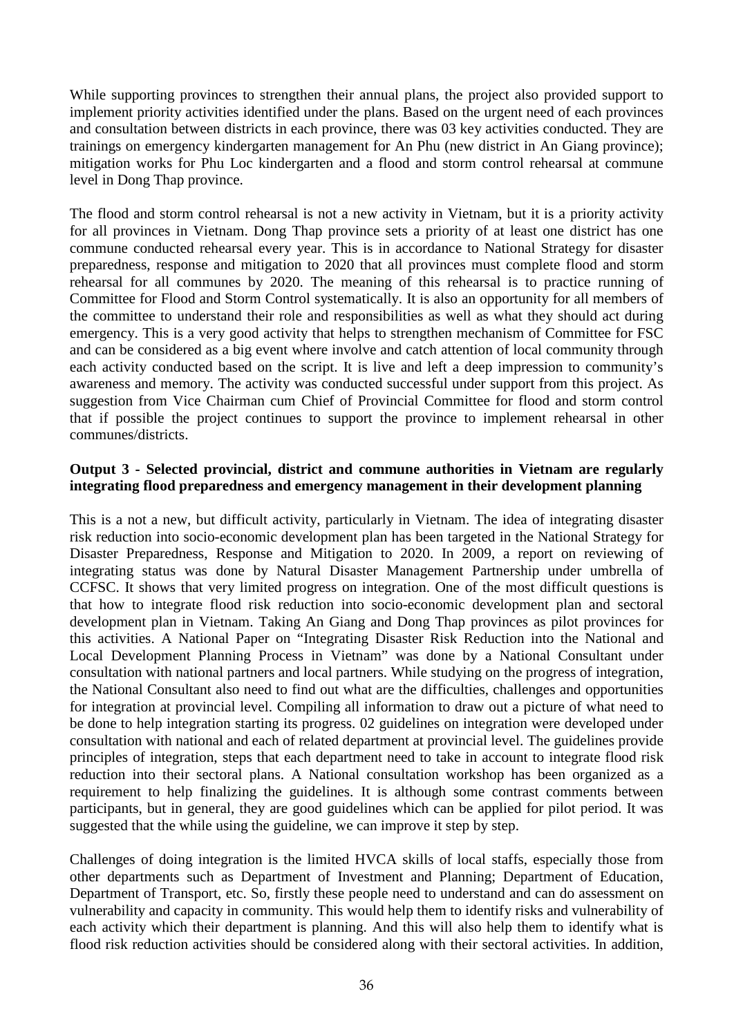While supporting provinces to strengthen their annual plans, the project also provided support to implement priority activities identified under the plans. Based on the urgent need of each provinces and consultation between districts in each province, there was 03 key activities conducted. They are trainings on emergency kindergarten management for An Phu (new district in An Giang province); mitigation works for Phu Loc kindergarten and a flood and storm control rehearsal at commune level in Dong Thap province.

The flood and storm control rehearsal is not a new activity in Vietnam, but it is a priority activity for all provinces in Vietnam. Dong Thap province sets a priority of at least one district has one commune conducted rehearsal every year. This is in accordance to National Strategy for disaster preparedness, response and mitigation to 2020 that all provinces must complete flood and storm rehearsal for all communes by 2020. The meaning of this rehearsal is to practice running of Committee for Flood and Storm Control systematically. It is also an opportunity for all members of the committee to understand their role and responsibilities as well as what they should act during emergency. This is a very good activity that helps to strengthen mechanism of Committee for FSC and can be considered as a big event where involve and catch attention of local community through each activity conducted based on the script. It is live and left a deep impression to community's awareness and memory. The activity was conducted successful under support from this project. As suggestion from Vice Chairman cum Chief of Provincial Committee for flood and storm control that if possible the project continues to support the province to implement rehearsal in other communes/districts.

**Output 3 - Selected provincial, district and commune authorities in Vietnam are regularly integrating flood preparedness and emergency management in their development planning**

This is a not a new, but difficult activity, particularly in Vietnam. The idea of integrating disaster risk reduction into socio-economic development plan has been targeted in the National Strategy for Disaster Preparedness, Response and Mitigation to 2020. In 2009, a report on reviewing of integrating status was done by Natural Disaster Management Partnership under umbrella of CCFSC. It shows that very limited progress on integration. One of the most difficult questions is that how to integrate flood risk reduction into socio-economic development plan and sectoral development plan in Vietnam. Taking An Giang and Dong Thap provinces as pilot provinces for this activities. A National Paper on "Integrating Disaster Risk Reduction into the National and Local Development Planning Process in Vietnam" was done by a National Consultant under consultation with national partners and local partners. While studying on the progress of integration, the National Consultant also need to find out what are the difficulties, challenges and opportunities for integration at provincial level. Compiling all information to draw out a picture of what need to be done to help integration starting its progress. 02 guidelines on integration were developed under consultation with national and each of related department at provincial level. The guidelines provide principles of integration, steps that each department need to take in account to integrate flood risk reduction into their sectoral plans. A National consultation workshop has been organized as a requirement to help finalizing the guidelines. It is although some contrast comments between participants, but in general, they are good guidelines which can be applied for pilot period. It was suggested that the while using the guideline, we can improve it step by step.

Challenges of doing integration is the limited HVCA skills of local staffs, especially those from other departments such as Department of Investment and Planning; Department of Education, Department of Transport, etc. So, firstly these people need to understand and can do assessment on vulnerability and capacity in community. This would help them to identify risks and vulnerability of each activity which their department is planning. And this will also help them to identify what is flood risk reduction activities should be considered along with their sectoral activities. In addition,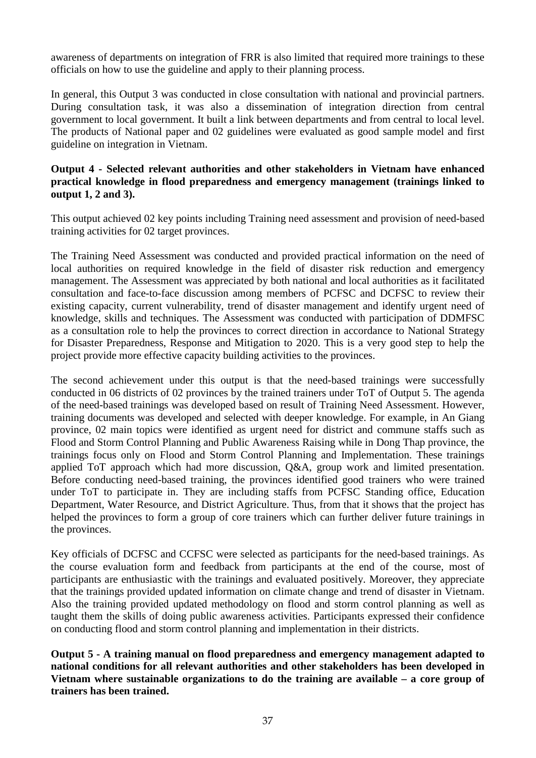awareness of departments on integration of FRR is also limited that required more trainings to these officials on how to use the guideline and apply to their planning process.

In general, this Output 3 was conducted in close consultation with national and provincial partners. During consultation task, it was also a dissemination of integration direction from central government to local government. It built a link between departments and from central to local level. The products of National paper and 02 guidelines were evaluated as good sample model and first guideline on integration in Vietnam.

**Output 4 - Selected relevant authorities and other stakeholders in Vietnam have enhanced practical knowledge in flood preparedness and emergency management (trainings linked to output 1, 2 and 3).**

This output achieved 02 key points including Training need assessment and provision of need-based training activities for 02 target provinces.

The Training Need Assessment was conducted and provided practical information on the need of local authorities on required knowledge in the field of disaster risk reduction and emergency management. The Assessment was appreciated by both national and local authorities as it facilitated consultation and face-to-face discussion among members of PCFSC and DCFSC to review their existing capacity, current vulnerability, trend of disaster management and identify urgent need of knowledge, skills and techniques. The Assessment was conducted with participation of DDMFSC as a consultation role to help the provinces to correct direction in accordance to National Strategy for Disaster Preparedness, Response and Mitigation to 2020. This is a very good step to help the project provide more effective capacity building activities to the provinces.

The second achievement under this output is that the need-based trainings were successfully conducted in 06 districts of 02 provinces by the trained trainers under ToT of Output 5. The agenda of the need-based trainings was developed based on result of Training Need Assessment. However, training documents was developed and selected with deeper knowledge. For example, in An Giang province, 02 main topics were identified as urgent need for district and commune staffs such as Flood and Storm Control Planning and Public Awareness Raising while in Dong Thap province, the trainings focus only on Flood and Storm Control Planning and Implementation. These trainings applied ToT approach which had more discussion, Q&A, group work and limited presentation. Before conducting need-based training, the provinces identified good trainers who were trained under ToT to participate in. They are including staffs from PCFSC Standing office, Education Department, Water Resource, and District Agriculture. Thus, from that it shows that the project has helped the provinces to form a group of core trainers which can further deliver future trainings in the provinces.

Key officials of DCFSC and CCFSC were selected as participants for the need-based trainings. As the course evaluation form and feedback from participants at the end of the course, most of participants are enthusiastic with the trainings and evaluated positively. Moreover, they appreciate that the trainings provided updated information on climate change and trend of disaster in Vietnam. Also the training provided updated methodology on flood and storm control planning as well as taught them the skills of doing public awareness activities. Participants expressed their confidence on conducting flood and storm control planning and implementation in their districts.

**Output 5 - A training manual on flood preparedness and emergency management adapted to national conditions for all relevant authorities and other stakeholders has been developed in Vietnam where sustainable organizations to do the training are available – a core group of trainers has been trained.**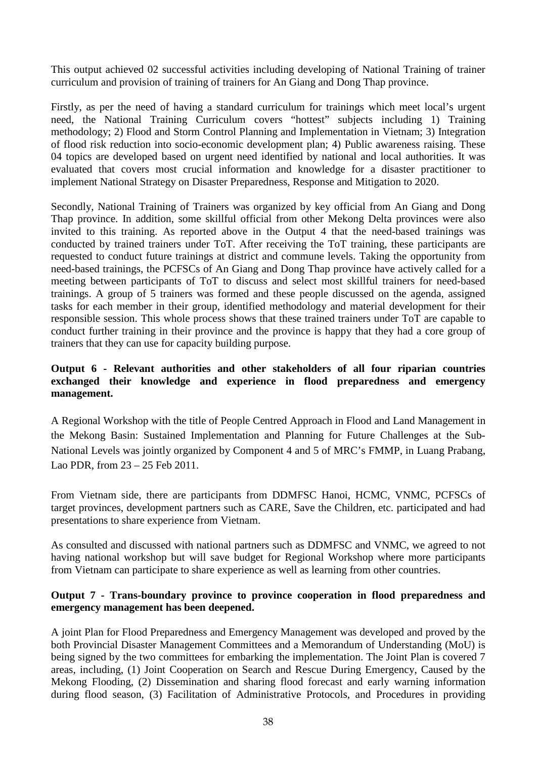This output achieved 02 successful activities including developing of National Training of trainer curriculum and provision of training of trainers for An Giang and Dong Thap province.

Firstly, as per the need of having a standard curriculum for trainings which meet local's urgent need, the National Training Curriculum covers "hottest" subjects including 1) Training methodology; 2) Flood and Storm Control Planning and Implementation in Vietnam; 3) Integration of flood risk reduction into socio-economic development plan; 4) Public awareness raising. These 04 topics are developed based on urgent need identified by national and local authorities. It was evaluated that covers most crucial information and knowledge for a disaster practitioner to implement National Strategy on Disaster Preparedness, Response and Mitigation to 2020.

Secondly, National Training of Trainers was organized by key official from An Giang and Dong Thap province. In addition, some skillful official from other Mekong Delta provinces were also invited to this training. As reported above in the Output 4 that the need-based trainings was conducted by trained trainers under ToT. After receiving the ToT training, these participants are requested to conduct future trainings at district and commune levels. Taking the opportunity from need-based trainings, the PCFSCs of An Giang and Dong Thap province have actively called for a meeting between participants of ToT to discuss and select most skillful trainers for need-based trainings. A group of 5 trainers was formed and these people discussed on the agenda, assigned tasks for each member in their group, identified methodology and material development for their responsible session. This whole process shows that these trained trainers under ToT are capable to conduct further training in their province and the province is happy that they had a core group of trainers that they can use for capacity building purpose.

**Output 6 - Relevant authorities and other stakeholders of all four riparian countries exchanged their knowledge and experience in flood preparedness and emergency management.**

A Regional Workshop with the title of People Centred Approach in Flood and Land Management in the Mekong Basin: Sustained Implementation and Planning for Future Challenges at the Sub-National Levels was jointly organized by Component 4 and 5 of MRC's FMMP, in Luang Prabang, Lao PDR, from 23 – 25 Feb 2011.

From Vietnam side, there are participants from DDMFSC Hanoi, HCMC, VNMC, PCFSCs of target provinces, development partners such as CARE, Save the Children, etc. participated and had presentations to share experience from Vietnam.

As consulted and discussed with national partners such as DDMFSC and VNMC, we agreed to not having national workshop but will save budget for Regional Workshop where more participants from Vietnam can participate to share experience as well as learning from other countries.

**Output 7 - Trans-boundary province to province cooperation in flood preparedness and emergency management has been deepened.**

A joint Plan for Flood Preparedness and Emergency Management was developed and proved by the both Provincial Disaster Management Committees and a Memorandum of Understanding (MoU) is being signed by the two committees for embarking the implementation. The Joint Plan is covered 7 areas, including, (1) Joint Cooperation on Search and Rescue During Emergency, Caused by the Mekong Flooding, (2) Dissemination and sharing flood forecast and early warning information during flood season, (3) Facilitation of Administrative Protocols, and Procedures in providing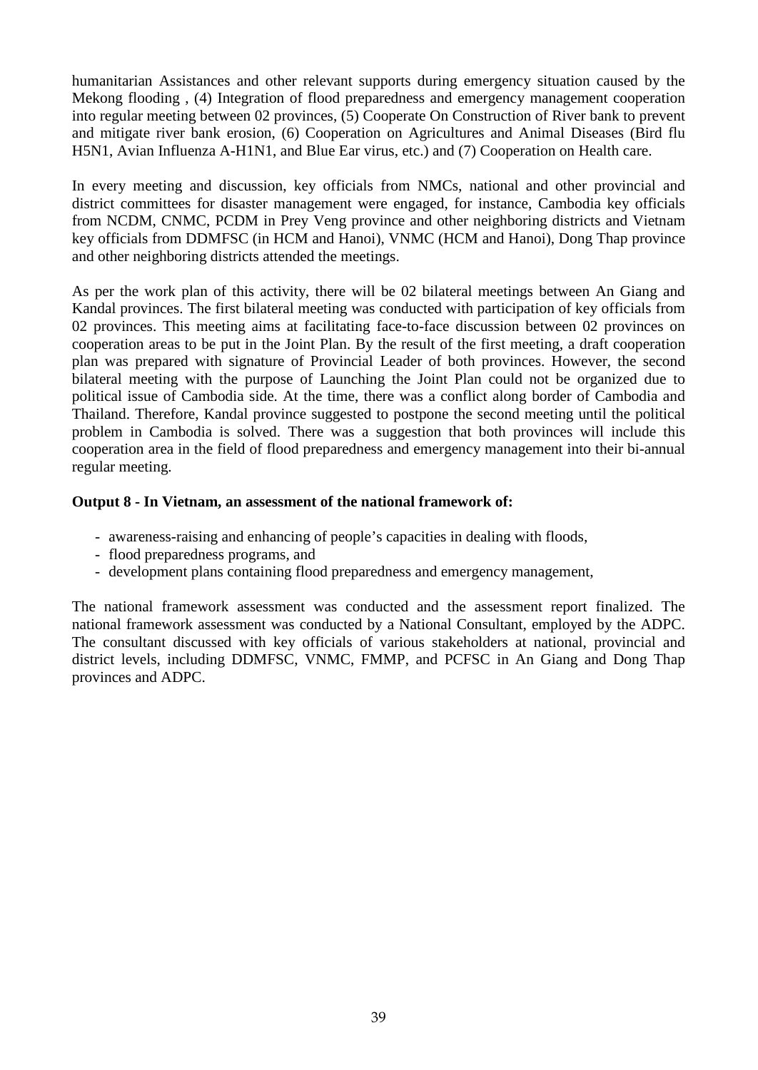humanitarian Assistances and other relevant supports during emergency situation caused by the Mekong flooding , (4) Integration of flood preparedness and emergency management cooperation into regular meeting between 02 provinces, (5) Cooperate On Construction of River bank to prevent and mitigate river bank erosion, (6) Cooperation on Agricultures and Animal Diseases (Bird flu H5N1, Avian Influenza A-H1N1, and Blue Ear virus, etc.) and (7) Cooperation on Health care.

In every meeting and discussion, key officials from NMCs, national and other provincial and district committees for disaster management were engaged, for instance, Cambodia key officials from NCDM, CNMC, PCDM in Prey Veng province and other neighboring districts and Vietnam key officials from DDMFSC (in HCM and Hanoi), VNMC (HCM and Hanoi), Dong Thap province and other neighboring districts attended the meetings.

As per the work plan of this activity, there will be 02 bilateral meetings between An Giang and Kandal provinces. The first bilateral meeting was conducted with participation of key officials from 02 provinces. This meeting aims at facilitating face-to-face discussion between 02 provinces on cooperation areas to be put in the Joint Plan. By the result of the first meeting, a draft cooperation plan was prepared with signature of Provincial Leader of both provinces. However, the second bilateral meeting with the purpose of Launching the Joint Plan could not be organized due to political issue of Cambodia side. At the time, there was a conflict along border of Cambodia and Thailand. Therefore, Kandal province suggested to postpone the second meeting until the political problem in Cambodia is solved. There was a suggestion that both provinces will include this cooperation area in the field of flood preparedness and emergency management into their bi-annual regular meeting.

**Output 8 - In Vietnam, an assessment of the national framework of:**

- awareness-raising and enhancing of people's capacities in dealing with floods,
- flood preparedness programs, and
- development plans containing flood preparedness and emergency management,

The national framework assessment was conducted and the assessment report finalized. The national framework assessment was conducted by a National Consultant, employed by the ADPC. The consultant discussed with key officials of various stakeholders at national, provincial and district levels, including DDMFSC, VNMC, FMMP, and PCFSC in An Giang and Dong Thap provinces and ADPC.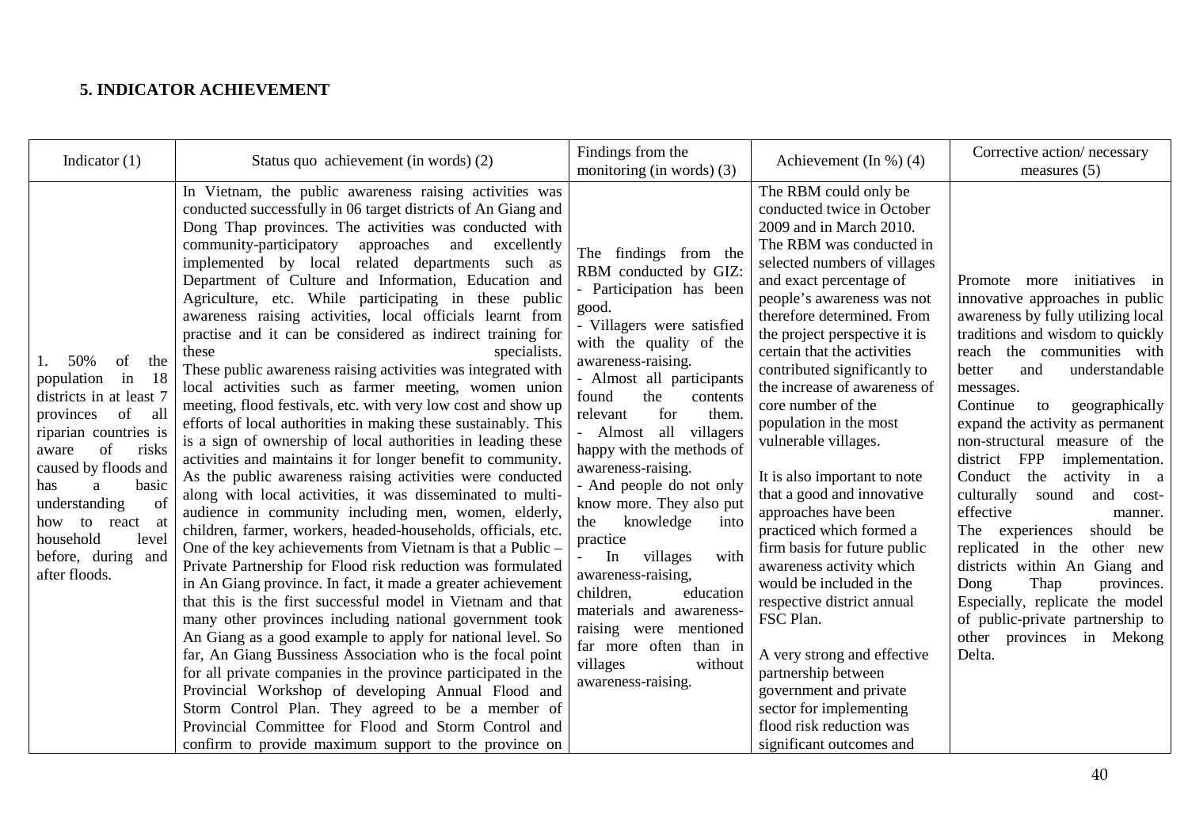## 5. INDICATOR ACHIEVEMENT

| Indicator (1) | Status quo achievement (in words) (2) | Findings from the monitoring (in words) (3) | Achievement (In %) (4) | Corrective action/ necessary measures (5) |
|---|---|---|---|---|
| 1. 50% of the population in 18 districts in at least 7 provinces of all riparian countries is aware of risks caused by floods and has a basic understanding of how to react at household level before, during and after floods. | In Vietnam, the public awareness raising activities was conducted successfully in 06 target districts of An Giang and Dong Thap provinces. The activities was conducted with community-participatory approaches and excellently implemented by local related departments such as Department of Culture and Information, Education and Agriculture, etc. While participating in these public awareness raising activities, local officials learnt from practise and it can be considered as indirect training for these specialists. These public awareness raising activities was integrated with local activities such as farmer meeting, women union meeting, flood festivals, etc. with very low cost and show up efforts of local authorities in making these sustainably. This is a sign of ownership of local authorities in leading these activities and maintains it for longer benefit to community. As the public awareness raising activities were conducted along with local activities, it was disseminated to multi-audience in community including men, women, elderly, children, farmer, workers, headed-households, officials, etc. One of the key achievements from Vietnam is that a Public – Private Partnership for Flood risk reduction was formulated in An Giang province. In fact, it made a greater achievement that this is the first successful model in Vietnam and that many other provinces including national government took An Giang as a good example to apply for national level. So far, An Giang Bussiness Association who is the focal point for all private companies in the province participated in the Provincial Workshop of developing Annual Flood and Storm Control Plan. They agreed to be a member of Provincial Committee for Flood and Storm Control and confirm to provide maximum support to the province on | The findings from the RBM conducted by GIZ:<br>- Participation has been good.<br>- Villagers were satisfied with the quality of the awareness-raising.<br>- Almost all participants found the contents relevant for them.<br>- Almost all villagers happy with the methods of awareness-raising.<br>- And people do not only know more. They also put the knowledge into practice<br>- In villages with awareness-raising, children, education materials and awareness-raising were mentioned far more often than in villages without awareness-raising. | The RBM could only be conducted twice in October 2009 and in March 2010. The RBM was conducted in selected numbers of villages and exact percentage of people's awareness was not therefore determined. From the project perspective it is certain that the activities contributed significantly to the increase of awareness of core number of the population in the most vulnerable villages.<br><br>It is also important to note that a good and innovative approaches have been practiced which formed a firm basis for future public awareness activity which would be included in the respective district annual FSC Plan.<br><br>A very strong and effective partnership between government and private sector for implementing flood risk reduction was significant outcomes and | Promote more initiatives in innovative approaches in public awareness by fully utilizing local traditions and wisdom to quickly reach the communities with better and understandable messages.<br>Continue to geographically expand the activity as permanent non-structural measure of the district FPP implementation. Conduct the activity in a culturally sound and cost-effective manner.<br>The experiences should be replicated in the other new districts within An Giang and Dong Thap provinces. Especially, replicate the model of public-private partnership to other provinces in Mekong Delta. |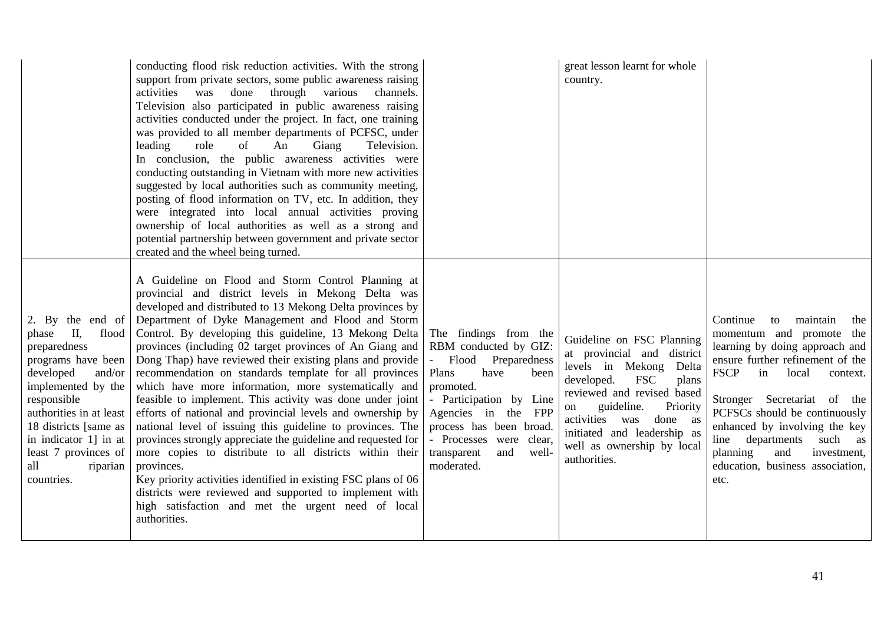| | | | | |
|---|---|---|---|---|
| | conducting flood risk reduction activities. With the strong support from private sectors, some public awareness raising activities was done through various channels. Television also participated in public awareness raising activities conducted under the project. In fact, one training was provided to all member departments of PCFSC, under leading role of An Giang Television. In conclusion, the public awareness activities were conducting outstanding in Vietnam with more new activities suggested by local authorities such as community meeting, posting of flood information on TV, etc. In addition, they were integrated into local annual activities proving ownership of local authorities as well as a strong and potential partnership between government and private sector created and the wheel being turned. | | great lesson learnt for whole country. | |
| 2. By the end of phase II, flood preparedness programs have been developed and/or implemented by the responsible authorities in at least 18 districts [same as in indicator 1] in at least 7 provinces of all riparian countries. | A Guideline on Flood and Storm Control Planning at provincial and district levels in Mekong Delta was developed and distributed to 13 Mekong Delta provinces by Department of Dyke Management and Flood and Storm Control. By developing this guideline, 13 Mekong Delta provinces (including 02 target provinces of An Giang and Dong Thap) have reviewed their existing plans and provide recommendation on standards template for all provinces which have more information, more systematically and feasible to implement. This activity was done under joint efforts of national and provincial levels and ownership by national level of issuing this guideline to provinces. The provinces strongly appreciate the guideline and requested for more copies to distribute to all districts within their provinces.<br>Key priority activities identified in existing FSC plans of 06 districts were reviewed and supported to implement with high satisfaction and met the urgent need of local authorities. | The findings from the RBM conducted by GIZ:<br>- Flood Preparedness Plans have been promoted.<br>- Participation by Line Agencies in the FPP process has been broad.<br>- Processes were clear, transparent and well-moderated. | Guideline on FSC Planning at provincial and district levels in Mekong Delta developed. FSC plans reviewed and revised based on guideline. Priority activities was done as initiated and leadership as well as ownership by local authorities. | Continue to maintain the momentum and promote the learning by doing approach and ensure further refinement of the FSCP in local context.<br><br>Stronger Secretariat of the PCFSCs should be continuously enhanced by involving the key line departments such as planning and investment, education, business association, etc. |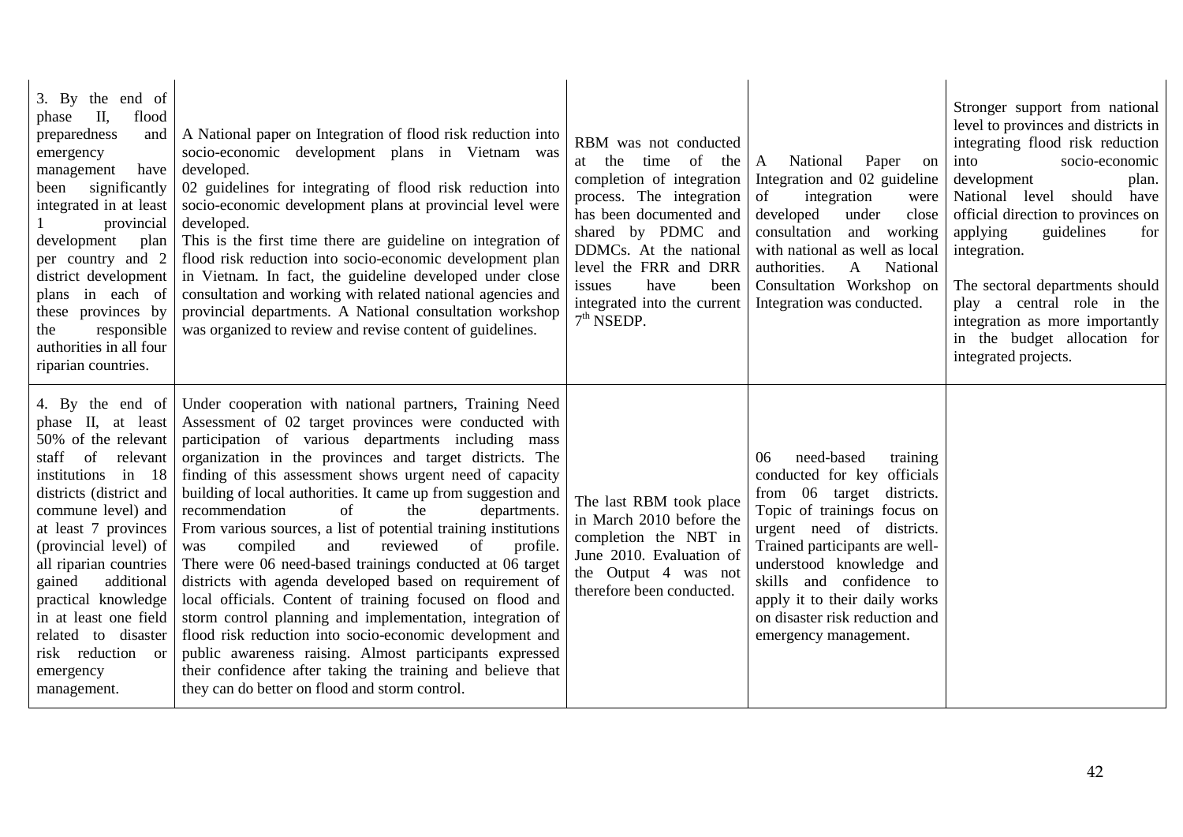| | | | | |
|---|---|---|---|---|
| 3. By the end of phase II, flood preparedness and emergency management have been significantly integrated in at least 1 provincial development plan per country and 2 district development plans in each of these provinces by the responsible authorities in all four riparian countries. | A National paper on Integration of flood risk reduction into socio-economic development plans in Vietnam was developed.<br>02 guidelines for integrating of flood risk reduction into socio-economic development plans at provincial level were developed.<br>This is the first time there are guideline on integration of flood risk reduction into socio-economic development plan in Vietnam. In fact, the guideline developed under close consultation and working with related national agencies and provincial departments. A National consultation workshop was organized to review and revise content of guidelines. | RBM was not conducted at the time of the completion of integration process. The integration has been documented and shared by PDMC and DDMCs. At the national level the FRR and DRR issues have been integrated into the current 7th NSEDP. | A National Paper on Integration and 02 guideline of integration were developed under close consultation and working with national as well as local authorities. A National Consultation Workshop on Integration was conducted. | Stronger support from national level to provinces and districts in integrating flood risk reduction into socio-economic development plan. National level should have official direction to provinces on applying guidelines for integration.<br><br>The sectoral departments should play a central role in the integration as more importantly in the budget allocation for integrated projects. |
| 4. By the end of phase II, at least 50% of the relevant staff of relevant institutions in 18 districts (district and commune level) and at least 7 provinces (provincial level) of all riparian countries gained additional practical knowledge in at least one field related to disaster risk reduction or emergency management. | Under cooperation with national partners, Training Need Assessment of 02 target provinces were conducted with participation of various departments including mass organization in the provinces and target districts. The finding of this assessment shows urgent need of capacity building of local authorities. It came up from suggestion and recommendation of the departments.<br>From various sources, a list of potential training institutions was compiled and reviewed of profile.<br>There were 06 need-based trainings conducted at 06 target districts with agenda developed based on requirement of local officials. Content of training focused on flood and storm control planning and implementation, integration of flood risk reduction into socio-economic development and public awareness raising. Almost participants expressed their confidence after taking the training and believe that they can do better on flood and storm control. | The last RBM took place in March 2010 before the completion the NBT in June 2010. Evaluation of the Output 4 was not therefore been conducted. | 06 need-based training conducted for key officials from 06 target districts. Topic of trainings focus on urgent need of districts. Trained participants are well-understood knowledge and skills and confidence to apply it to their daily works on disaster risk reduction and emergency management. | |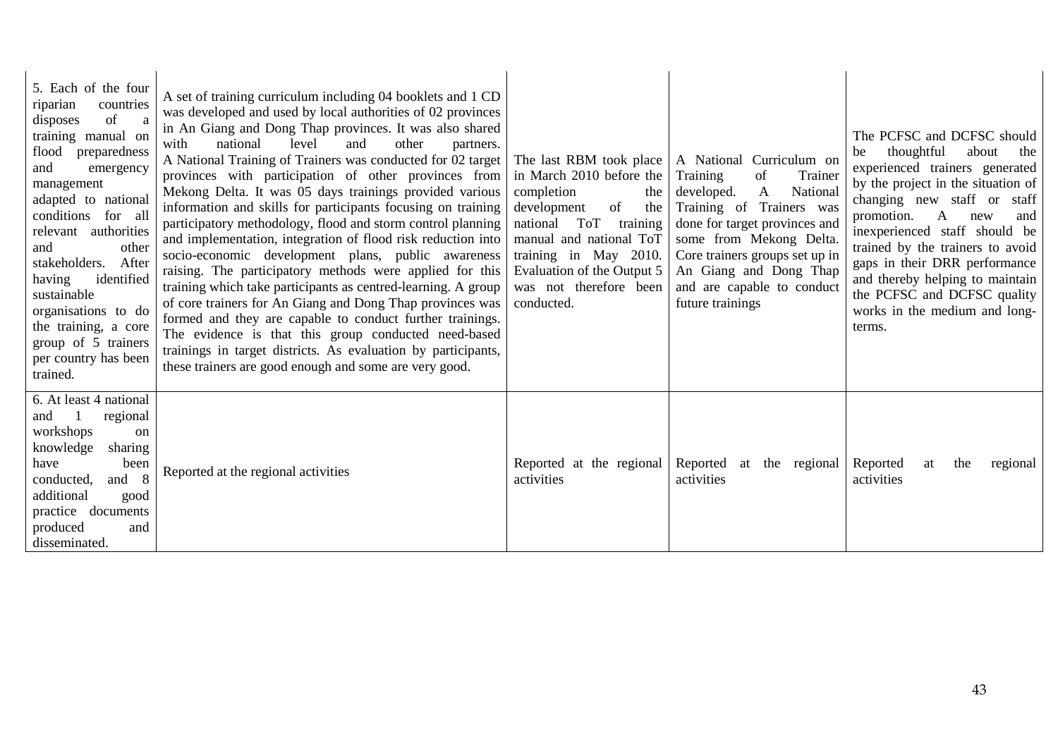| | | | | |
|---|---|---|---|---|
| 5. Each of the four riparian countries disposes of a training manual on flood preparedness and emergency management adapted to national conditions for all relevant authorities and other stakeholders. After having identified sustainable organisations to do the training, a core group of 5 trainers per country has been trained. | A set of training curriculum including 04 booklets and 1 CD was developed and used by local authorities of 02 provinces in An Giang and Dong Thap provinces. It was also shared with national level and other partners. A National Training of Trainers was conducted for 02 target provinces with participation of other provinces from Mekong Delta. It was 05 days trainings provided various information and skills for participants focusing on training participatory methodology, flood and storm control planning and implementation, integration of flood risk reduction into socio-economic development plans, public awareness raising. The participatory methods were applied for this training which take participants as centred-learning. A group of core trainers for An Giang and Dong Thap provinces was formed and they are capable to conduct further trainings. The evidence is that this group conducted need-based trainings in target districts. As evaluation by participants, these trainers are good enough and some are very good. | The last RBM took place in March 2010 before the completion the development of the national ToT training manual and national ToT training in May 2010. Evaluation of the Output 5 was not therefore been conducted. | A National Curriculum on Training of Trainer developed. A National Training of Trainers was done for target provinces and some from Mekong Delta. Core trainers groups set up in An Giang and Dong Thap and are capable to conduct future trainings | The PCFSC and DCFSC should be thoughtful about the experienced trainers generated by the project in the situation of changing new staff or staff promotion. A new and inexperienced staff should be trained by the trainers to avoid gaps in their DRR performance and thereby helping to maintain the PCFSC and DCFSC quality works in the medium and long-terms. |
| 6. At least 4 national and 1 regional workshops on knowledge sharing have been conducted, and 8 additional good practice documents produced and disseminated. | Reported at the regional activities | Reported at the regional activities | Reported at the regional activities | Reported at the regional activities |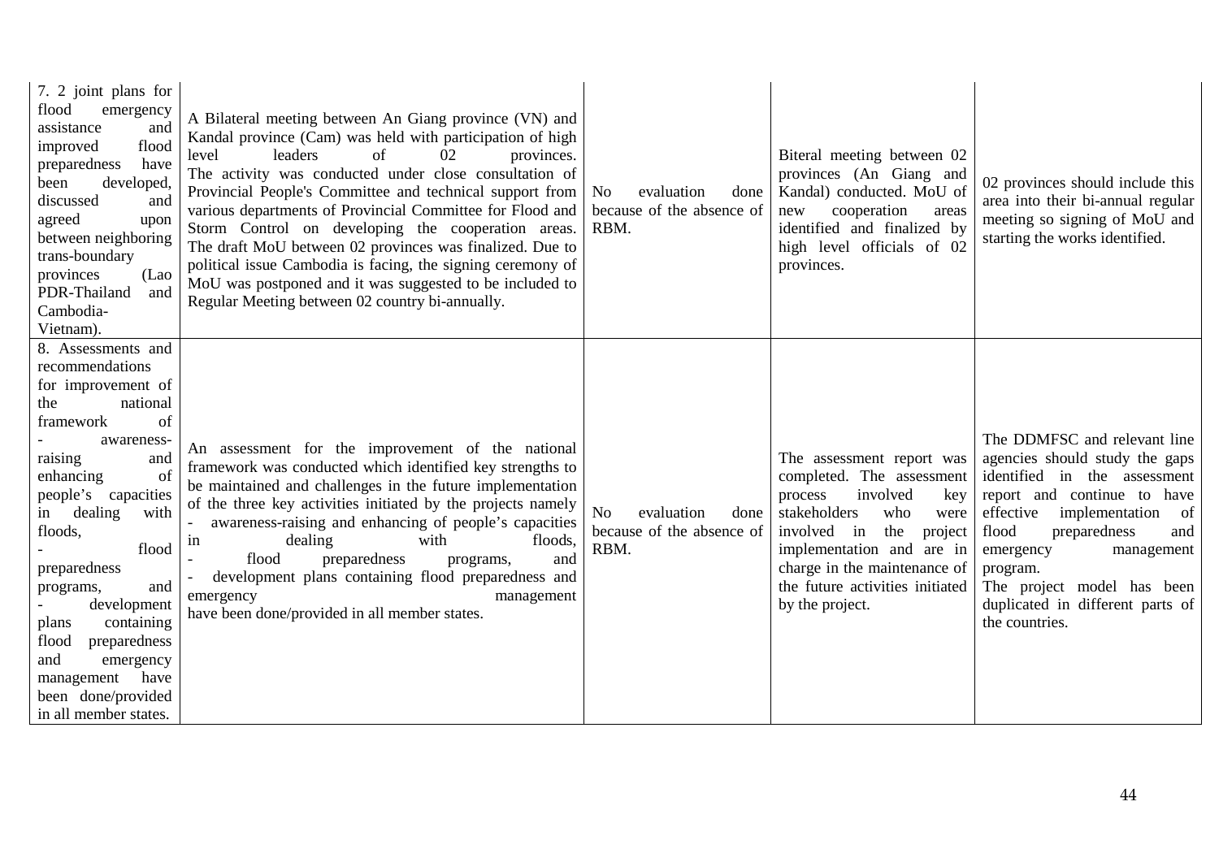| | | | | |
|---|---|---|---|---|
| 7. 2 joint plans for flood emergency assistance and improved flood preparedness have been developed, discussed and agreed upon between neighboring trans-boundary provinces (Lao PDR-Thailand and Cambodia-Vietnam). | A Bilateral meeting between An Giang province (VN) and Kandal province (Cam) was held with participation of high level leaders of 02 provinces. The activity was conducted under close consultation of Provincial People's Committee and technical support from various departments of Provincial Committee for Flood and Storm Control on developing the cooperation areas. The draft MoU between 02 provinces was finalized. Due to political issue Cambodia is facing, the signing ceremony of MoU was postponed and it was suggested to be included to Regular Meeting between 02 country bi-annually. | No evaluation done because of the absence of RBM. | Biteral meeting between 02 provinces (An Giang and Kandal) conducted. MoU of new cooperation areas identified and finalized by high level officials of 02 provinces. | 02 provinces should include this area into their bi-annual regular meeting so signing of MoU and starting the works identified. |
| 8. Assessments and recommendations for improvement of the national framework of<br>- awareness-raising and enhancing of people's capacities in dealing with floods,<br>- flood preparedness programs, and<br>- development plans containing flood preparedness and emergency management have been done/provided in all member states. | An assessment for the improvement of the national framework was conducted which identified key strengths to be maintained and challenges in the future implementation of the three key activities initiated by the projects namely<br>- awareness-raising and enhancing of people's capacities in dealing with floods,<br>- flood preparedness programs, and<br>- development plans containing flood preparedness and emergency management<br>have been done/provided in all member states. | No evaluation done because of the absence of RBM. | The assessment report was completed. The assessment process involved key stakeholders who were involved in the project implementation and are in charge in the maintenance of the future activities initiated by the project. | The DDMFSC and relevant line agencies should study the gaps identified in the assessment report and continue to have effective implementation of flood preparedness and emergency management program.<br>The project model has been duplicated in different parts of the countries. |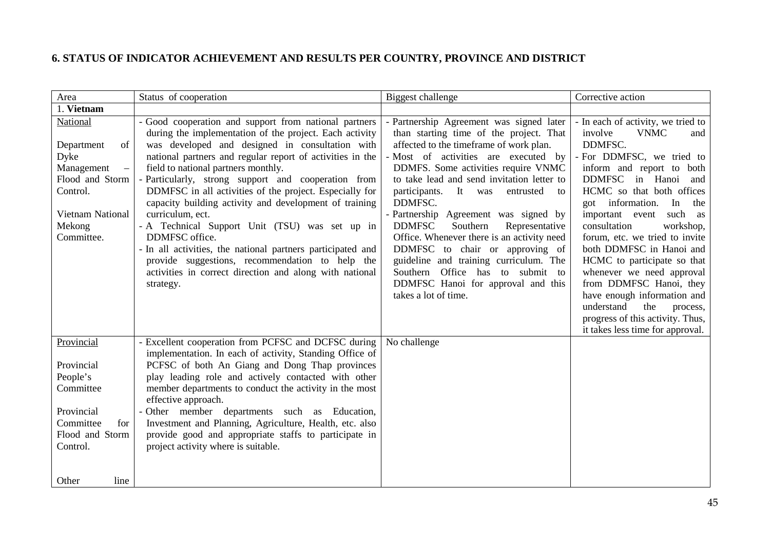## 6. STATUS OF INDICATOR ACHIEVEMENT AND RESULTS PER COUNTRY, PROVINCE AND DISTRICT

| Area | Status of cooperation | Biggest challenge | Corrective action |
|---|---|---|---|
| 1. **Vietnam** | | | |
| National<br><br>Department of Dyke Management – Flood and Storm Control.<br><br>Vietnam National Mekong Committee. | - Good cooperation and support from national partners during the implementation of the project. Each activity was developed and designed in consultation with national partners and regular report of activities in the field to national partners monthly.<br>- Particularly, strong support and cooperation from DDMFSC in all activities of the project. Especially for capacity building activity and development of training curriculum, ect.<br>- A Technical Support Unit (TSU) was set up in DDMFSC office.<br>- In all activities, the national partners participated and provide suggestions, recommendation to help the activities in correct direction and along with national strategy. | - Partnership Agreement was signed later than starting time of the project. That affected to the timeframe of work plan.<br>- Most of activities are executed by DDMFS. Some activities require VNMC to take lead and send invitation letter to participants. It was entrusted to DDMFSC.<br>- Partnership Agreement was signed by DDMFSC Southern Representative Office. Whenever there is an activity need DDMFSC to chair or approving of guideline and training curriculum. The Southern Office has to submit to DDMFSC Hanoi for approval and this takes a lot of time. | - In each of activity, we tried to involve VNMC and DDMFSC.<br>- For DDMFSC, we tried to inform and report to both DDMFSC in Hanoi and HCMC so that both offices got information. In the important event such as consultation workshop, forum, etc. we tried to invite both DDMFSC in Hanoi and HCMC to participate so that whenever we need approval from DDMFSC Hanoi, they have enough information and understand the process, progress of this activity. Thus, it takes less time for approval. |
| Provincial<br><br>Provincial People's Committee<br><br>Provincial Committee for Flood and Storm Control.<br><br><br>Other line | - Excellent cooperation from PCFSC and DCFSC during implementation. In each of activity, Standing Office of PCFSC of both An Giang and Dong Thap provinces play leading role and actively contacted with other member departments to conduct the activity in the most effective approach.<br>- Other member departments such as Education, Investment and Planning, Agriculture, Health, etc. also provide good and appropriate staffs to participate in project activity where is suitable. | No challenge | |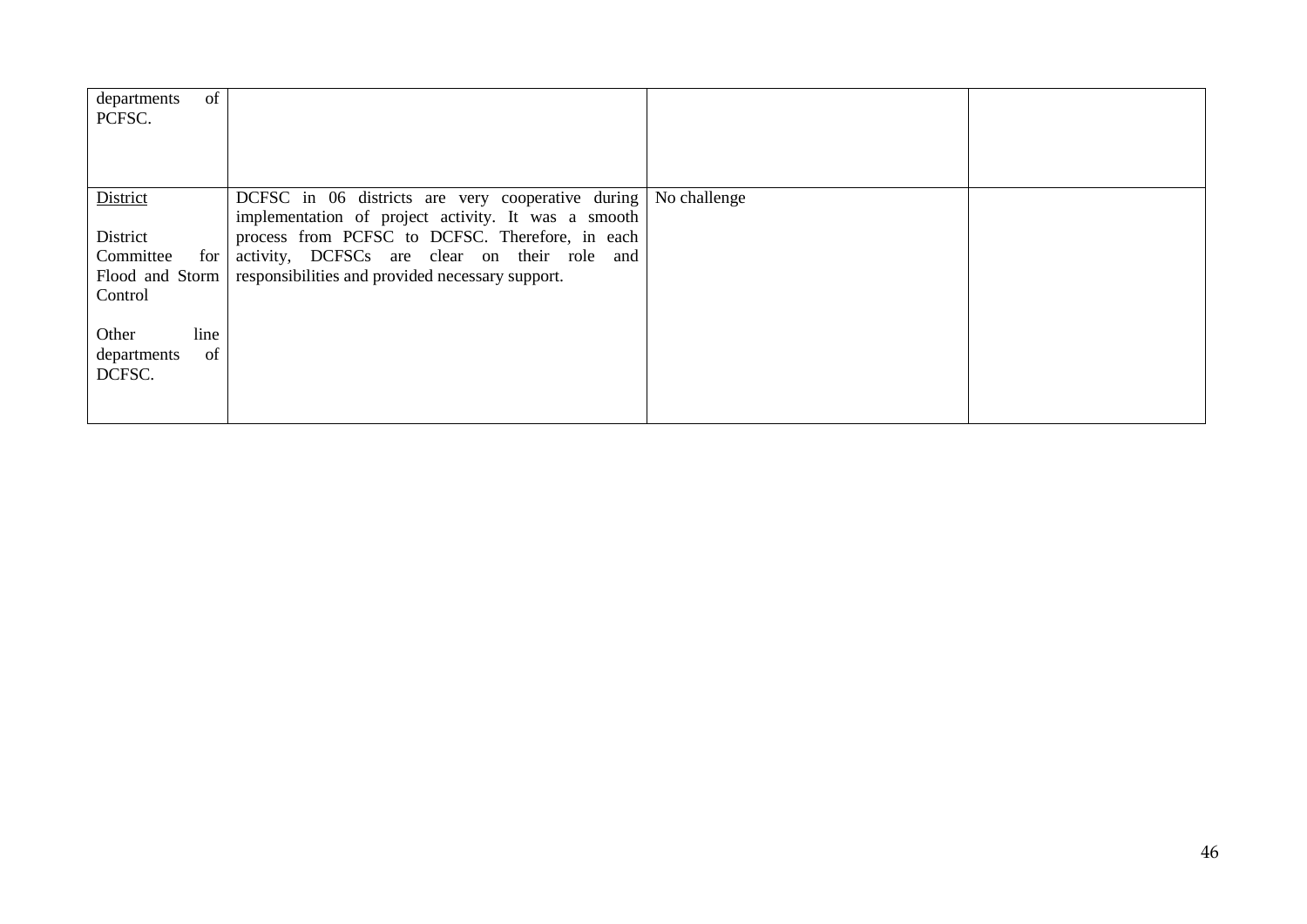| | | | |
|---|---|---|---|
| departments of PCFSC. | | | |
| <u>District</u><br><br>District Committee for Flood and Storm Control<br><br>Other line departments of DCFSC. | DCFSC in 06 districts are very cooperative during implementation of project activity. It was a smooth process from PCFSC to DCFSC. Therefore, in each activity, DCFSCs are clear on their role and responsibilities and provided necessary support. | No challenge | |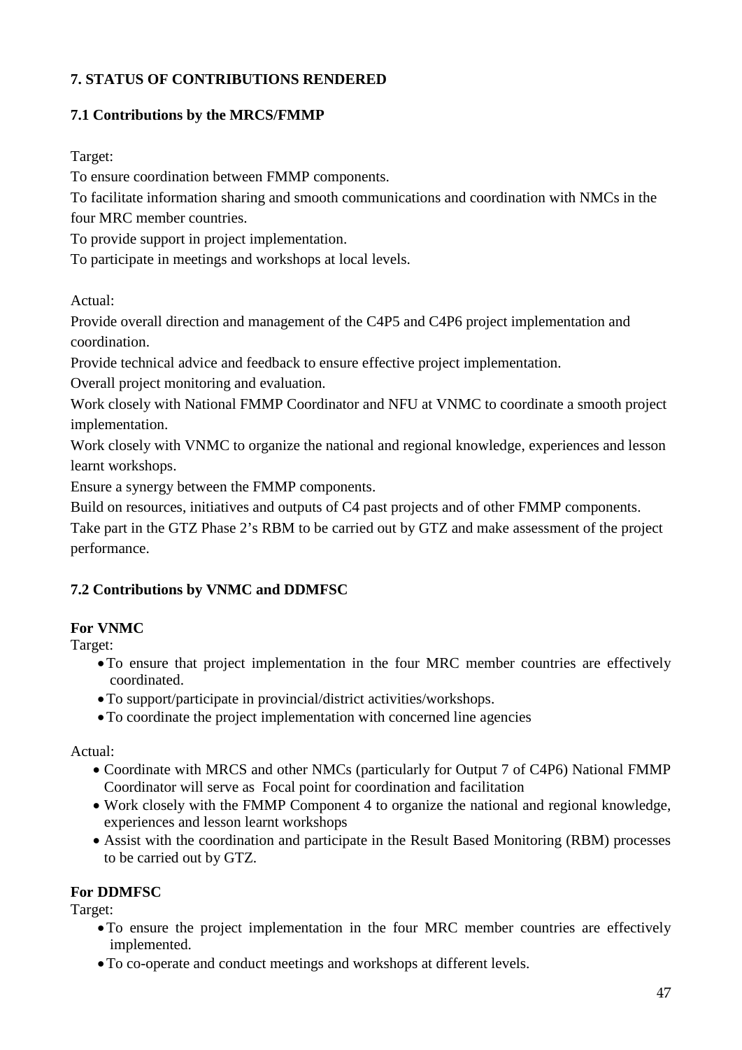## 7. STATUS OF CONTRIBUTIONS RENDERED

### 7.1 Contributions by the MRCS/FMMP

Target:

To ensure coordination between FMMP components.

To facilitate information sharing and smooth communications and coordination with NMCs in the four MRC member countries.

To provide support in project implementation.

To participate in meetings and workshops at local levels.

Actual:

Provide overall direction and management of the C4P5 and C4P6 project implementation and coordination.

Provide technical advice and feedback to ensure effective project implementation.

Overall project monitoring and evaluation.

Work closely with National FMMP Coordinator and NFU at VNMC to coordinate a smooth project implementation.

Work closely with VNMC to organize the national and regional knowledge, experiences and lesson learnt workshops.

Ensure a synergy between the FMMP components.

Build on resources, initiatives and outputs of C4 past projects and of other FMMP components.

Take part in the GTZ Phase 2's RBM to be carried out by GTZ and make assessment of the project performance.

### 7.2 Contributions by VNMC and DDMFSC

**For VNMC**

Target:

- To ensure that project implementation in the four MRC member countries are effectively coordinated.
- To support/participate in provincial/district activities/workshops.
- To coordinate the project implementation with concerned line agencies

Actual:

- Coordinate with MRCS and other NMCs (particularly for Output 7 of C4P6) National FMMP Coordinator will serve as Focal point for coordination and facilitation
- Work closely with the FMMP Component 4 to organize the national and regional knowledge, experiences and lesson learnt workshops
- Assist with the coordination and participate in the Result Based Monitoring (RBM) processes to be carried out by GTZ.

**For DDMFSC**

Target:

- To ensure the project implementation in the four MRC member countries are effectively implemented.
- To co-operate and conduct meetings and workshops at different levels.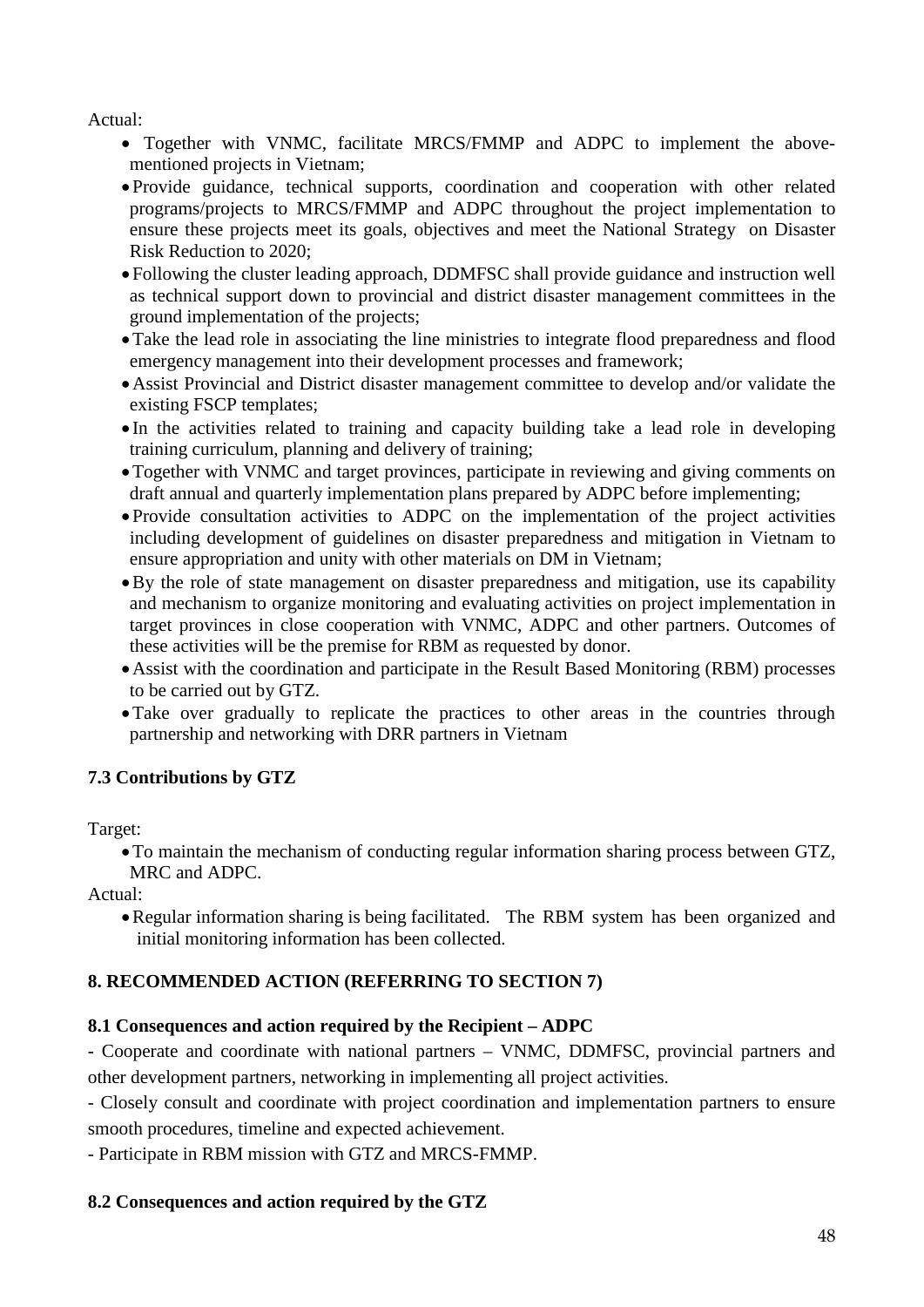Actual:

- Together with VNMC, facilitate MRCS/FMMP and ADPC to implement the above-mentioned projects in Vietnam;
- Provide guidance, technical supports, coordination and cooperation with other related programs/projects to MRCS/FMMP and ADPC throughout the project implementation to ensure these projects meet its goals, objectives and meet the National Strategy on Disaster Risk Reduction to 2020;
- Following the cluster leading approach, DDMFSC shall provide guidance and instruction well as technical support down to provincial and district disaster management committees in the ground implementation of the projects;
- Take the lead role in associating the line ministries to integrate flood preparedness and flood emergency management into their development processes and framework;
- Assist Provincial and District disaster management committee to develop and/or validate the existing FSCP templates;
- In the activities related to training and capacity building take a lead role in developing training curriculum, planning and delivery of training;
- Together with VNMC and target provinces, participate in reviewing and giving comments on draft annual and quarterly implementation plans prepared by ADPC before implementing;
- Provide consultation activities to ADPC on the implementation of the project activities including development of guidelines on disaster preparedness and mitigation in Vietnam to ensure appropriation and unity with other materials on DM in Vietnam;
- By the role of state management on disaster preparedness and mitigation, use its capability and mechanism to organize monitoring and evaluating activities on project implementation in target provinces in close cooperation with VNMC, ADPC and other partners. Outcomes of these activities will be the premise for RBM as requested by donor.
- Assist with the coordination and participate in the Result Based Monitoring (RBM) processes to be carried out by GTZ.
- Take over gradually to replicate the practices to other areas in the countries through partnership and networking with DRR partners in Vietnam

### 7.3 Contributions by GTZ

Target:

- To maintain the mechanism of conducting regular information sharing process between GTZ, MRC and ADPC.

Actual:

- Regular information sharing is being facilitated. The RBM system has been organized and initial monitoring information has been collected.

## 8. RECOMMENDED ACTION (REFERRING TO SECTION 7)

### 8.1 Consequences and action required by the Recipient – ADPC

- Cooperate and coordinate with national partners – VNMC, DDMFSC, provincial partners and other development partners, networking in implementing all project activities.
- Closely consult and coordinate with project coordination and implementation partners to ensure smooth procedures, timeline and expected achievement.
- Participate in RBM mission with GTZ and MRCS-FMMP.

### 8.2 Consequences and action required by the GTZ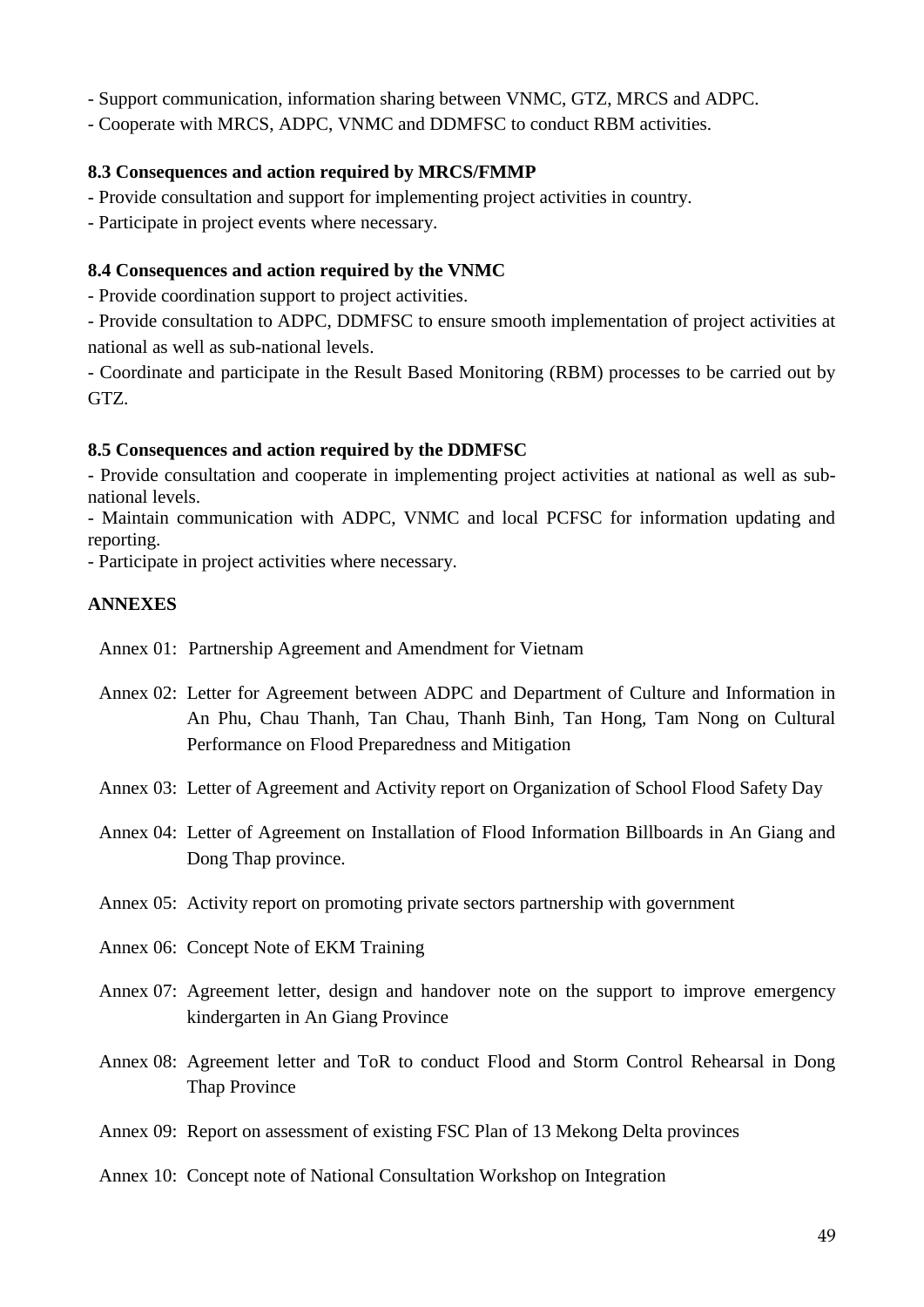- Support communication, information sharing between VNMC, GTZ, MRCS and ADPC.
- Cooperate with MRCS, ADPC, VNMC and DDMFSC to conduct RBM activities.

### 8.3 Consequences and action required by MRCS/FMMP

- Provide consultation and support for implementing project activities in country.
- Participate in project events where necessary.

### 8.4 Consequences and action required by the VNMC

- Provide coordination support to project activities.
- Provide consultation to ADPC, DDMFSC to ensure smooth implementation of project activities at national as well as sub-national levels.
- Coordinate and participate in the Result Based Monitoring (RBM) processes to be carried out by GTZ.

### 8.5 Consequences and action required by the DDMFSC

- Provide consultation and cooperate in implementing project activities at national as well as sub-national levels.
- Maintain communication with ADPC, VNMC and local PCFSC for information updating and reporting.
- Participate in project activities where necessary.

## ANNEXES

Annex 01: Partnership Agreement and Amendment for Vietnam

Annex 02: Letter for Agreement between ADPC and Department of Culture and Information in An Phu, Chau Thanh, Tan Chau, Thanh Binh, Tan Hong, Tam Nong on Cultural Performance on Flood Preparedness and Mitigation

Annex 03: Letter of Agreement and Activity report on Organization of School Flood Safety Day

Annex 04: Letter of Agreement on Installation of Flood Information Billboards in An Giang and Dong Thap province.

Annex 05: Activity report on promoting private sectors partnership with government

Annex 06: Concept Note of EKM Training

Annex 07: Agreement letter, design and handover note on the support to improve emergency kindergarten in An Giang Province

Annex 08: Agreement letter and ToR to conduct Flood and Storm Control Rehearsal in Dong Thap Province

Annex 09: Report on assessment of existing FSC Plan of 13 Mekong Delta provinces

Annex 10: Concept note of National Consultation Workshop on Integration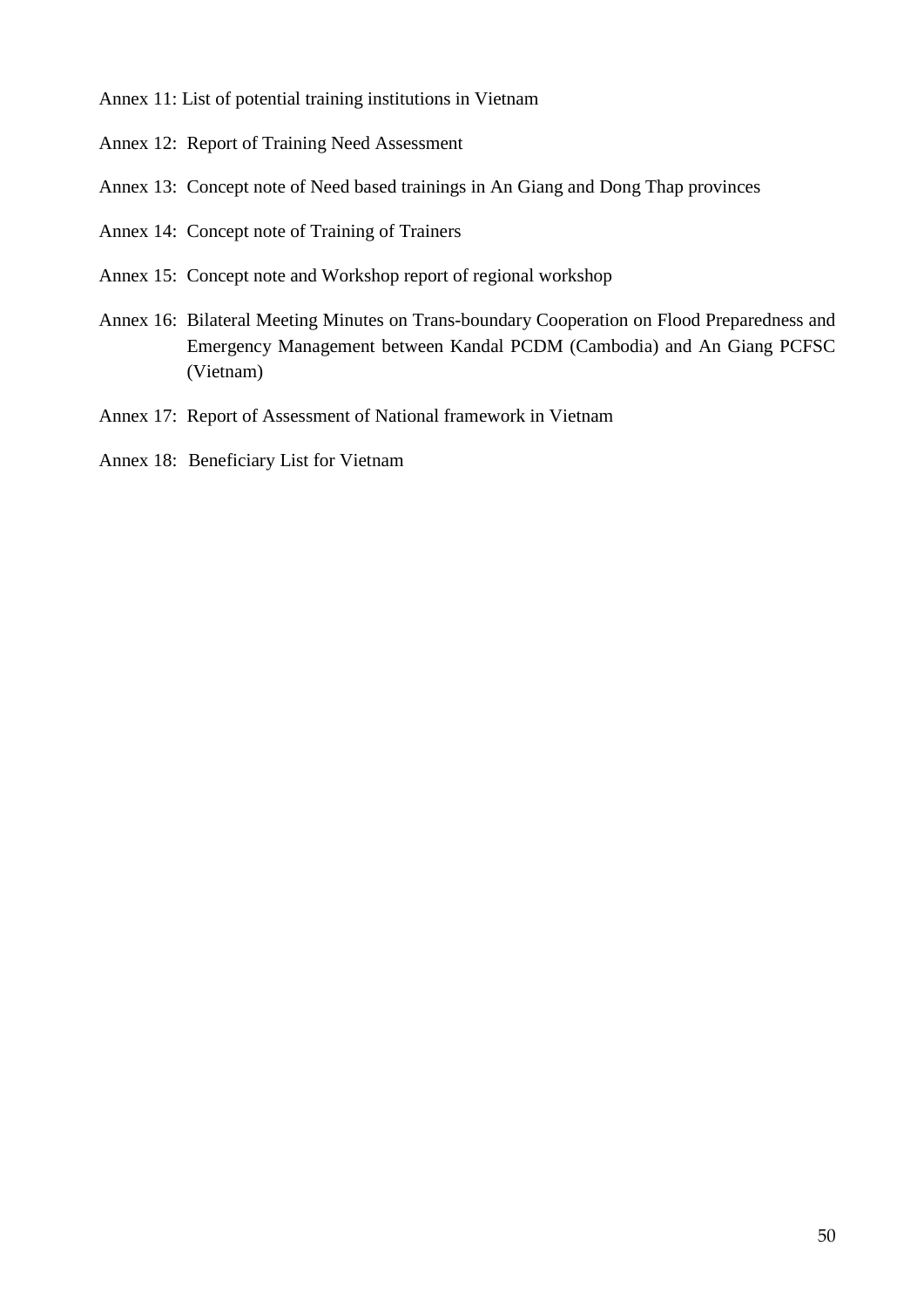Annex 11: List of potential training institutions in Vietnam

Annex 12: Report of Training Need Assessment

Annex 13: Concept note of Need based trainings in An Giang and Dong Thap provinces

Annex 14: Concept note of Training of Trainers

Annex 15: Concept note and Workshop report of regional workshop

Annex 16: Bilateral Meeting Minutes on Trans-boundary Cooperation on Flood Preparedness and Emergency Management between Kandal PCDM (Cambodia) and An Giang PCFSC (Vietnam)

Annex 17: Report of Assessment of National framework in Vietnam

Annex 18: Beneficiary List for Vietnam